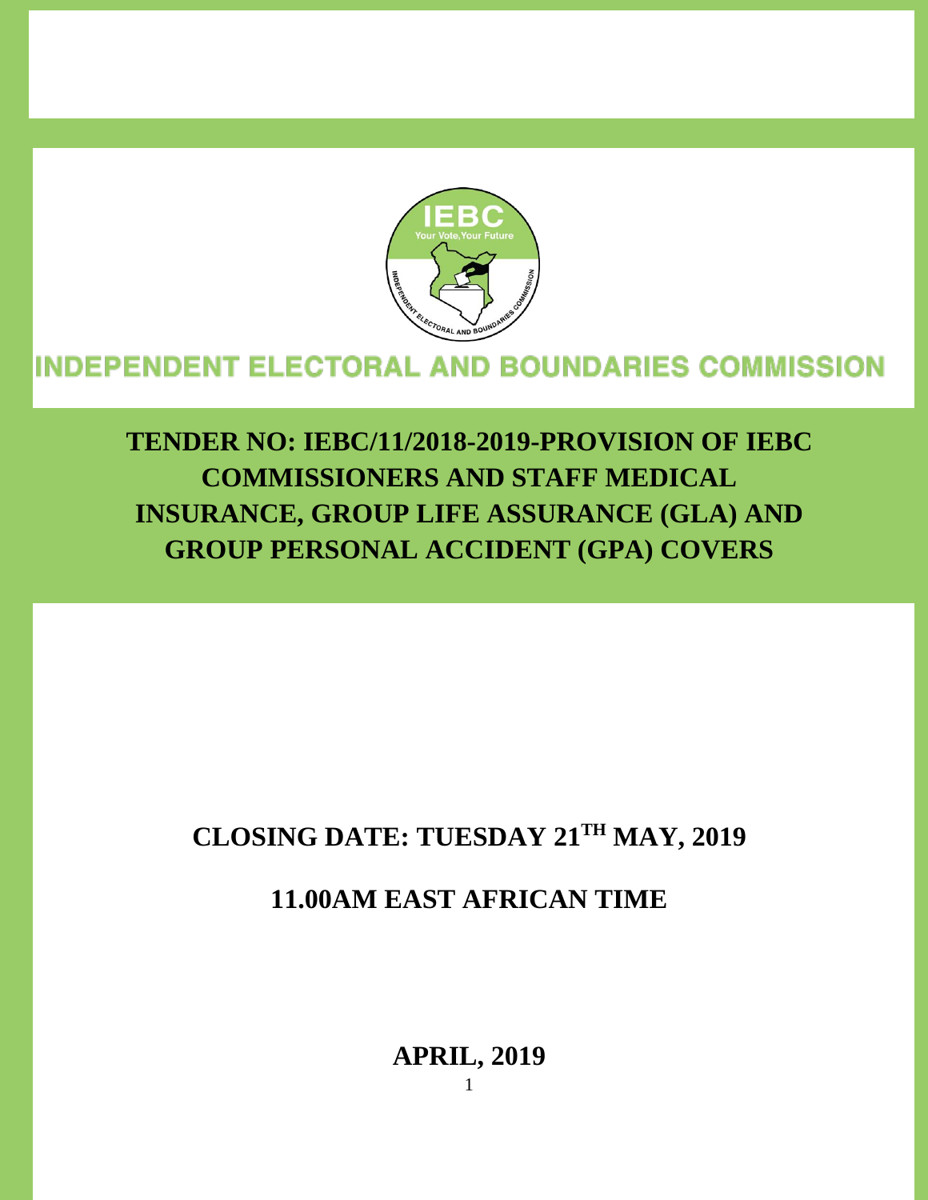INDEPENDENT ELECTORAL AND BOUNDARIES COMMISSION

# TENDER NO: IEBC/11/2018-2019-PROVISION OF IEBC COMMISSIONERS AND STAFF MEDICAL INSURANCE, GROUP LIFE ASSURANCE (GLA) AND GROUP PERSONAL ACCIDENT (GPA) COVERS

**CLOSING DATE: TUESDAY 21TH MAY, 2019**

**11.00AM EAST AFRICAN TIME**

**APRIL, 2019**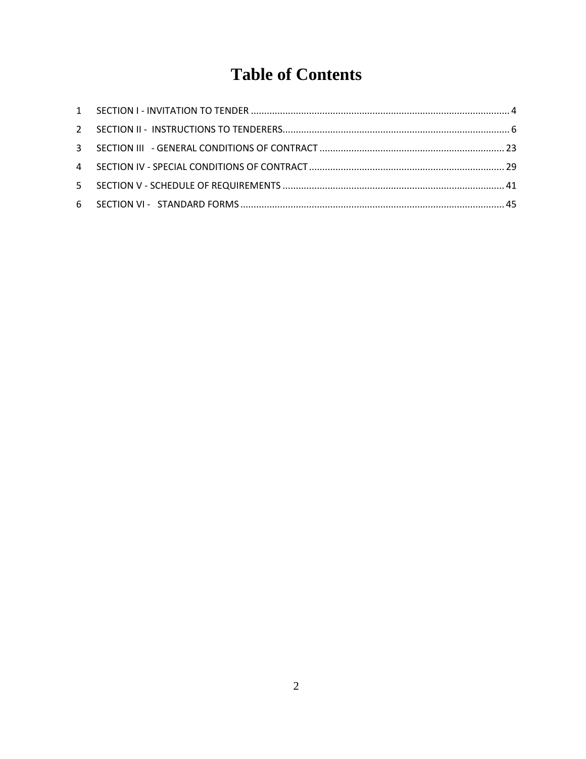# Table of Contents

1 SECTION I - INVITATION TO TENDER .................................................................................................. 4

2 SECTION II - INSTRUCTIONS TO TENDERERS...................................................................................... 6

3 SECTION III - GENERAL CONDITIONS OF CONTRACT ..................................................................... 23

4 SECTION IV - SPECIAL CONDITIONS OF CONTRACT.......................................................................... 29

5 SECTION V - SCHEDULE OF REQUIREMENTS .................................................................................... 41

6 SECTION VI - STANDARD FORMS .................................................................................................... 45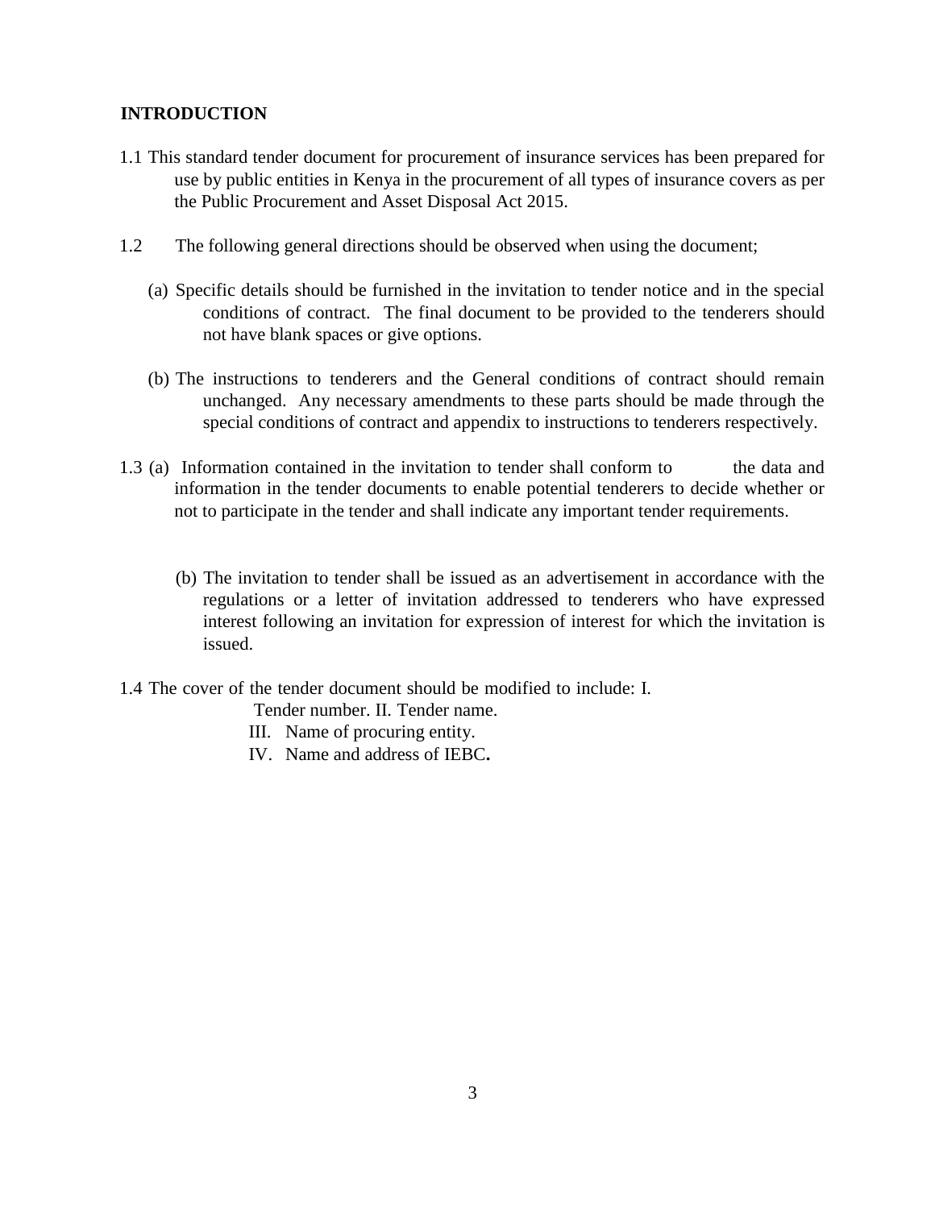**INTRODUCTION**

1.1 This standard tender document for procurement of insurance services has been prepared for use by public entities in Kenya in the procurement of all types of insurance covers as per the Public Procurement and Asset Disposal Act 2015.

1.2 The following general directions should be observed when using the document;

(a) Specific details should be furnished in the invitation to tender notice and in the special conditions of contract. The final document to be provided to the tenderers should not have blank spaces or give options.

(b) The instructions to tenderers and the General conditions of contract should remain unchanged. Any necessary amendments to these parts should be made through the special conditions of contract and appendix to instructions to tenderers respectively.

1.3 (a) Information contained in the invitation to tender shall conform to the data and information in the tender documents to enable potential tenderers to decide whether or not to participate in the tender and shall indicate any important tender requirements.

(b) The invitation to tender shall be issued as an advertisement in accordance with the regulations or a letter of invitation addressed to tenderers who have expressed interest following an invitation for expression of interest for which the invitation is issued.

1.4 The cover of the tender document should be modified to include:

I. Tender number.
II. Tender name.
III. Name of procuring entity.
IV. Name and address of IEBC**.**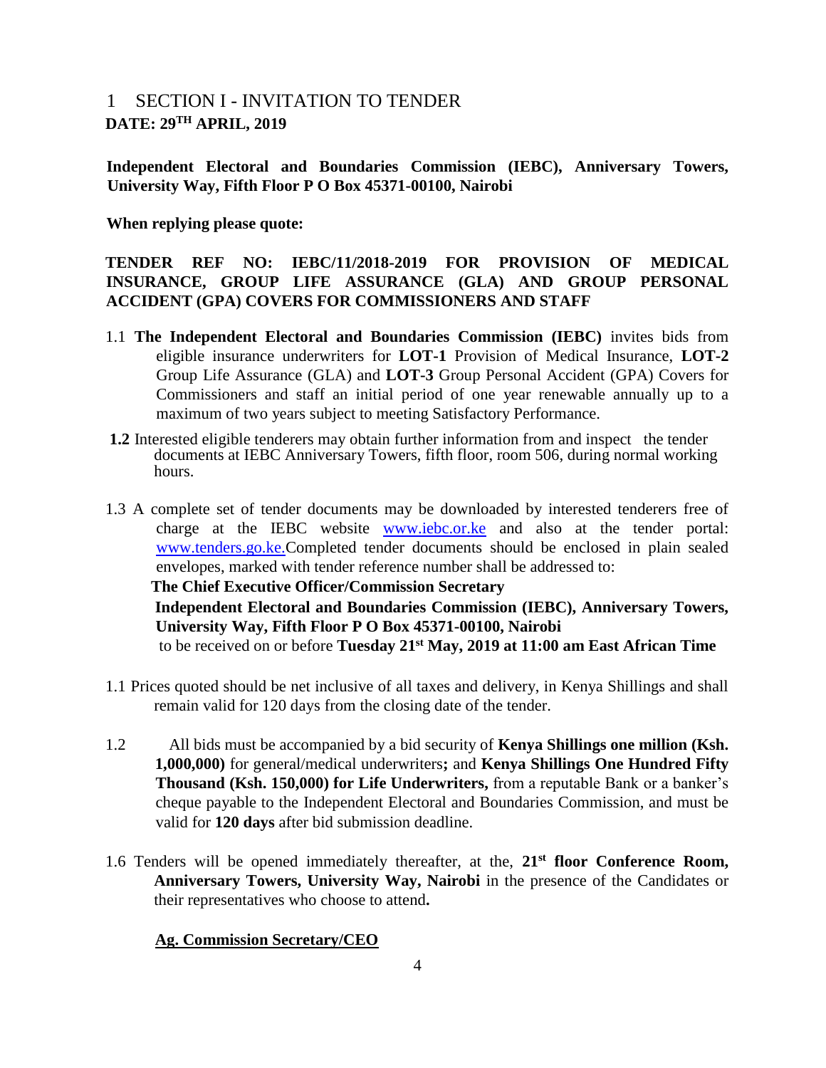# 1 SECTION I - INVITATION TO TENDER

**DATE: 29TH APRIL, 2019**

**Independent Electoral and Boundaries Commission (IEBC), Anniversary Towers, University Way, Fifth Floor P O Box 45371-00100, Nairobi**

**When replying please quote:**

**TENDER REF NO: IEBC/11/2018-2019 FOR PROVISION OF MEDICAL INSURANCE, GROUP LIFE ASSURANCE (GLA) AND GROUP PERSONAL ACCIDENT (GPA) COVERS FOR COMMISSIONERS AND STAFF**

1.1 **The Independent Electoral and Boundaries Commission (IEBC)** invites bids from eligible insurance underwriters for **LOT-1** Provision of Medical Insurance, **LOT-2** Group Life Assurance (GLA) and **LOT-3** Group Personal Accident (GPA) Covers for Commissioners and staff an initial period of one year renewable annually up to a maximum of two years subject to meeting Satisfactory Performance.

**1.2** Interested eligible tenderers may obtain further information from and inspect the tender documents at IEBC Anniversary Towers, fifth floor, room 506, during normal working hours.

1.3 A complete set of tender documents may be downloaded by interested tenderers free of charge at the IEBC website www.iebc.or.ke and also at the tender portal: www.tenders.go.ke.Completed tender documents should be enclosed in plain sealed envelopes, marked with tender reference number shall be addressed to:

**The Chief Executive Officer/Commission Secretary**
**Independent Electoral and Boundaries Commission (IEBC), Anniversary Towers, University Way, Fifth Floor P O Box 45371-00100, Nairobi**
to be received on or before **Tuesday 21st May, 2019 at 11:00 am East African Time**

1.1 Prices quoted should be net inclusive of all taxes and delivery, in Kenya Shillings and shall remain valid for 120 days from the closing date of the tender.

1.2 All bids must be accompanied by a bid security of **Kenya Shillings one million (Ksh. 1,000,000)** for general/medical underwriters**;** and **Kenya Shillings One Hundred Fifty Thousand (Ksh. 150,000) for Life Underwriters,** from a reputable Bank or a banker's cheque payable to the Independent Electoral and Boundaries Commission, and must be valid for **120 days** after bid submission deadline.

1.6 Tenders will be opened immediately thereafter, at the, **21st floor Conference Room, Anniversary Towers, University Way, Nairobi** in the presence of the Candidates or their representatives who choose to attend**.**

**Ag. Commission Secretary/CEO**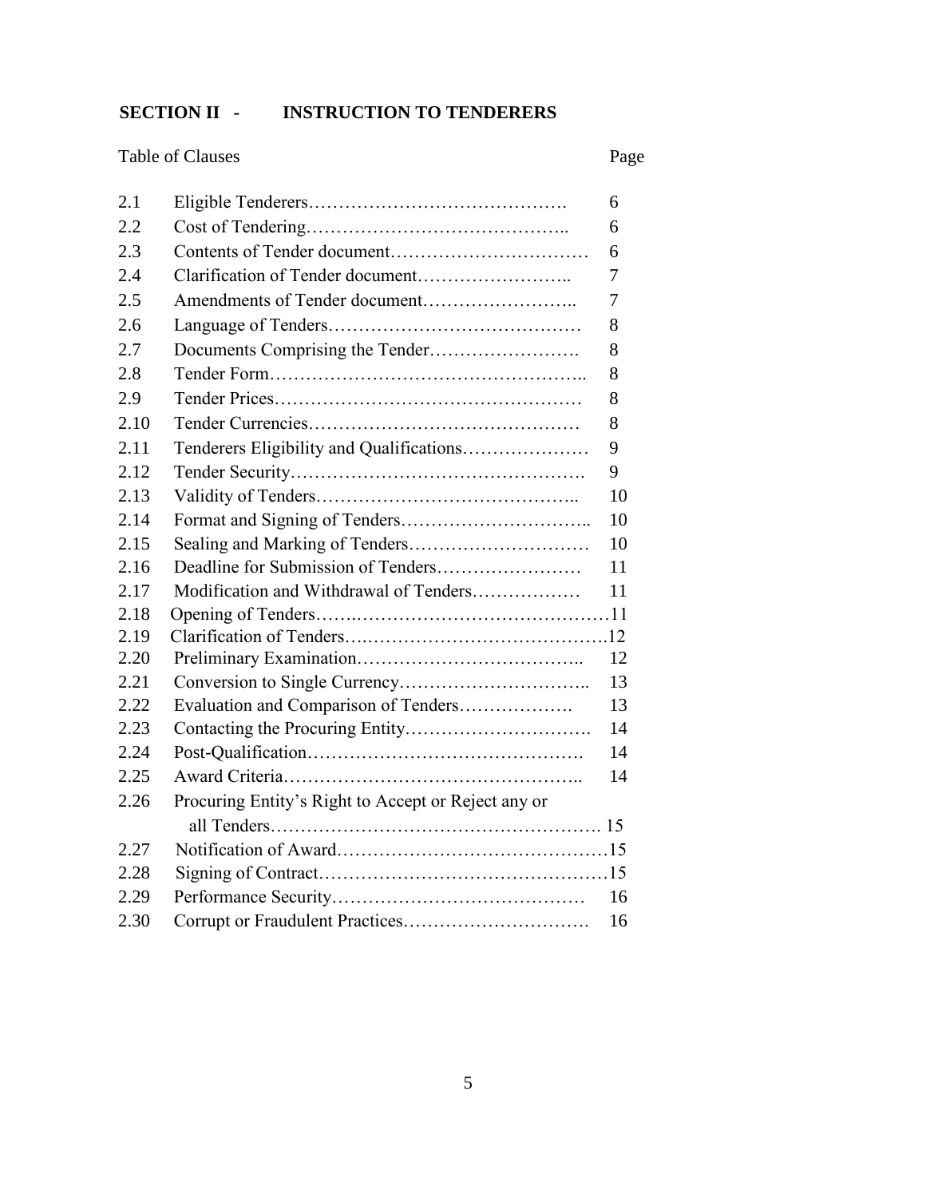## SECTION II - INSTRUCTION TO TENDERERS

| Table of Clauses | | Page |
|---|---|---|
| 2.1 | Eligible Tenderers | 6 |
| 2.2 | Cost of Tendering | 6 |
| 2.3 | Contents of Tender document | 6 |
| 2.4 | Clarification of Tender document | 7 |
| 2.5 | Amendments of Tender document | 7 |
| 2.6 | Language of Tenders | 8 |
| 2.7 | Documents Comprising the Tender | 8 |
| 2.8 | Tender Form | 8 |
| 2.9 | Tender Prices | 8 |
| 2.10 | Tender Currencies | 8 |
| 2.11 | Tenderers Eligibility and Qualifications | 9 |
| 2.12 | Tender Security | 9 |
| 2.13 | Validity of Tenders | 10 |
| 2.14 | Format and Signing of Tenders | 10 |
| 2.15 | Sealing and Marking of Tenders | 10 |
| 2.16 | Deadline for Submission of Tenders | 11 |
| 2.17 | Modification and Withdrawal of Tenders | 11 |
| 2.18 | Opening of Tenders | 11 |
| 2.19 | Clarification of Tenders | 12 |
| 2.20 | Preliminary Examination | 12 |
| 2.21 | Conversion to Single Currency | 13 |
| 2.22 | Evaluation and Comparison of Tenders | 13 |
| 2.23 | Contacting the Procuring Entity | 14 |
| 2.24 | Post-Qualification | 14 |
| 2.25 | Award Criteria | 14 |
| 2.26 | Procuring Entity's Right to Accept or Reject any or all Tenders | 15 |
| 2.27 | Notification of Award | 15 |
| 2.28 | Signing of Contract | 15 |
| 2.29 | Performance Security | 16 |
| 2.30 | Corrupt or Fraudulent Practices | 16 |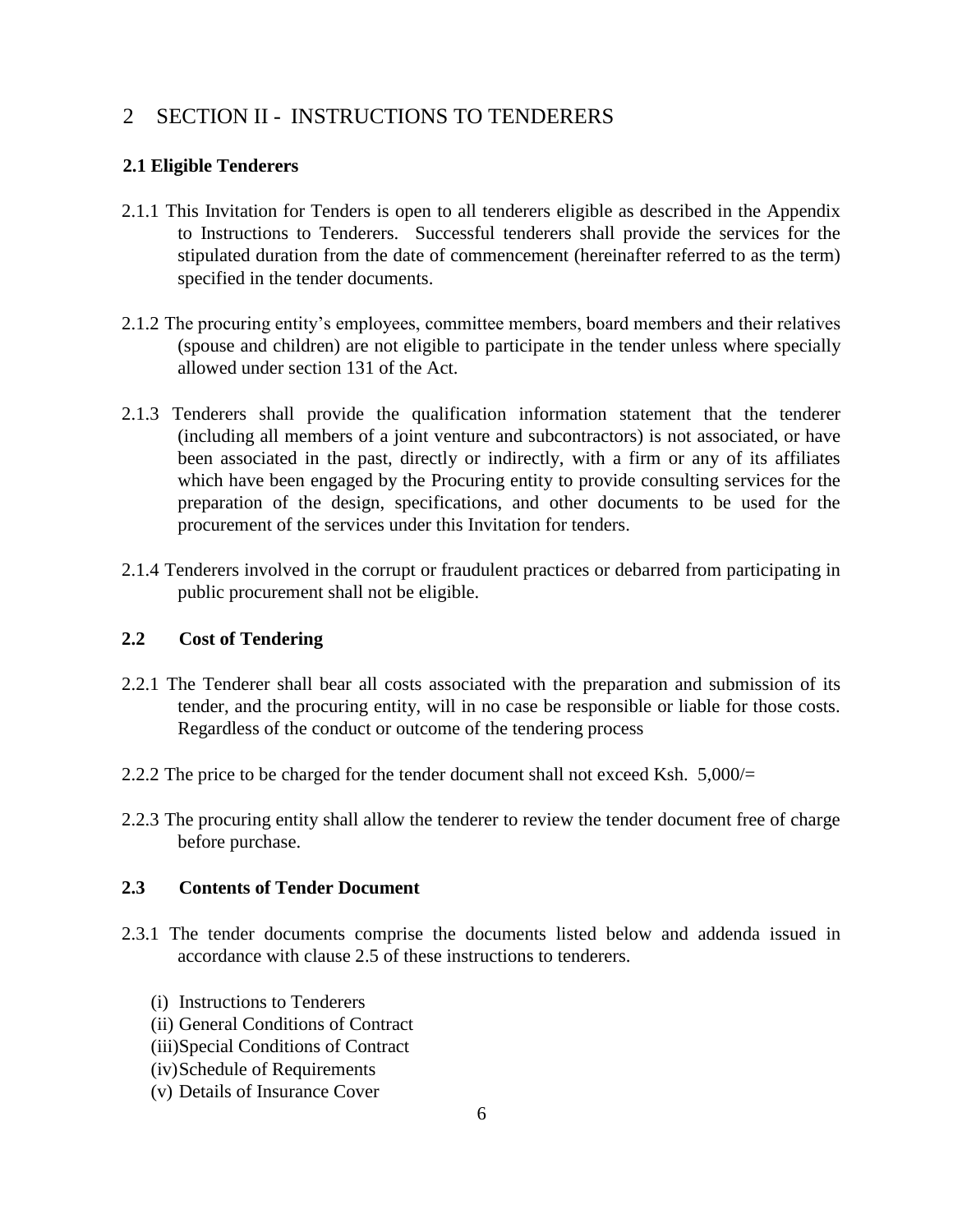# 2 SECTION II - INSTRUCTIONS TO TENDERERS

## 2.1 Eligible Tenderers

2.1.1 This Invitation for Tenders is open to all tenderers eligible as described in the Appendix to Instructions to Tenderers. Successful tenderers shall provide the services for the stipulated duration from the date of commencement (hereinafter referred to as the term) specified in the tender documents.

2.1.2 The procuring entity's employees, committee members, board members and their relatives (spouse and children) are not eligible to participate in the tender unless where specially allowed under section 131 of the Act.

2.1.3 Tenderers shall provide the qualification information statement that the tenderer (including all members of a joint venture and subcontractors) is not associated, or have been associated in the past, directly or indirectly, with a firm or any of its affiliates which have been engaged by the Procuring entity to provide consulting services for the preparation of the design, specifications, and other documents to be used for the procurement of the services under this Invitation for tenders.

2.1.4 Tenderers involved in the corrupt or fraudulent practices or debarred from participating in public procurement shall not be eligible.

## 2.2 Cost of Tendering

2.2.1 The Tenderer shall bear all costs associated with the preparation and submission of its tender, and the procuring entity, will in no case be responsible or liable for those costs. Regardless of the conduct or outcome of the tendering process

2.2.2 The price to be charged for the tender document shall not exceed Ksh. 5,000/=

2.2.3 The procuring entity shall allow the tenderer to review the tender document free of charge before purchase.

## 2.3 Contents of Tender Document

2.3.1 The tender documents comprise the documents listed below and addenda issued in accordance with clause 2.5 of these instructions to tenderers.

(i) Instructions to Tenderers
(ii) General Conditions of Contract
(iii) Special Conditions of Contract
(iv) Schedule of Requirements
(v) Details of Insurance Cover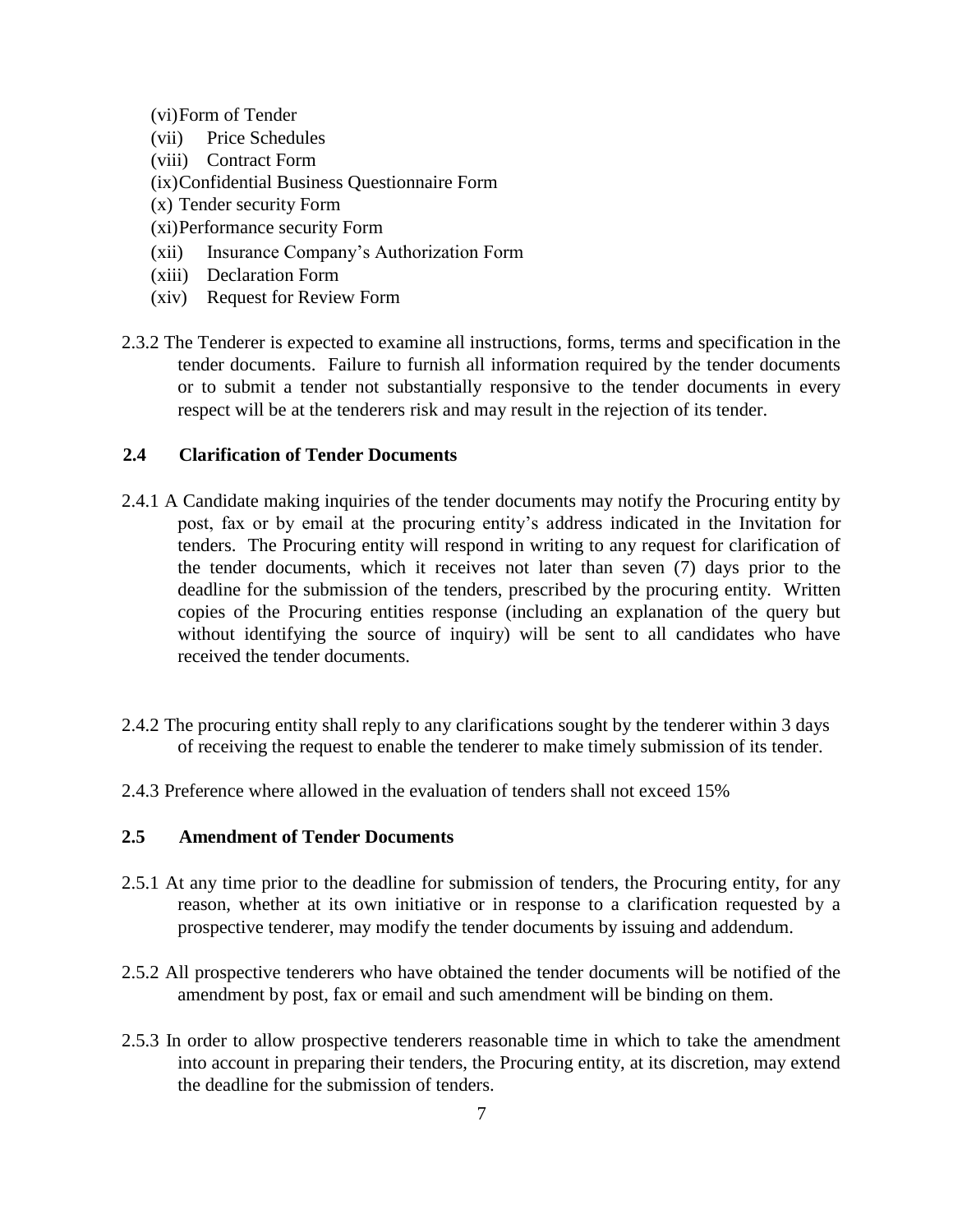(vi) Form of Tender
(vii) Price Schedules
(viii) Contract Form
(ix) Confidential Business Questionnaire Form
(x) Tender security Form
(xi) Performance security Form
(xii) Insurance Company's Authorization Form
(xiii) Declaration Form
(xiv) Request for Review Form

2.3.2 The Tenderer is expected to examine all instructions, forms, terms and specification in the tender documents. Failure to furnish all information required by the tender documents or to submit a tender not substantially responsive to the tender documents in every respect will be at the tenderers risk and may result in the rejection of its tender.

### 2.4 Clarification of Tender Documents

2.4.1 A Candidate making inquiries of the tender documents may notify the Procuring entity by post, fax or by email at the procuring entity's address indicated in the Invitation for tenders. The Procuring entity will respond in writing to any request for clarification of the tender documents, which it receives not later than seven (7) days prior to the deadline for the submission of the tenders, prescribed by the procuring entity. Written copies of the Procuring entities response (including an explanation of the query but without identifying the source of inquiry) will be sent to all candidates who have received the tender documents.

2.4.2 The procuring entity shall reply to any clarifications sought by the tenderer within 3 days of receiving the request to enable the tenderer to make timely submission of its tender.

2.4.3 Preference where allowed in the evaluation of tenders shall not exceed 15%

### 2.5 Amendment of Tender Documents

2.5.1 At any time prior to the deadline for submission of tenders, the Procuring entity, for any reason, whether at its own initiative or in response to a clarification requested by a prospective tenderer, may modify the tender documents by issuing and addendum.

2.5.2 All prospective tenderers who have obtained the tender documents will be notified of the amendment by post, fax or email and such amendment will be binding on them.

2.5.3 In order to allow prospective tenderers reasonable time in which to take the amendment into account in preparing their tenders, the Procuring entity, at its discretion, may extend the deadline for the submission of tenders.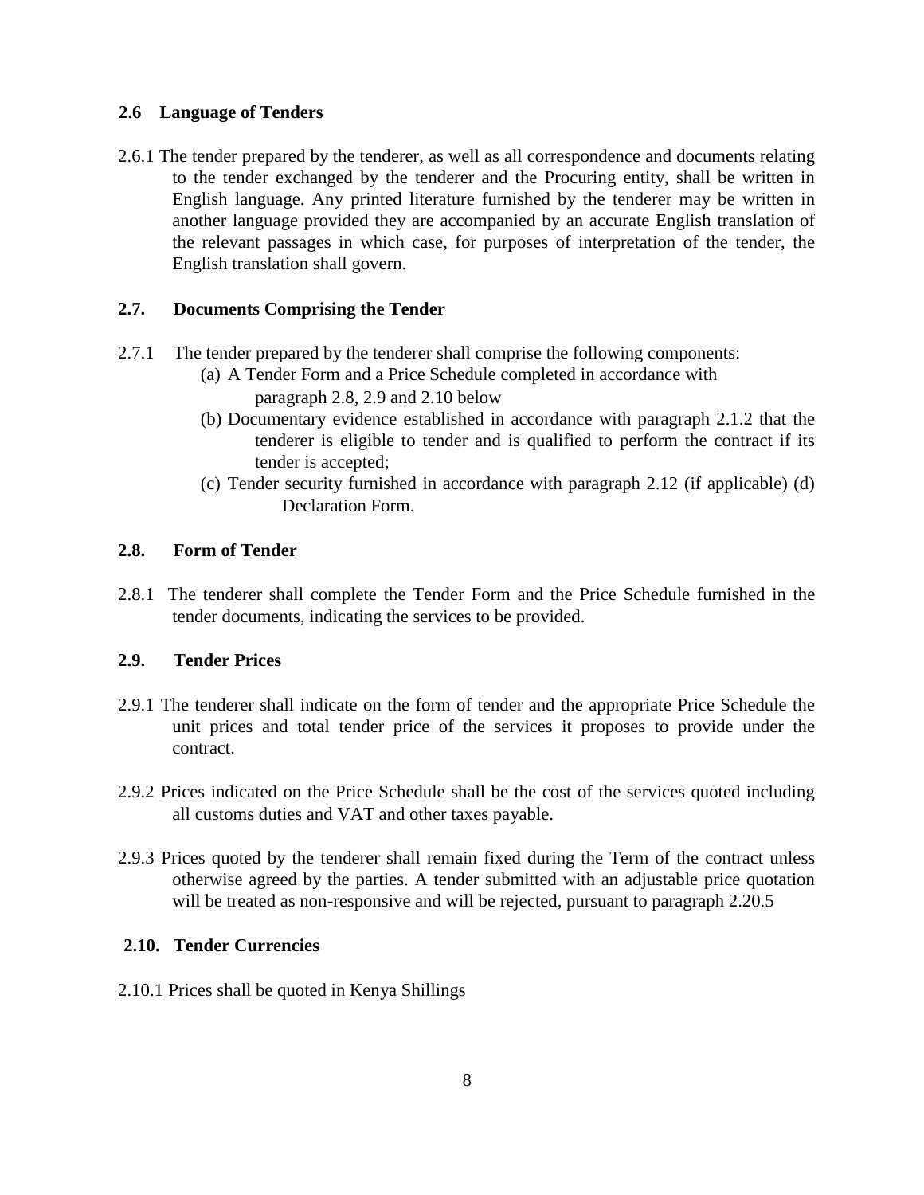### 2.6 Language of Tenders

2.6.1 The tender prepared by the tenderer, as well as all correspondence and documents relating to the tender exchanged by the tenderer and the Procuring entity, shall be written in English language. Any printed literature furnished by the tenderer may be written in another language provided they are accompanied by an accurate English translation of the relevant passages in which case, for purposes of interpretation of the tender, the English translation shall govern.

### 2.7. Documents Comprising the Tender

2.7.1 The tender prepared by the tenderer shall comprise the following components:

(a) A Tender Form and a Price Schedule completed in accordance with paragraph 2.8, 2.9 and 2.10 below

(b) Documentary evidence established in accordance with paragraph 2.1.2 that the tenderer is eligible to tender and is qualified to perform the contract if its tender is accepted;

(c) Tender security furnished in accordance with paragraph 2.12 (if applicable) (d) Declaration Form.

### 2.8. Form of Tender

2.8.1 The tenderer shall complete the Tender Form and the Price Schedule furnished in the tender documents, indicating the services to be provided.

### 2.9. Tender Prices

2.9.1 The tenderer shall indicate on the form of tender and the appropriate Price Schedule the unit prices and total tender price of the services it proposes to provide under the contract.

2.9.2 Prices indicated on the Price Schedule shall be the cost of the services quoted including all customs duties and VAT and other taxes payable.

2.9.3 Prices quoted by the tenderer shall remain fixed during the Term of the contract unless otherwise agreed by the parties. A tender submitted with an adjustable price quotation will be treated as non-responsive and will be rejected, pursuant to paragraph 2.20.5

### 2.10. Tender Currencies

2.10.1 Prices shall be quoted in Kenya Shillings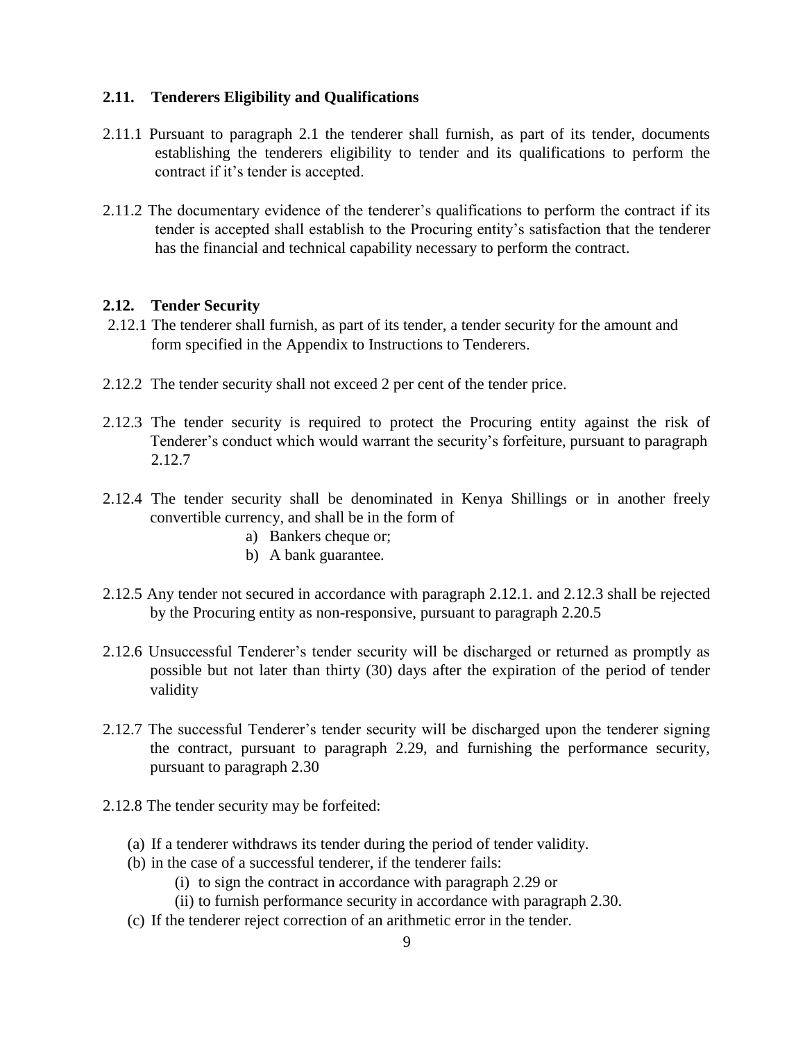### 2.11. Tenderers Eligibility and Qualifications

2.11.1 Pursuant to paragraph 2.1 the tenderer shall furnish, as part of its tender, documents establishing the tenderers eligibility to tender and its qualifications to perform the contract if it's tender is accepted.

2.11.2 The documentary evidence of the tenderer's qualifications to perform the contract if its tender is accepted shall establish to the Procuring entity's satisfaction that the tenderer has the financial and technical capability necessary to perform the contract.

### 2.12. Tender Security

2.12.1 The tenderer shall furnish, as part of its tender, a tender security for the amount and form specified in the Appendix to Instructions to Tenderers.

2.12.2 The tender security shall not exceed 2 per cent of the tender price.

2.12.3 The tender security is required to protect the Procuring entity against the risk of Tenderer's conduct which would warrant the security's forfeiture, pursuant to paragraph 2.12.7

2.12.4 The tender security shall be denominated in Kenya Shillings or in another freely convertible currency, and shall be in the form of

a) Bankers cheque or;
b) A bank guarantee.

2.12.5 Any tender not secured in accordance with paragraph 2.12.1. and 2.12.3 shall be rejected by the Procuring entity as non-responsive, pursuant to paragraph 2.20.5

2.12.6 Unsuccessful Tenderer's tender security will be discharged or returned as promptly as possible but not later than thirty (30) days after the expiration of the period of tender validity

2.12.7 The successful Tenderer's tender security will be discharged upon the tenderer signing the contract, pursuant to paragraph 2.29, and furnishing the performance security, pursuant to paragraph 2.30

2.12.8 The tender security may be forfeited:

(a) If a tenderer withdraws its tender during the period of tender validity.
(b) in the case of a successful tenderer, if the tenderer fails:
  (i) to sign the contract in accordance with paragraph 2.29 or
  (ii) to furnish performance security in accordance with paragraph 2.30.
(c) If the tenderer reject correction of an arithmetic error in the tender.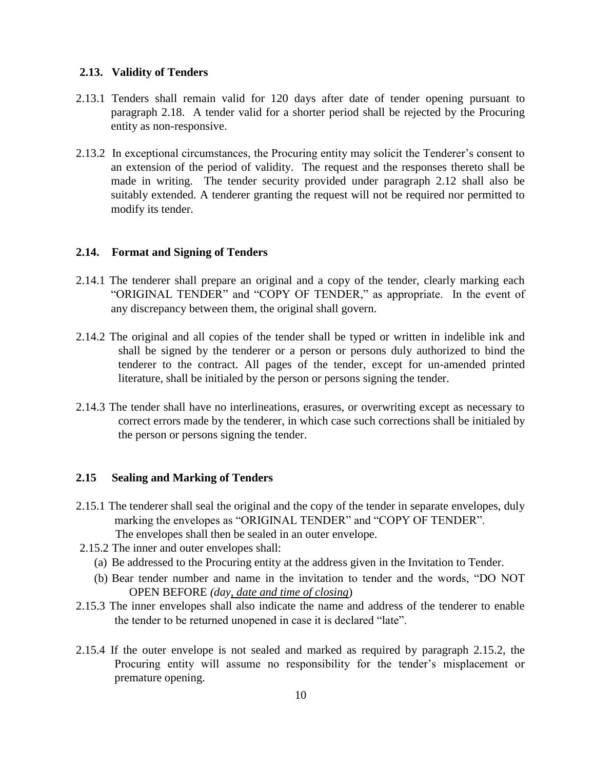### 2.13. Validity of Tenders

2.13.1 Tenders shall remain valid for 120 days after date of tender opening pursuant to paragraph 2.18. A tender valid for a shorter period shall be rejected by the Procuring entity as non-responsive.

2.13.2 In exceptional circumstances, the Procuring entity may solicit the Tenderer's consent to an extension of the period of validity. The request and the responses thereto shall be made in writing. The tender security provided under paragraph 2.12 shall also be suitably extended. A tenderer granting the request will not be required nor permitted to modify its tender.

### 2.14. Format and Signing of Tenders

2.14.1 The tenderer shall prepare an original and a copy of the tender, clearly marking each "ORIGINAL TENDER" and "COPY OF TENDER," as appropriate. In the event of any discrepancy between them, the original shall govern.

2.14.2 The original and all copies of the tender shall be typed or written in indelible ink and shall be signed by the tenderer or a person or persons duly authorized to bind the tenderer to the contract. All pages of the tender, except for un-amended printed literature, shall be initialed by the person or persons signing the tender.

2.14.3 The tender shall have no interlineations, erasures, or overwriting except as necessary to correct errors made by the tenderer, in which case such corrections shall be initialed by the person or persons signing the tender.

### 2.15 Sealing and Marking of Tenders

2.15.1 The tenderer shall seal the original and the copy of the tender in separate envelopes, duly marking the envelopes as "ORIGINAL TENDER" and "COPY OF TENDER". The envelopes shall then be sealed in an outer envelope.

2.15.2 The inner and outer envelopes shall:

(a) Be addressed to the Procuring entity at the address given in the Invitation to Tender.

(b) Bear tender number and name in the invitation to tender and the words, "DO NOT OPEN BEFORE *(day, date and time of closing*)

2.15.3 The inner envelopes shall also indicate the name and address of the tenderer to enable the tender to be returned unopened in case it is declared "late".

2.15.4 If the outer envelope is not sealed and marked as required by paragraph 2.15.2, the Procuring entity will assume no responsibility for the tender's misplacement or premature opening.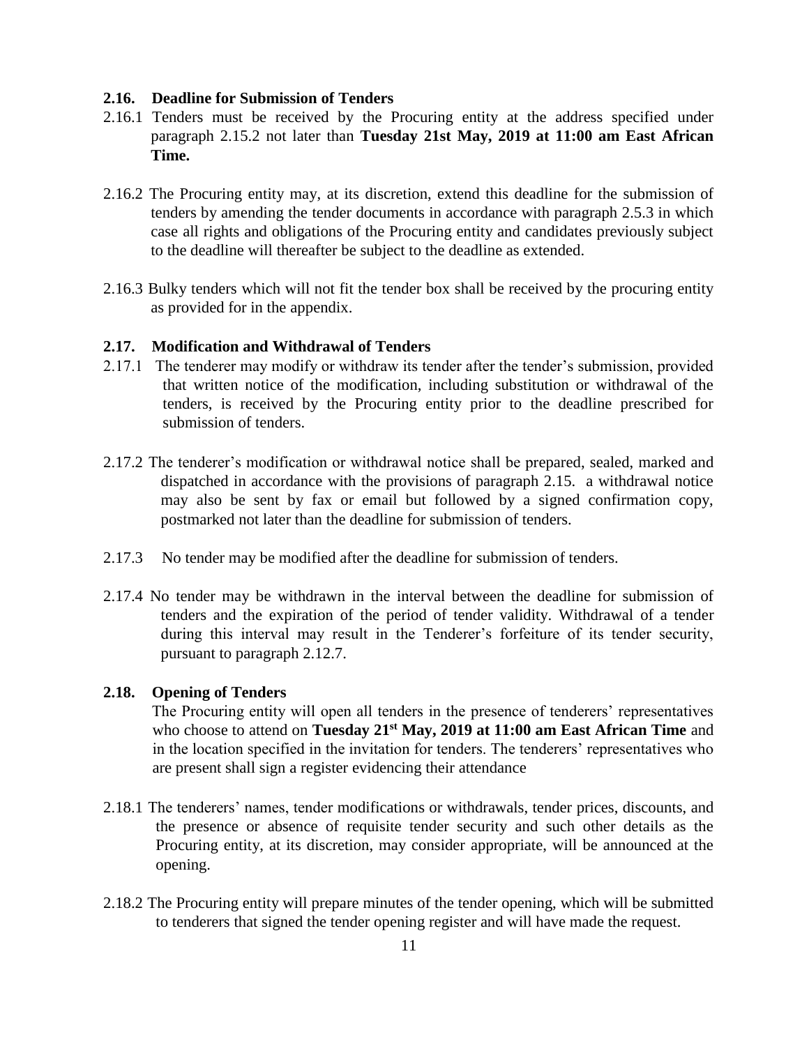### 2.16. Deadline for Submission of Tenders

2.16.1 Tenders must be received by the Procuring entity at the address specified under paragraph 2.15.2 not later than **Tuesday 21st May, 2019 at 11:00 am East African Time.**

2.16.2 The Procuring entity may, at its discretion, extend this deadline for the submission of tenders by amending the tender documents in accordance with paragraph 2.5.3 in which case all rights and obligations of the Procuring entity and candidates previously subject to the deadline will thereafter be subject to the deadline as extended.

2.16.3 Bulky tenders which will not fit the tender box shall be received by the procuring entity as provided for in the appendix.

### 2.17. Modification and Withdrawal of Tenders

2.17.1 The tenderer may modify or withdraw its tender after the tender's submission, provided that written notice of the modification, including substitution or withdrawal of the tenders, is received by the Procuring entity prior to the deadline prescribed for submission of tenders.

2.17.2 The tenderer's modification or withdrawal notice shall be prepared, sealed, marked and dispatched in accordance with the provisions of paragraph 2.15. a withdrawal notice may also be sent by fax or email but followed by a signed confirmation copy, postmarked not later than the deadline for submission of tenders.

2.17.3 No tender may be modified after the deadline for submission of tenders.

2.17.4 No tender may be withdrawn in the interval between the deadline for submission of tenders and the expiration of the period of tender validity. Withdrawal of a tender during this interval may result in the Tenderer's forfeiture of its tender security, pursuant to paragraph 2.12.7.

### 2.18. Opening of Tenders

The Procuring entity will open all tenders in the presence of tenderers' representatives who choose to attend on **Tuesday 21st May, 2019 at 11:00 am East African Time** and in the location specified in the invitation for tenders. The tenderers' representatives who are present shall sign a register evidencing their attendance

2.18.1 The tenderers' names, tender modifications or withdrawals, tender prices, discounts, and the presence or absence of requisite tender security and such other details as the Procuring entity, at its discretion, may consider appropriate, will be announced at the opening.

2.18.2 The Procuring entity will prepare minutes of the tender opening, which will be submitted to tenderers that signed the tender opening register and will have made the request.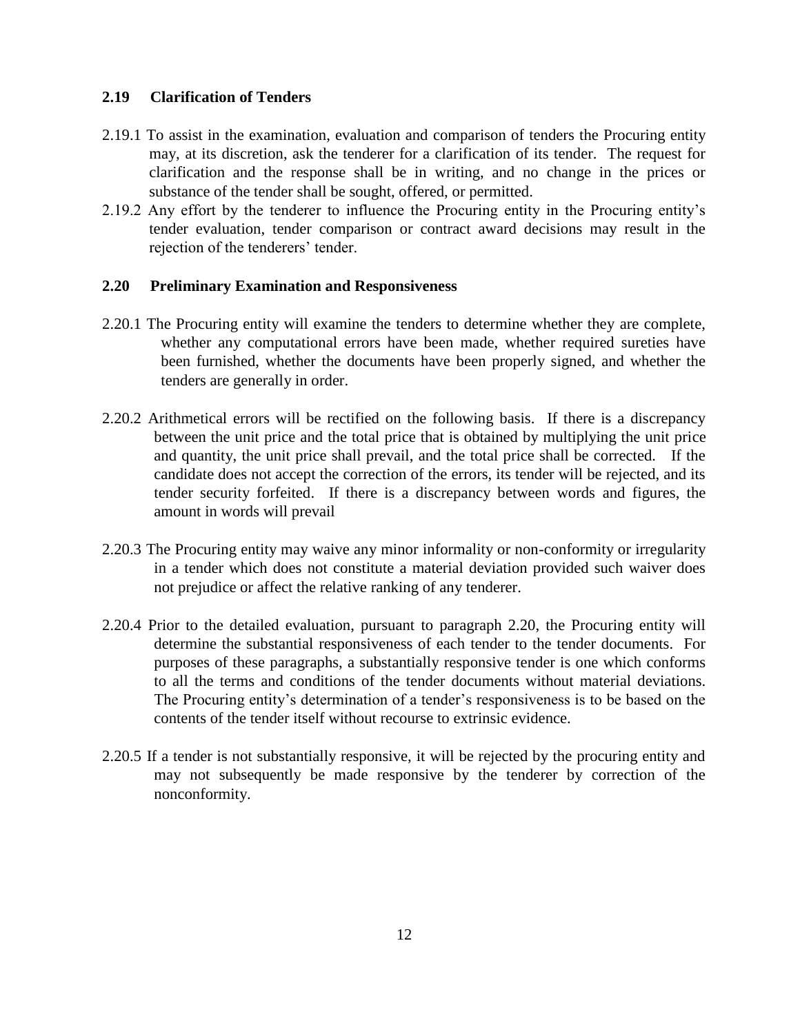### 2.19 Clarification of Tenders

2.19.1 To assist in the examination, evaluation and comparison of tenders the Procuring entity may, at its discretion, ask the tenderer for a clarification of its tender. The request for clarification and the response shall be in writing, and no change in the prices or substance of the tender shall be sought, offered, or permitted.

2.19.2 Any effort by the tenderer to influence the Procuring entity in the Procuring entity's tender evaluation, tender comparison or contract award decisions may result in the rejection of the tenderers' tender.

### 2.20 Preliminary Examination and Responsiveness

2.20.1 The Procuring entity will examine the tenders to determine whether they are complete, whether any computational errors have been made, whether required sureties have been furnished, whether the documents have been properly signed, and whether the tenders are generally in order.

2.20.2 Arithmetical errors will be rectified on the following basis. If there is a discrepancy between the unit price and the total price that is obtained by multiplying the unit price and quantity, the unit price shall prevail, and the total price shall be corrected. If the candidate does not accept the correction of the errors, its tender will be rejected, and its tender security forfeited. If there is a discrepancy between words and figures, the amount in words will prevail

2.20.3 The Procuring entity may waive any minor informality or non-conformity or irregularity in a tender which does not constitute a material deviation provided such waiver does not prejudice or affect the relative ranking of any tenderer.

2.20.4 Prior to the detailed evaluation, pursuant to paragraph 2.20, the Procuring entity will determine the substantial responsiveness of each tender to the tender documents. For purposes of these paragraphs, a substantially responsive tender is one which conforms to all the terms and conditions of the tender documents without material deviations. The Procuring entity's determination of a tender's responsiveness is to be based on the contents of the tender itself without recourse to extrinsic evidence.

2.20.5 If a tender is not substantially responsive, it will be rejected by the procuring entity and may not subsequently be made responsive by the tenderer by correction of the nonconformity.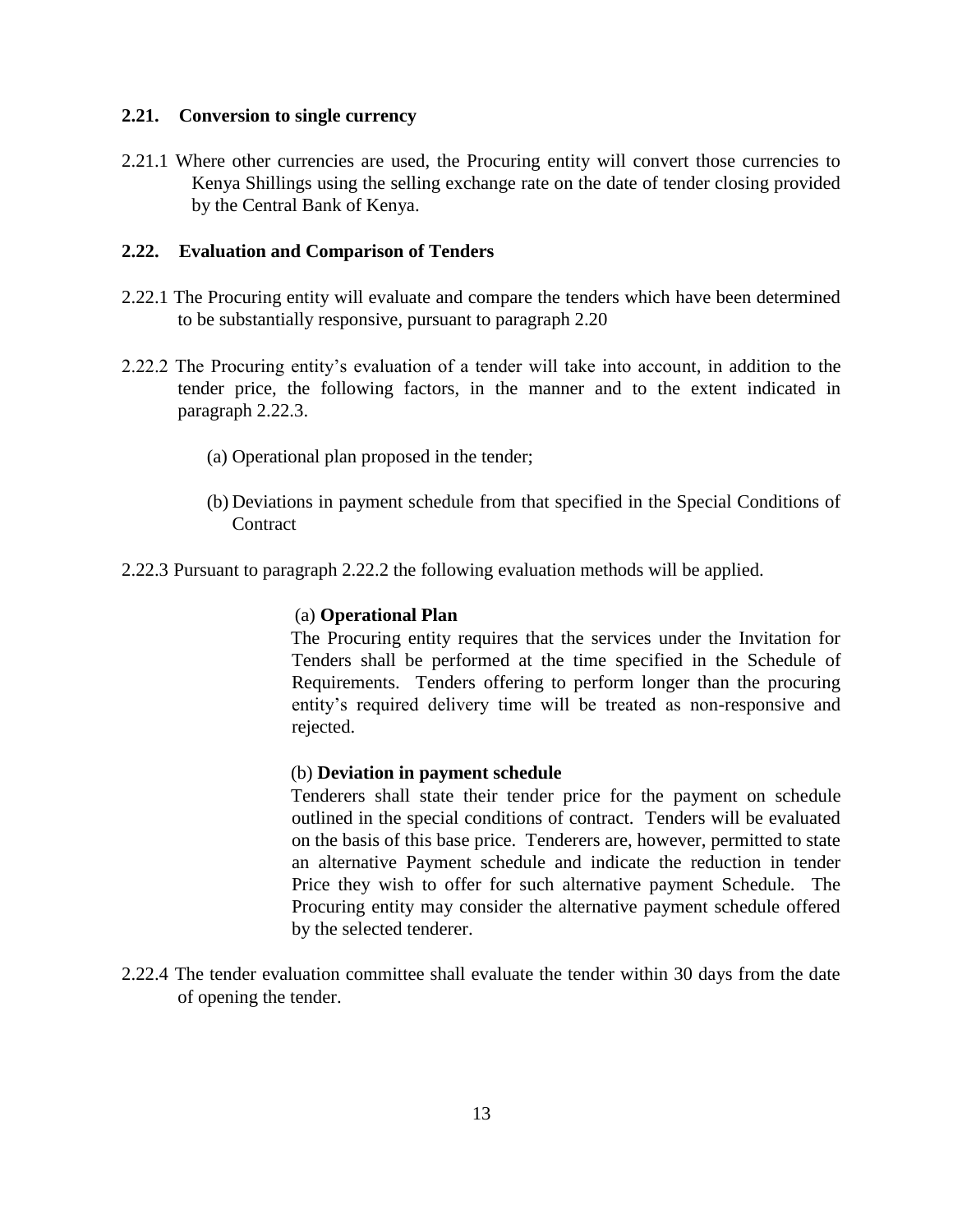### 2.21. Conversion to single currency

2.21.1 Where other currencies are used, the Procuring entity will convert those currencies to Kenya Shillings using the selling exchange rate on the date of tender closing provided by the Central Bank of Kenya.

### 2.22. Evaluation and Comparison of Tenders

2.22.1 The Procuring entity will evaluate and compare the tenders which have been determined to be substantially responsive, pursuant to paragraph 2.20

2.22.2 The Procuring entity's evaluation of a tender will take into account, in addition to the tender price, the following factors, in the manner and to the extent indicated in paragraph 2.22.3.

(a) Operational plan proposed in the tender;

(b) Deviations in payment schedule from that specified in the Special Conditions of Contract

2.22.3 Pursuant to paragraph 2.22.2 the following evaluation methods will be applied.

(a) **Operational Plan**

The Procuring entity requires that the services under the Invitation for Tenders shall be performed at the time specified in the Schedule of Requirements. Tenders offering to perform longer than the procuring entity's required delivery time will be treated as non-responsive and rejected.

(b) **Deviation in payment schedule**

Tenderers shall state their tender price for the payment on schedule outlined in the special conditions of contract. Tenders will be evaluated on the basis of this base price. Tenderers are, however, permitted to state an alternative Payment schedule and indicate the reduction in tender Price they wish to offer for such alternative payment Schedule. The Procuring entity may consider the alternative payment schedule offered by the selected tenderer.

2.22.4 The tender evaluation committee shall evaluate the tender within 30 days from the date of opening the tender.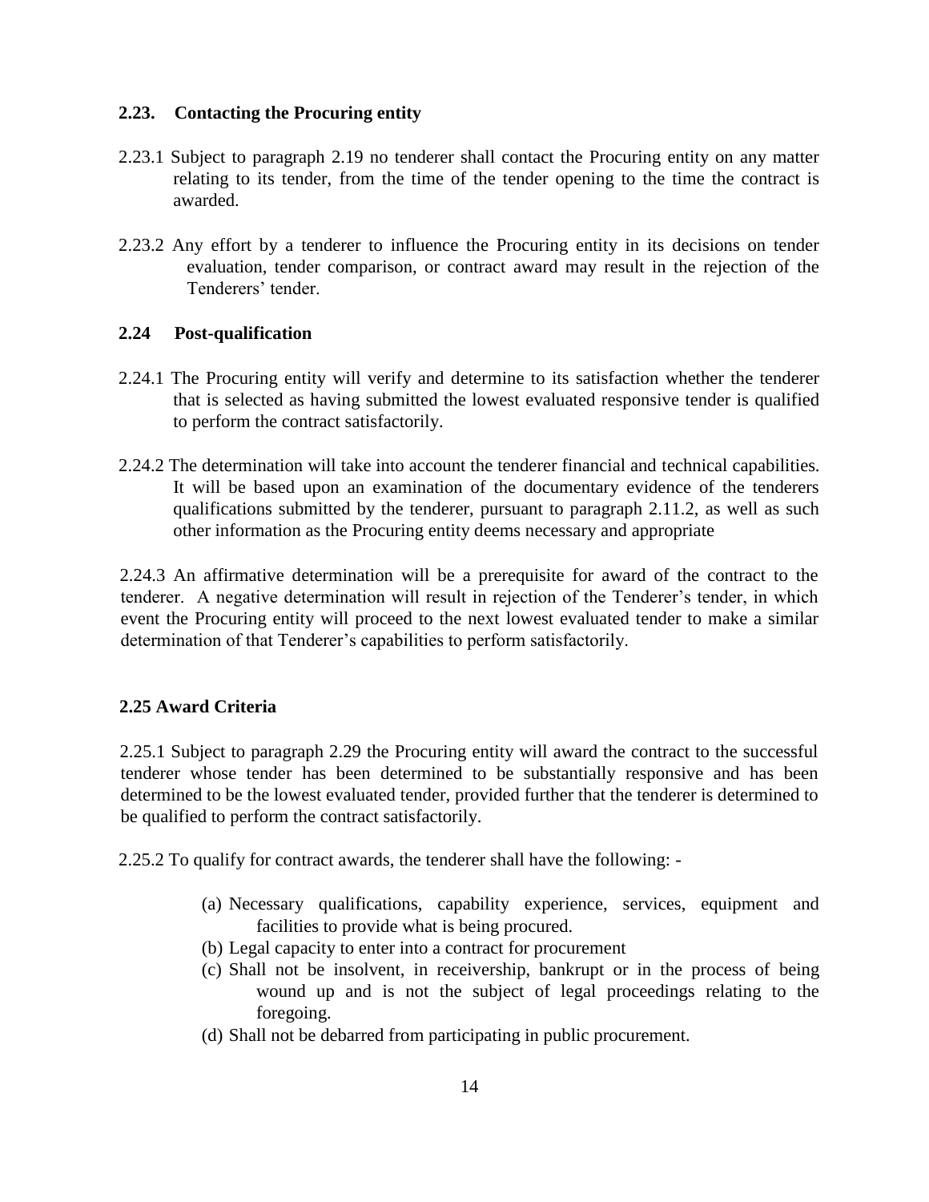### 2.23. Contacting the Procuring entity

2.23.1 Subject to paragraph 2.19 no tenderer shall contact the Procuring entity on any matter relating to its tender, from the time of the tender opening to the time the contract is awarded.

2.23.2 Any effort by a tenderer to influence the Procuring entity in its decisions on tender evaluation, tender comparison, or contract award may result in the rejection of the Tenderers' tender.

### 2.24 Post-qualification

2.24.1 The Procuring entity will verify and determine to its satisfaction whether the tenderer that is selected as having submitted the lowest evaluated responsive tender is qualified to perform the contract satisfactorily.

2.24.2 The determination will take into account the tenderer financial and technical capabilities. It will be based upon an examination of the documentary evidence of the tenderers qualifications submitted by the tenderer, pursuant to paragraph 2.11.2, as well as such other information as the Procuring entity deems necessary and appropriate

2.24.3 An affirmative determination will be a prerequisite for award of the contract to the tenderer. A negative determination will result in rejection of the Tenderer's tender, in which event the Procuring entity will proceed to the next lowest evaluated tender to make a similar determination of that Tenderer's capabilities to perform satisfactorily.

### 2.25 Award Criteria

2.25.1 Subject to paragraph 2.29 the Procuring entity will award the contract to the successful tenderer whose tender has been determined to be substantially responsive and has been determined to be the lowest evaluated tender, provided further that the tenderer is determined to be qualified to perform the contract satisfactorily.

2.25.2 To qualify for contract awards, the tenderer shall have the following: -

(a) Necessary qualifications, capability experience, services, equipment and facilities to provide what is being procured.
(b) Legal capacity to enter into a contract for procurement
(c) Shall not be insolvent, in receivership, bankrupt or in the process of being wound up and is not the subject of legal proceedings relating to the foregoing.
(d) Shall not be debarred from participating in public procurement.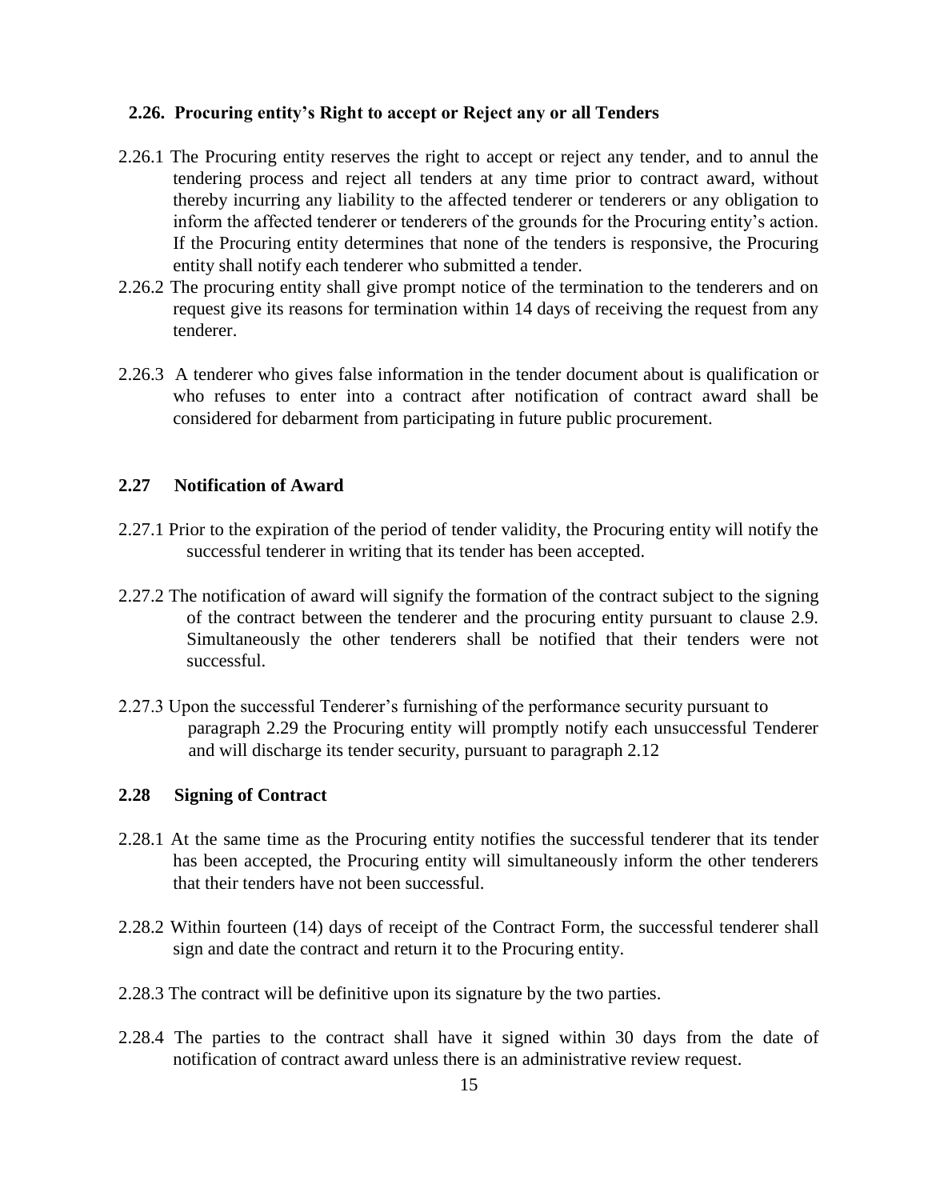### 2.26. Procuring entity's Right to accept or Reject any or all Tenders

2.26.1 The Procuring entity reserves the right to accept or reject any tender, and to annul the tendering process and reject all tenders at any time prior to contract award, without thereby incurring any liability to the affected tenderer or tenderers or any obligation to inform the affected tenderer or tenderers of the grounds for the Procuring entity's action. If the Procuring entity determines that none of the tenders is responsive, the Procuring entity shall notify each tenderer who submitted a tender.

2.26.2 The procuring entity shall give prompt notice of the termination to the tenderers and on request give its reasons for termination within 14 days of receiving the request from any tenderer.

2.26.3 A tenderer who gives false information in the tender document about is qualification or who refuses to enter into a contract after notification of contract award shall be considered for debarment from participating in future public procurement.

### 2.27 Notification of Award

2.27.1 Prior to the expiration of the period of tender validity, the Procuring entity will notify the successful tenderer in writing that its tender has been accepted.

2.27.2 The notification of award will signify the formation of the contract subject to the signing of the contract between the tenderer and the procuring entity pursuant to clause 2.9. Simultaneously the other tenderers shall be notified that their tenders were not successful.

2.27.3 Upon the successful Tenderer's furnishing of the performance security pursuant to paragraph 2.29 the Procuring entity will promptly notify each unsuccessful Tenderer and will discharge its tender security, pursuant to paragraph 2.12

### 2.28 Signing of Contract

2.28.1 At the same time as the Procuring entity notifies the successful tenderer that its tender has been accepted, the Procuring entity will simultaneously inform the other tenderers that their tenders have not been successful.

2.28.2 Within fourteen (14) days of receipt of the Contract Form, the successful tenderer shall sign and date the contract and return it to the Procuring entity.

2.28.3 The contract will be definitive upon its signature by the two parties.

2.28.4 The parties to the contract shall have it signed within 30 days from the date of notification of contract award unless there is an administrative review request.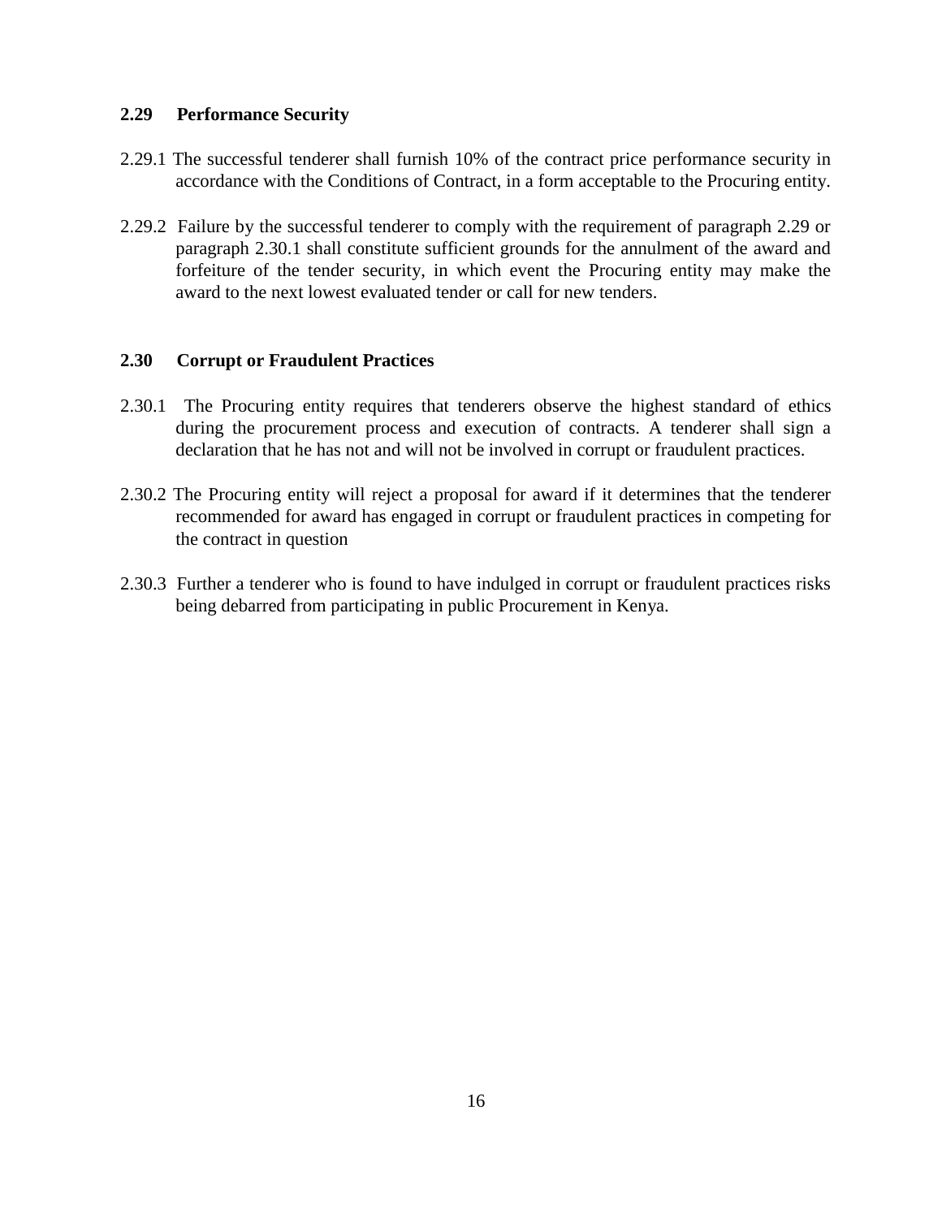### 2.29 Performance Security

2.29.1 The successful tenderer shall furnish 10% of the contract price performance security in accordance with the Conditions of Contract, in a form acceptable to the Procuring entity.

2.29.2 Failure by the successful tenderer to comply with the requirement of paragraph 2.29 or paragraph 2.30.1 shall constitute sufficient grounds for the annulment of the award and forfeiture of the tender security, in which event the Procuring entity may make the award to the next lowest evaluated tender or call for new tenders.

### 2.30 Corrupt or Fraudulent Practices

2.30.1 The Procuring entity requires that tenderers observe the highest standard of ethics during the procurement process and execution of contracts. A tenderer shall sign a declaration that he has not and will not be involved in corrupt or fraudulent practices.

2.30.2 The Procuring entity will reject a proposal for award if it determines that the tenderer recommended for award has engaged in corrupt or fraudulent practices in competing for the contract in question

2.30.3 Further a tenderer who is found to have indulged in corrupt or fraudulent practices risks being debarred from participating in public Procurement in Kenya.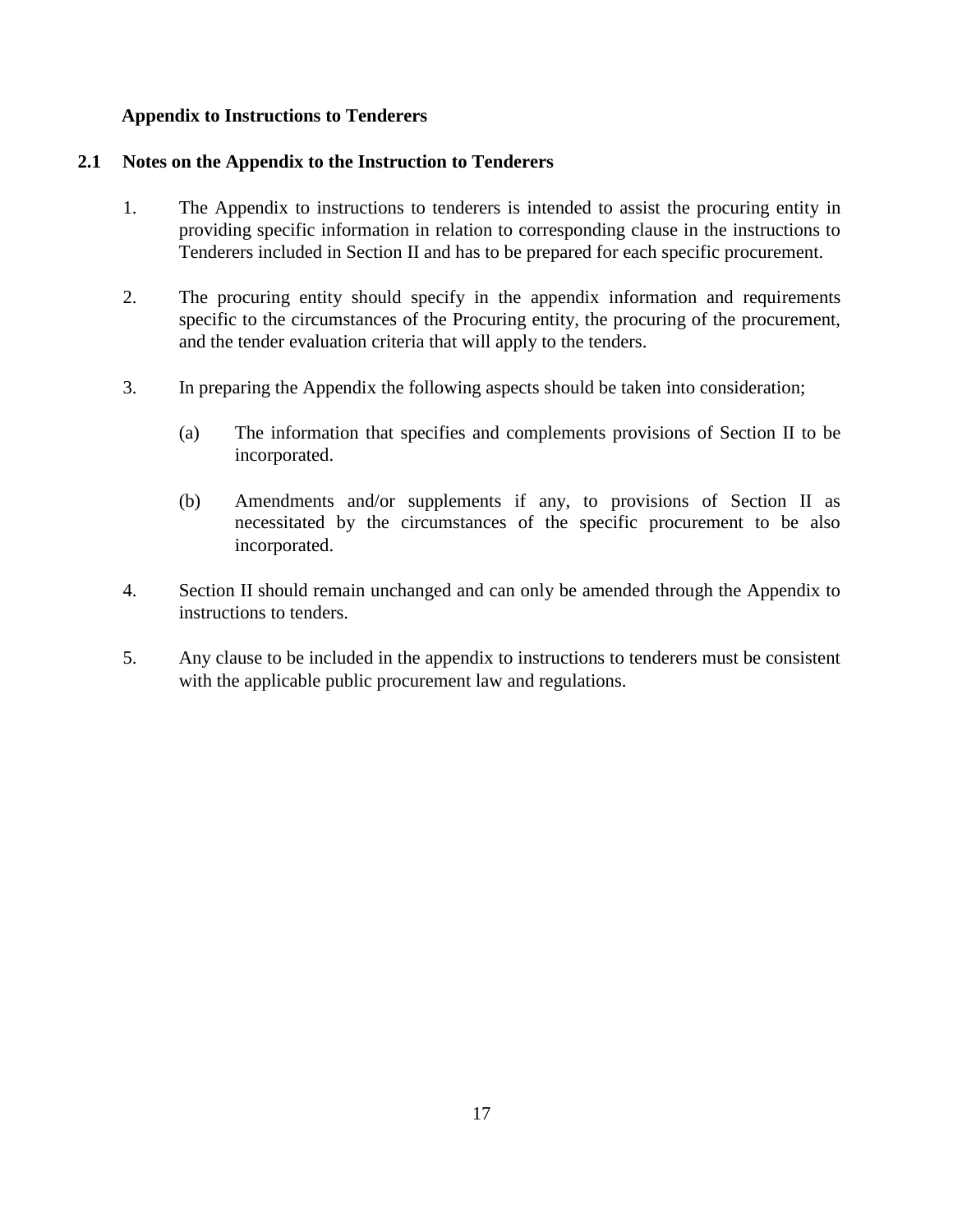**Appendix to Instructions to Tenderers**

## 2.1 Notes on the Appendix to the Instruction to Tenderers

1. The Appendix to instructions to tenderers is intended to assist the procuring entity in providing specific information in relation to corresponding clause in the instructions to Tenderers included in Section II and has to be prepared for each specific procurement.

2. The procuring entity should specify in the appendix information and requirements specific to the circumstances of the Procuring entity, the procuring of the procurement, and the tender evaluation criteria that will apply to the tenders.

3. In preparing the Appendix the following aspects should be taken into consideration;

   (a) The information that specifies and complements provisions of Section II to be incorporated.

   (b) Amendments and/or supplements if any, to provisions of Section II as necessitated by the circumstances of the specific procurement to be also incorporated.

4. Section II should remain unchanged and can only be amended through the Appendix to instructions to tenders.

5. Any clause to be included in the appendix to instructions to tenderers must be consistent with the applicable public procurement law and regulations.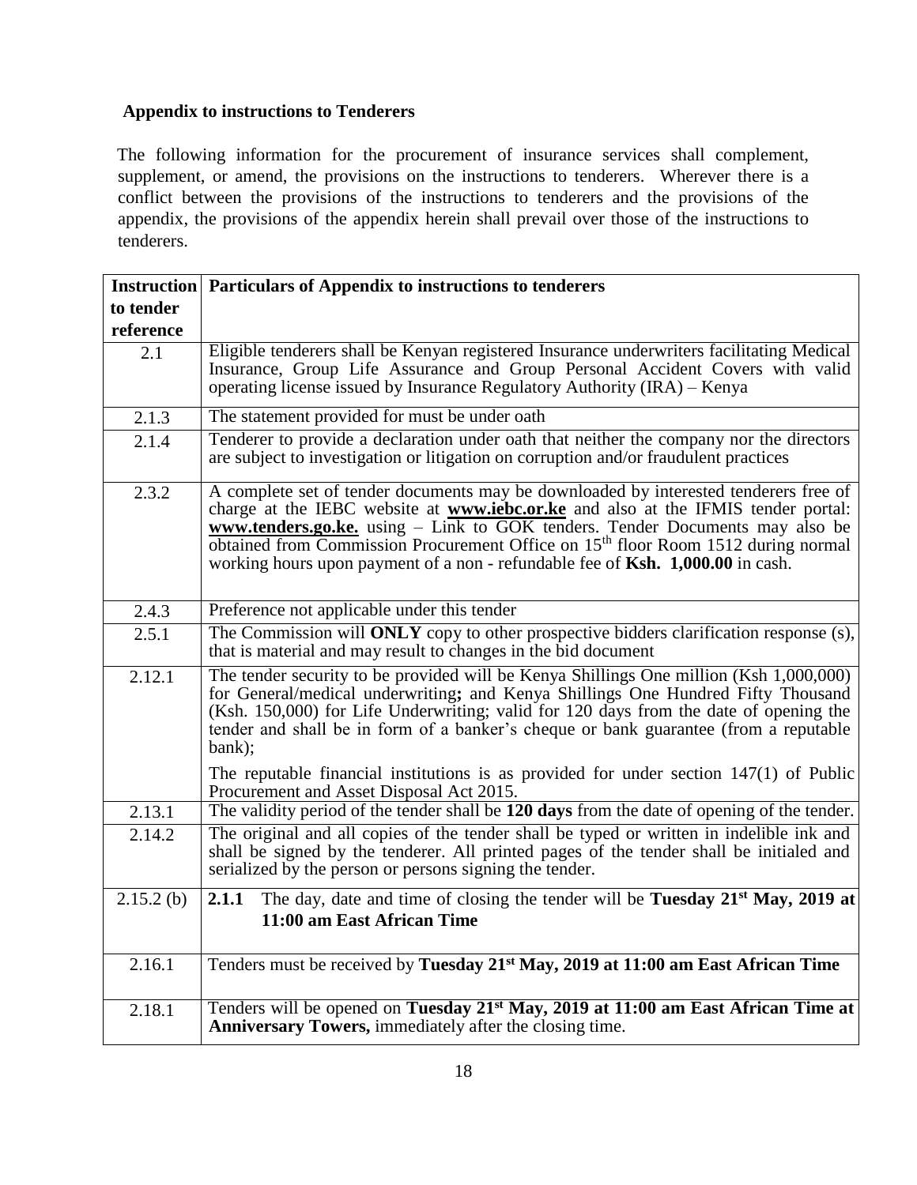**Appendix to instructions to Tenderers**

The following information for the procurement of insurance services shall complement, supplement, or amend, the provisions on the instructions to tenderers. Wherever there is a conflict between the provisions of the instructions to tenderers and the provisions of the appendix, the provisions of the appendix herein shall prevail over those of the instructions to tenderers.

| Instruction to tender reference | Particulars of Appendix to instructions to tenderers |
|---|---|
| 2.1 | Eligible tenderers shall be Kenyan registered Insurance underwriters facilitating Medical Insurance, Group Life Assurance and Group Personal Accident Covers with valid operating license issued by Insurance Regulatory Authority (IRA) – Kenya |
| 2.1.3 | The statement provided for must be under oath |
| 2.1.4 | Tenderer to provide a declaration under oath that neither the company nor the directors are subject to investigation or litigation on corruption and/or fraudulent practices |
| 2.3.2 | A complete set of tender documents may be downloaded by interested tenderers free of charge at the IEBC website at **www.iebc.or.ke** and also at the IFMIS tender portal: **www.tenders.go.ke.** using – Link to GOK tenders. Tender Documents may also be obtained from Commission Procurement Office on 15th floor Room 1512 during normal working hours upon payment of a non - refundable fee of **Ksh. 1,000.00** in cash. |
| 2.4.3 | Preference not applicable under this tender |
| 2.5.1 | The Commission will **ONLY** copy to other prospective bidders clarification response (s), that is material and may result to changes in the bid document |
| 2.12.1 | The tender security to be provided will be Kenya Shillings One million (Ksh 1,000,000) for General/medical underwriting**;** and Kenya Shillings One Hundred Fifty Thousand (Ksh. 150,000) for Life Underwriting; valid for 120 days from the date of opening the tender and shall be in form of a banker's cheque or bank guarantee (from a reputable bank);<br><br>The reputable financial institutions is as provided for under section 147(1) of Public Procurement and Asset Disposal Act 2015. |
| 2.13.1 | The validity period of the tender shall be **120 days** from the date of opening of the tender. |
| 2.14.2 | The original and all copies of the tender shall be typed or written in indelible ink and shall be signed by the tenderer. All printed pages of the tender shall be initialed and serialized by the person or persons signing the tender. |
| 2.15.2 (b) | **2.1.1** The day, date and time of closing the tender will be **Tuesday 21st May, 2019 at 11:00 am East African Time** |
| 2.16.1 | Tenders must be received by **Tuesday 21st May, 2019 at 11:00 am East African Time** |
| 2.18.1 | Tenders will be opened on **Tuesday 21st May, 2019 at 11:00 am East African Time at Anniversary Towers,** immediately after the closing time. |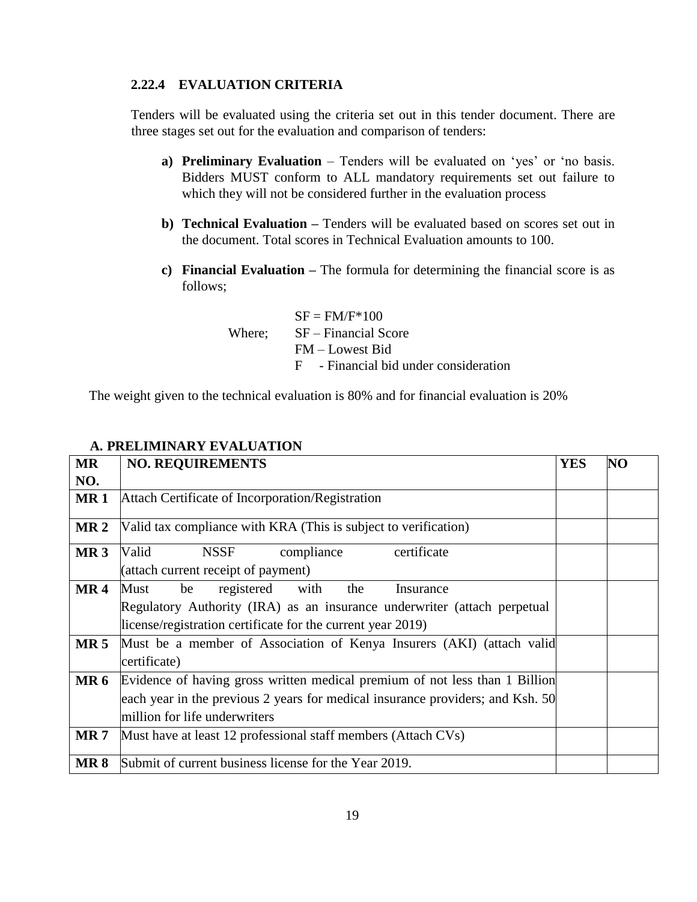### 2.22.4 EVALUATION CRITERIA

Tenders will be evaluated using the criteria set out in this tender document. There are three stages set out for the evaluation and comparison of tenders:

a) **Preliminary Evaluation** – Tenders will be evaluated on 'yes' or 'no basis. Bidders MUST conform to ALL mandatory requirements set out failure to which they will not be considered further in the evaluation process

b) **Technical Evaluation –** Tenders will be evaluated based on scores set out in the document. Total scores in Technical Evaluation amounts to 100.

c) **Financial Evaluation –** The formula for determining the financial score is as follows;

$$SF = FM/F*100$$

Where; SF – Financial Score
FM – Lowest Bid
F - Financial bid under consideration

The weight given to the technical evaluation is 80% and for financial evaluation is 20%

**A. PRELIMINARY EVALUATION**

| MR NO. | NO. REQUIREMENTS | YES | NO |
|---|---|---|---|
| MR 1 | Attach Certificate of Incorporation/Registration | | |
| MR 2 | Valid tax compliance with KRA (This is subject to verification) | | |
| MR 3 | Valid NSSF compliance certificate (attach current receipt of payment) | | |
| MR 4 | Must be registered with the Insurance Regulatory Authority (IRA) as an insurance underwriter (attach perpetual license/registration certificate for the current year 2019) | | |
| MR 5 | Must be a member of Association of Kenya Insurers (AKI) (attach valid certificate) | | |
| MR 6 | Evidence of having gross written medical premium of not less than 1 Billion each year in the previous 2 years for medical insurance providers; and Ksh. 50 million for life underwriters | | |
| MR 7 | Must have at least 12 professional staff members (Attach CVs) | | |
| MR 8 | Submit of current business license for the Year 2019. | | |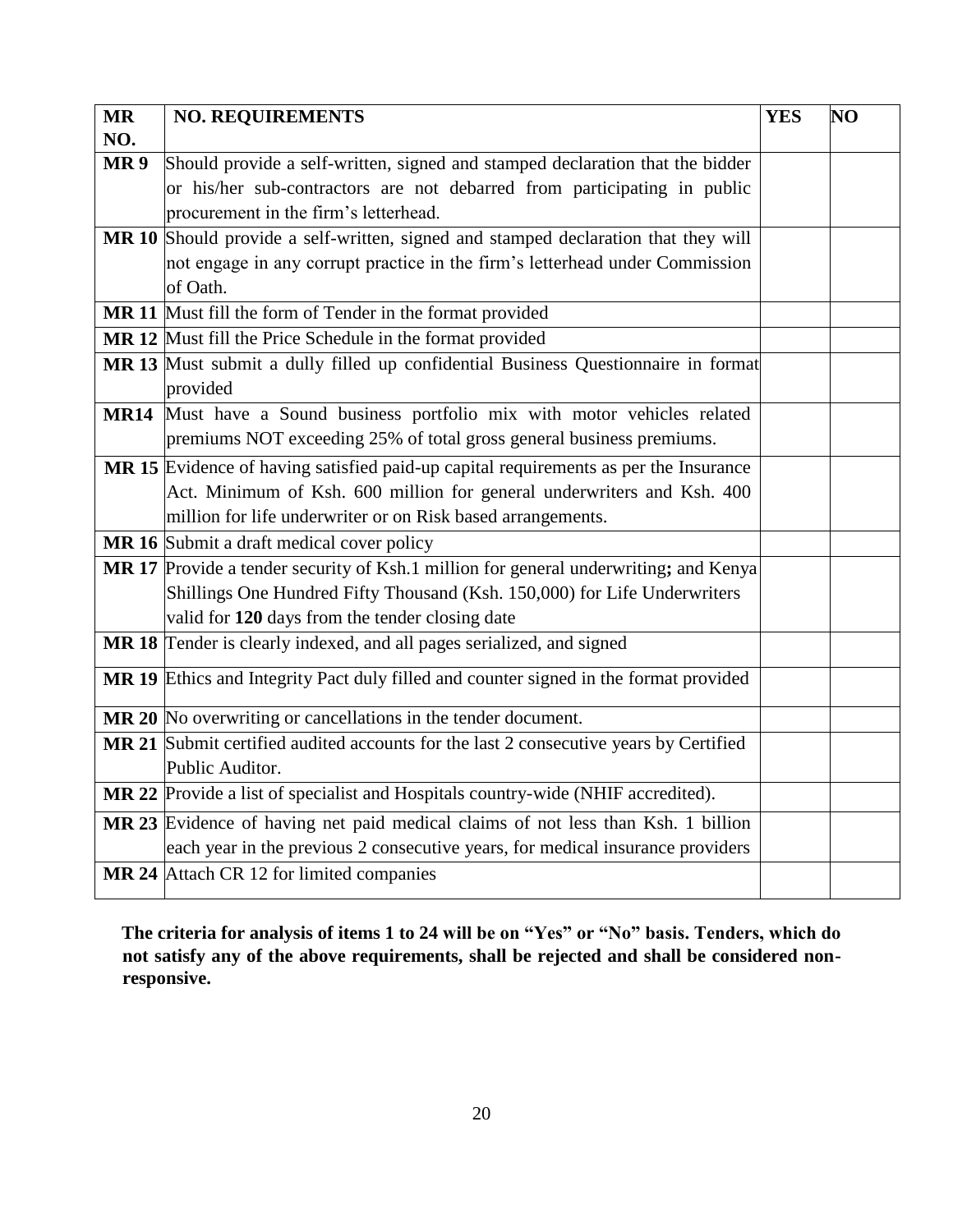| MR NO. | NO. REQUIREMENTS | YES | NO |
|---|---|---|---|
| **MR 9** | Should provide a self-written, signed and stamped declaration that the bidder or his/her sub-contractors are not debarred from participating in public procurement in the firm's letterhead. | | |
| **MR 10** | Should provide a self-written, signed and stamped declaration that they will not engage in any corrupt practice in the firm's letterhead under Commission of Oath. | | |
| **MR 11** | Must fill the form of Tender in the format provided | | |
| **MR 12** | Must fill the Price Schedule in the format provided | | |
| **MR 13** | Must submit a dully filled up confidential Business Questionnaire in format provided | | |
| **MR14** | Must have a Sound business portfolio mix with motor vehicles related premiums NOT exceeding 25% of total gross general business premiums. | | |
| **MR 15** | Evidence of having satisfied paid-up capital requirements as per the Insurance Act. Minimum of Ksh. 600 million for general underwriters and Ksh. 400 million for life underwriter or on Risk based arrangements. | | |
| **MR 16** | Submit a draft medical cover policy | | |
| **MR 17** | Provide a tender security of Ksh.1 million for general underwriting**;** and Kenya Shillings One Hundred Fifty Thousand (Ksh. 150,000) for Life Underwriters valid for **120** days from the tender closing date | | |
| **MR 18** | Tender is clearly indexed, and all pages serialized, and signed | | |
| **MR 19** | Ethics and Integrity Pact duly filled and counter signed in the format provided | | |
| **MR 20** | No overwriting or cancellations in the tender document. | | |
| **MR 21** | Submit certified audited accounts for the last 2 consecutive years by Certified Public Auditor. | | |
| **MR 22** | Provide a list of specialist and Hospitals country-wide (NHIF accredited). | | |
| **MR 23** | Evidence of having net paid medical claims of not less than Ksh. 1 billion each year in the previous 2 consecutive years, for medical insurance providers | | |
| **MR 24** | Attach CR 12 for limited companies | | |

**The criteria for analysis of items 1 to 24 will be on "Yes" or "No" basis. Tenders, which do not satisfy any of the above requirements, shall be rejected and shall be considered non-responsive.**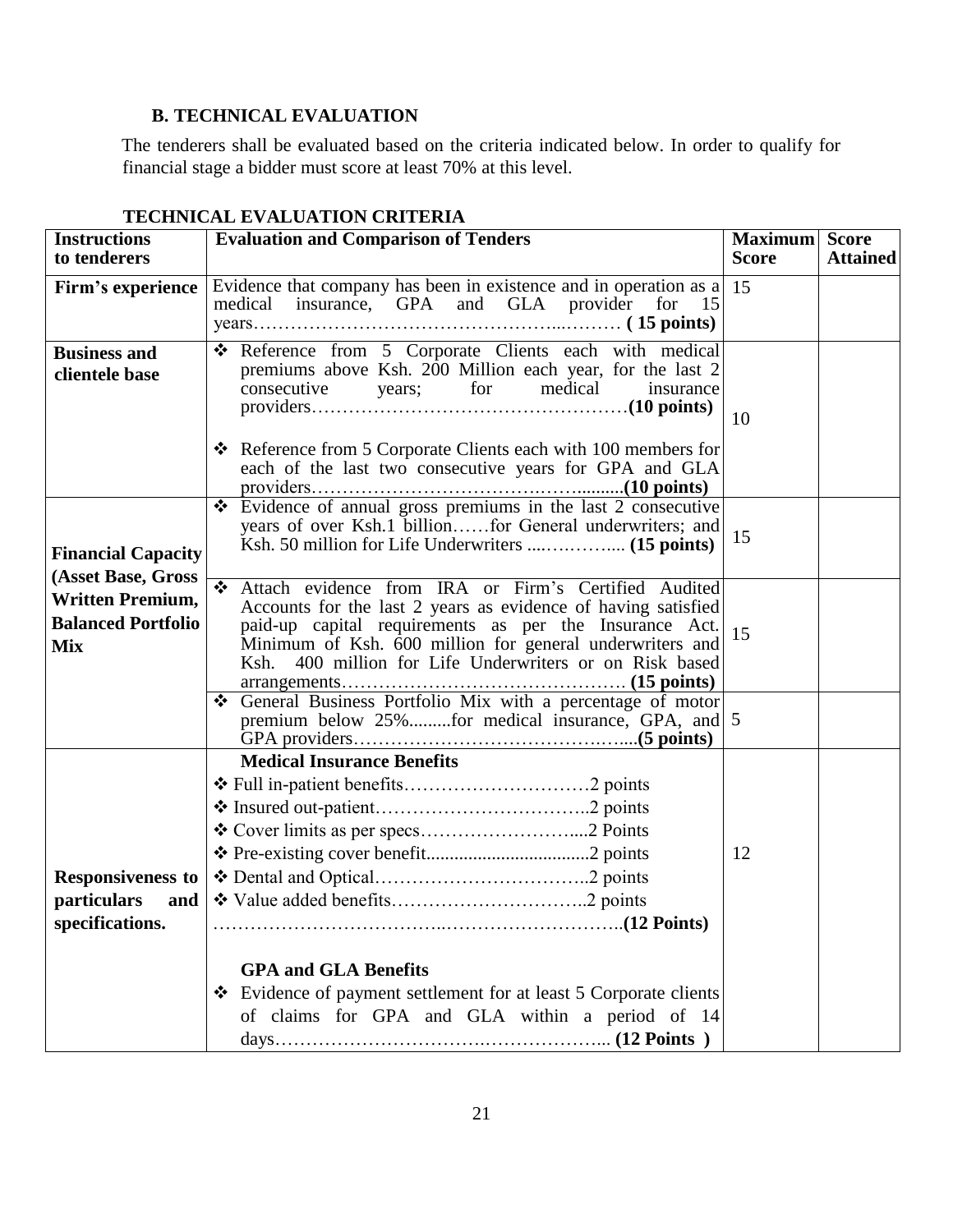### B. TECHNICAL EVALUATION

The tenderers shall be evaluated based on the criteria indicated below. In order to qualify for financial stage a bidder must score at least 70% at this level.

**TECHNICAL EVALUATION CRITERIA**

| Instructions to tenderers | Evaluation and Comparison of Tenders | Maximum Score | Score Attained |
|---|---|---|---|
| **Firm's experience** | Evidence that company has been in existence and in operation as a medical insurance, GPA and GLA provider for 15 years……………………………………………..……… **( 15 points)** | 15 | |
| **Business and clientele base** | ❖ Reference from 5 Corporate Clients each with medical premiums above Ksh. 200 Million each year, for the last 2 consecutive years; for medical insurance providers……………………………………………**(10 points)**<br><br>❖ Reference from 5 Corporate Clients each with 100 members for each of the last two consecutive years for GPA and GLA providers……………………………….……..........**(10 points)** | 10 | |
| **Financial Capacity (Asset Base, Gross Written Premium, Balanced Portfolio Mix** | ❖ Evidence of annual gross premiums in the last 2 consecutive years of over Ksh.1 billion……for General underwriters; and Ksh. 50 million for Life Underwriters ....….……..... **(15 points)** | 15 | |
| | ❖ Attach evidence from IRA or Firm's Certified Audited Accounts for the last 2 years as evidence of having satisfied paid-up capital requirements as per the Insurance Act. Minimum of Ksh. 600 million for general underwriters and Ksh. 400 million for Life Underwriters or on Risk based arrangements………………………………………. **(15 points)** | 15 | |
| | ❖ General Business Portfolio Mix with a percentage of motor premium below 25%.........for medical insurance, GPA, and GPA providers…………………………………..…....**(5 points)** | 5 | |
| **Responsiveness to particulars and specifications.** | **Medical Insurance Benefits**<br>❖ Full in-patient benefits…………………………2 points<br>❖ Insured out-patient……………………………..2 points<br>❖ Cover limits as per specs……………………....2 Points<br>❖ Pre-existing cover benefit..................................2 points<br>❖ Dental and Optical……………………………..2 points<br>❖ Value added benefits…………………………..2 points<br>……………………………..………………………..**(12 Points)**<br><br>**GPA and GLA Benefits**<br>❖ Evidence of payment settlement for at least 5 Corporate clients of claims for GPA and GLA within a period of 14 days…………………………….………………... **(12 Points )** | 12 | |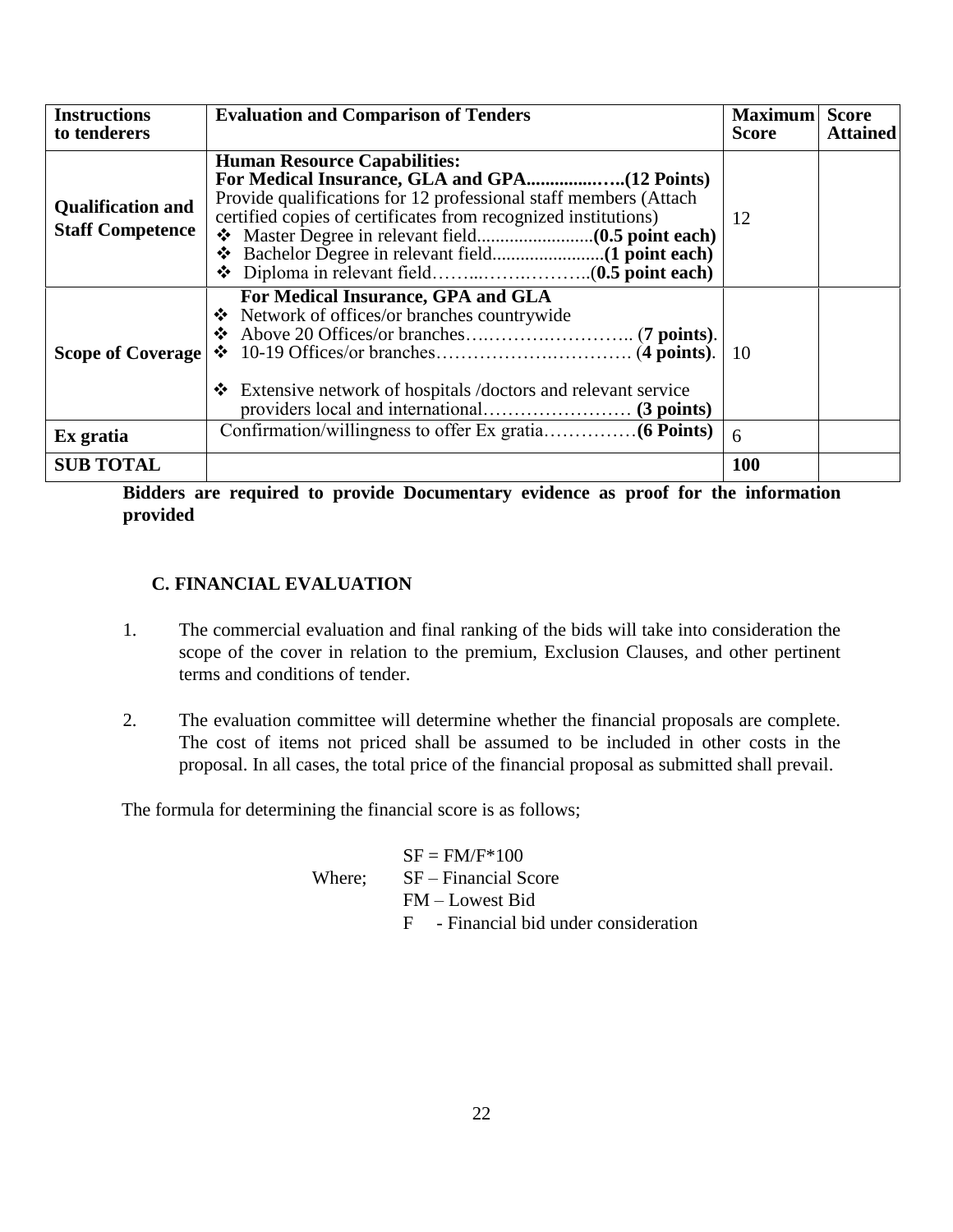| Instructions to tenderers | Evaluation and Comparison of Tenders | Maximum Score | Score Attained |
| --- | --- | --- | --- |
| **Qualification and Staff Competence** | **Human Resource Capabilities:**<br>**For Medical Insurance, GLA and GPA................….(12 Points)**<br>Provide qualifications for 12 professional staff members (Attach certified copies of certificates from recognized institutions)<br>❖ Master Degree in relevant field.........................**(0.5 point each)**<br>❖ Bachelor Degree in relevant field........................**(1 point each)**<br>❖ Diploma in relevant field……...…….……….**(0.5 point each)** | 12 | |
| **Scope of Coverage** | **For Medical Insurance, GPA and GLA**<br>❖ Network of offices/or branches countrywide<br>❖ Above 20 Offices/or branches….……….………….. (**7 points**).<br>❖ 10-19 Offices/or branches…………….…………. (**4 points**).<br>❖ Extensive network of hospitals /doctors and relevant service providers local and international…………………… **(3 points)** | 10 | |
| **Ex gratia** | Confirmation/willingness to offer Ex gratia……………**(6 Points)** | 6 | |
| **SUB TOTAL** | | **100** | |

**Bidders are required to provide Documentary evidence as proof for the information provided**

**C. FINANCIAL EVALUATION**

1. The commercial evaluation and final ranking of the bids will take into consideration the scope of the cover in relation to the premium, Exclusion Clauses, and other pertinent terms and conditions of tender.

2. The evaluation committee will determine whether the financial proposals are complete. The cost of items not priced shall be assumed to be included in other costs in the proposal. In all cases, the total price of the financial proposal as submitted shall prevail.

The formula for determining the financial score is as follows;

$$SF = FM/F*100$$

Where; SF – Financial Score
FM – Lowest Bid
F - Financial bid under consideration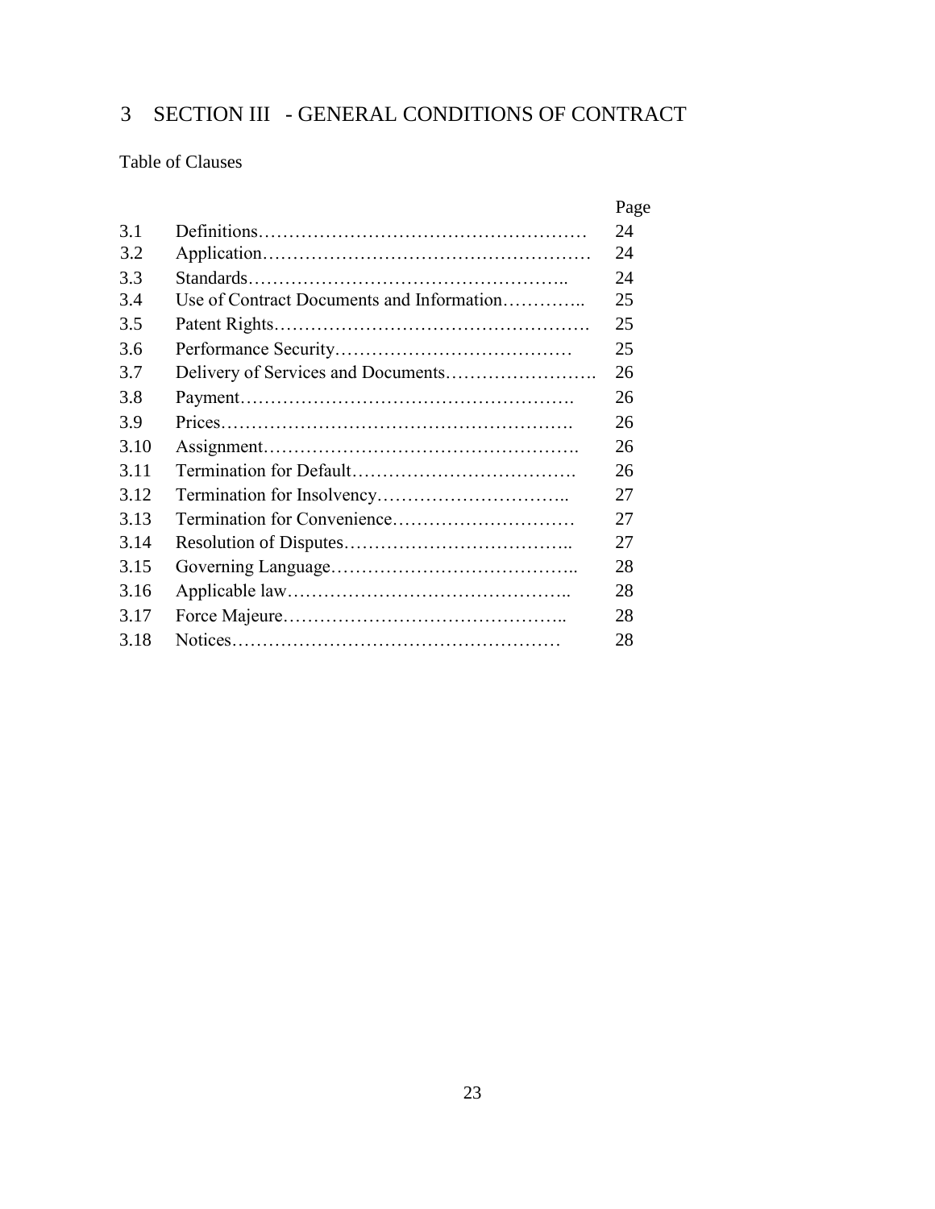# 3 SECTION III - GENERAL CONDITIONS OF CONTRACT

Table of Clauses

| | | Page |
|---|---|---|
| 3.1 | Definitions……………………………………………… | 24 |
| 3.2 | Application……………………………………………… | 24 |
| 3.3 | Standards…………………………………….……….. | 24 |
| 3.4 | Use of Contract Documents and Information………….. | 25 |
| 3.5 | Patent Rights…………………………….……………. | 25 |
| 3.6 | Performance Security………………………………… | 25 |
| 3.7 | Delivery of Services and Documents……………………. | 26 |
| 3.8 | Payment……………………………….……………. | 26 |
| 3.9 | Prices………………………………………………. | 26 |
| 3.10 | Assignment…………………………………………. | 26 |
| 3.11 | Termination for Default………………………………. | 26 |
| 3.12 | Termination for Insolvency………………………….. | 27 |
| 3.13 | Termination for Convenience………………………… | 27 |
| 3.14 | Resolution of Disputes……………………………….. | 27 |
| 3.15 | Governing Language………………………………….. | 28 |
| 3.16 | Applicable law……………………………………….. | 28 |
| 3.17 | Force Majeure……………………………………….. | 28 |
| 3.18 | Notices……………………………………………… | 28 |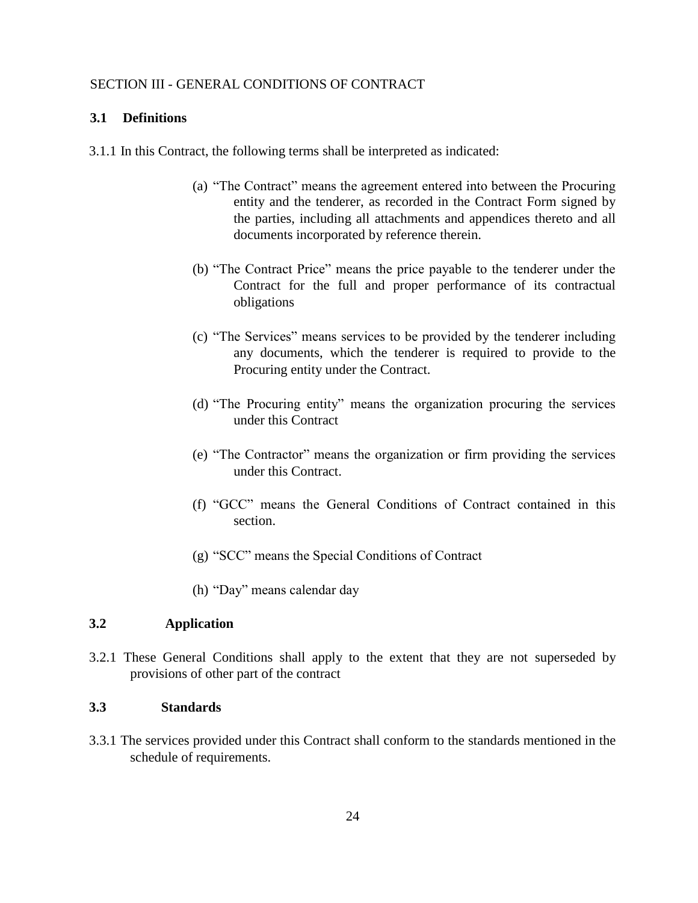SECTION III - GENERAL CONDITIONS OF CONTRACT

## 3.1 Definitions

3.1.1 In this Contract, the following terms shall be interpreted as indicated:

(a) "The Contract" means the agreement entered into between the Procuring entity and the tenderer, as recorded in the Contract Form signed by the parties, including all attachments and appendices thereto and all documents incorporated by reference therein.

(b) "The Contract Price" means the price payable to the tenderer under the Contract for the full and proper performance of its contractual obligations

(c) "The Services" means services to be provided by the tenderer including any documents, which the tenderer is required to provide to the Procuring entity under the Contract.

(d) "The Procuring entity" means the organization procuring the services under this Contract

(e) "The Contractor" means the organization or firm providing the services under this Contract.

(f) "GCC" means the General Conditions of Contract contained in this section.

(g) "SCC" means the Special Conditions of Contract

(h) "Day" means calendar day

## 3.2 Application

3.2.1 These General Conditions shall apply to the extent that they are not superseded by provisions of other part of the contract

## 3.3 Standards

3.3.1 The services provided under this Contract shall conform to the standards mentioned in the schedule of requirements.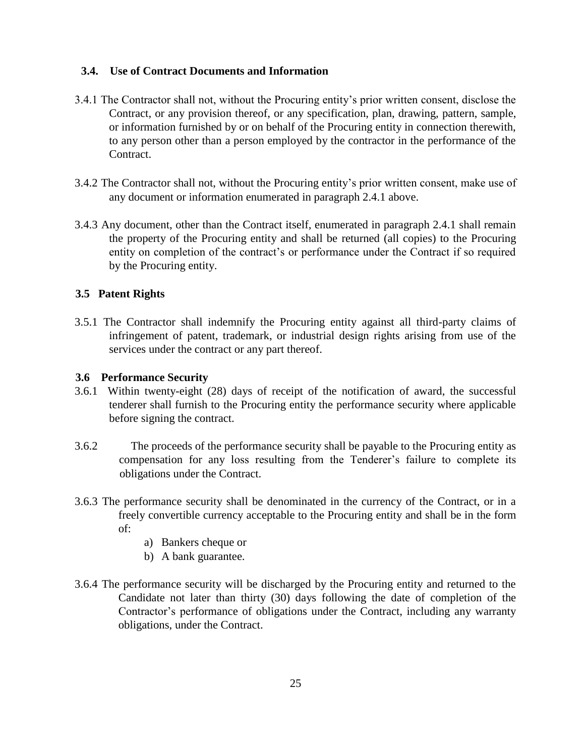### 3.4. Use of Contract Documents and Information

3.4.1 The Contractor shall not, without the Procuring entity's prior written consent, disclose the Contract, or any provision thereof, or any specification, plan, drawing, pattern, sample, or information furnished by or on behalf of the Procuring entity in connection therewith, to any person other than a person employed by the contractor in the performance of the Contract.

3.4.2 The Contractor shall not, without the Procuring entity's prior written consent, make use of any document or information enumerated in paragraph 2.4.1 above.

3.4.3 Any document, other than the Contract itself, enumerated in paragraph 2.4.1 shall remain the property of the Procuring entity and shall be returned (all copies) to the Procuring entity on completion of the contract's or performance under the Contract if so required by the Procuring entity.

### 3.5 Patent Rights

3.5.1 The Contractor shall indemnify the Procuring entity against all third-party claims of infringement of patent, trademark, or industrial design rights arising from use of the services under the contract or any part thereof.

### 3.6 Performance Security

3.6.1 Within twenty-eight (28) days of receipt of the notification of award, the successful tenderer shall furnish to the Procuring entity the performance security where applicable before signing the contract.

3.6.2 The proceeds of the performance security shall be payable to the Procuring entity as compensation for any loss resulting from the Tenderer's failure to complete its obligations under the Contract.

3.6.3 The performance security shall be denominated in the currency of the Contract, or in a freely convertible currency acceptable to the Procuring entity and shall be in the form of:

a) Bankers cheque or
b) A bank guarantee.

3.6.4 The performance security will be discharged by the Procuring entity and returned to the Candidate not later than thirty (30) days following the date of completion of the Contractor's performance of obligations under the Contract, including any warranty obligations, under the Contract.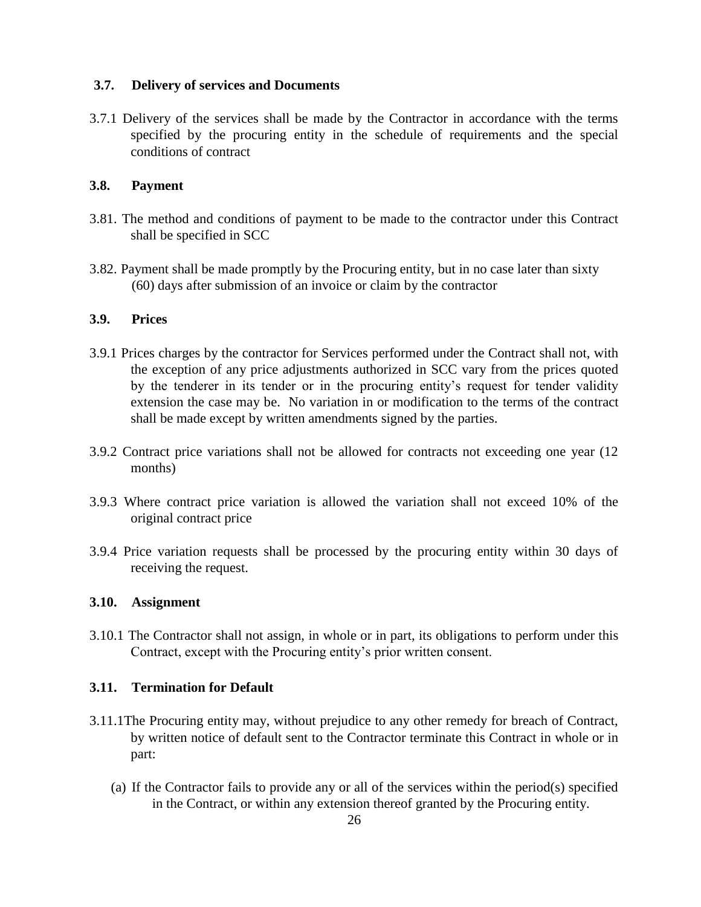### 3.7. Delivery of services and Documents

3.7.1 Delivery of the services shall be made by the Contractor in accordance with the terms specified by the procuring entity in the schedule of requirements and the special conditions of contract

### 3.8. Payment

3.81. The method and conditions of payment to be made to the contractor under this Contract shall be specified in SCC

3.82. Payment shall be made promptly by the Procuring entity, but in no case later than sixty (60) days after submission of an invoice or claim by the contractor

### 3.9. Prices

3.9.1 Prices charges by the contractor for Services performed under the Contract shall not, with the exception of any price adjustments authorized in SCC vary from the prices quoted by the tenderer in its tender or in the procuring entity's request for tender validity extension the case may be. No variation in or modification to the terms of the contract shall be made except by written amendments signed by the parties.

3.9.2 Contract price variations shall not be allowed for contracts not exceeding one year (12 months)

3.9.3 Where contract price variation is allowed the variation shall not exceed 10% of the original contract price

3.9.4 Price variation requests shall be processed by the procuring entity within 30 days of receiving the request.

### 3.10. Assignment

3.10.1 The Contractor shall not assign, in whole or in part, its obligations to perform under this Contract, except with the Procuring entity's prior written consent.

### 3.11. Termination for Default

3.11.1The Procuring entity may, without prejudice to any other remedy for breach of Contract, by written notice of default sent to the Contractor terminate this Contract in whole or in part:

(a) If the Contractor fails to provide any or all of the services within the period(s) specified in the Contract, or within any extension thereof granted by the Procuring entity.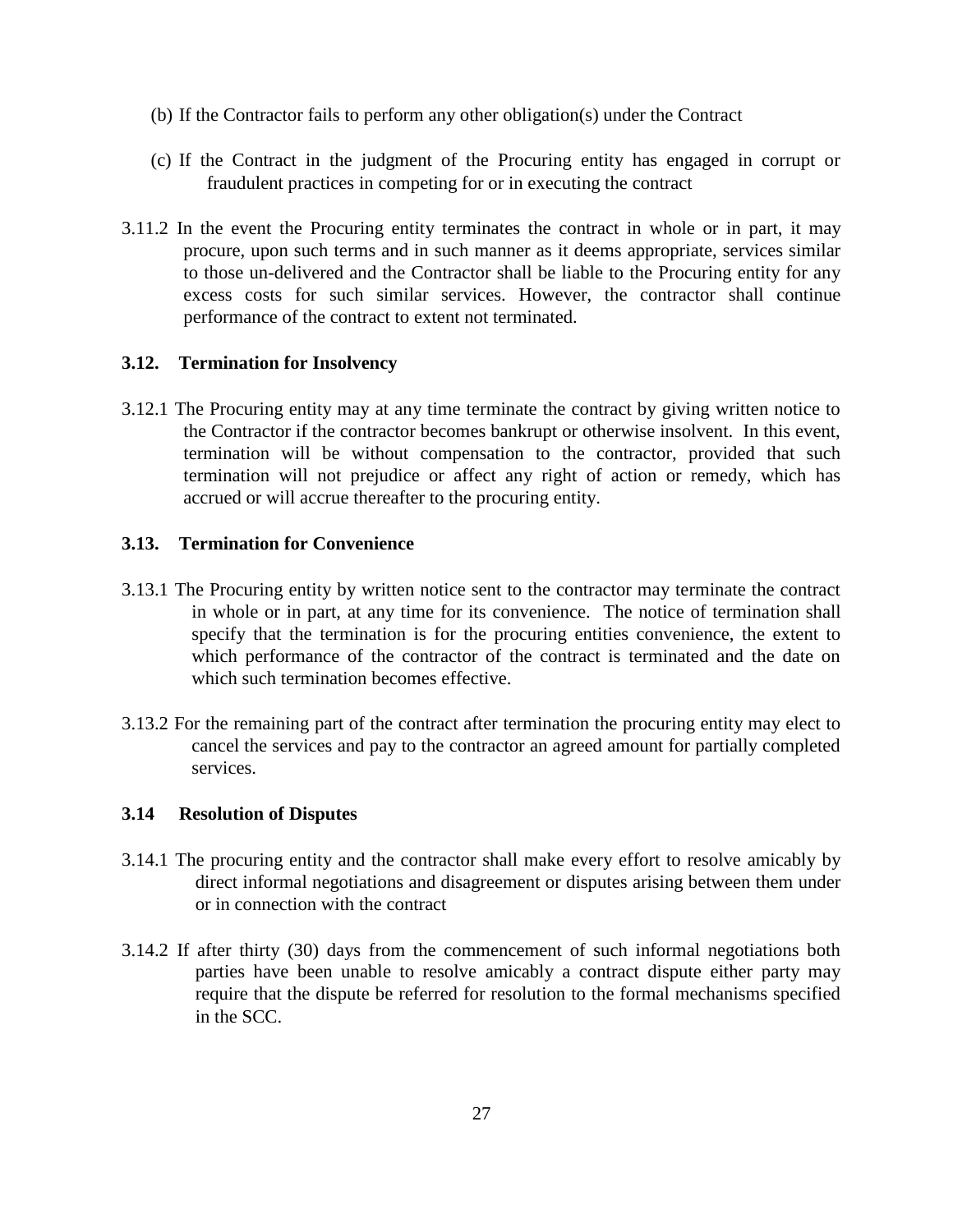(b) If the Contractor fails to perform any other obligation(s) under the Contract

(c) If the Contract in the judgment of the Procuring entity has engaged in corrupt or fraudulent practices in competing for or in executing the contract

3.11.2 In the event the Procuring entity terminates the contract in whole or in part, it may procure, upon such terms and in such manner as it deems appropriate, services similar to those un-delivered and the Contractor shall be liable to the Procuring entity for any excess costs for such similar services. However, the contractor shall continue performance of the contract to extent not terminated.

**3.12. Termination for Insolvency**

3.12.1 The Procuring entity may at any time terminate the contract by giving written notice to the Contractor if the contractor becomes bankrupt or otherwise insolvent. In this event, termination will be without compensation to the contractor, provided that such termination will not prejudice or affect any right of action or remedy, which has accrued or will accrue thereafter to the procuring entity.

**3.13. Termination for Convenience**

3.13.1 The Procuring entity by written notice sent to the contractor may terminate the contract in whole or in part, at any time for its convenience. The notice of termination shall specify that the termination is for the procuring entities convenience, the extent to which performance of the contractor of the contract is terminated and the date on which such termination becomes effective.

3.13.2 For the remaining part of the contract after termination the procuring entity may elect to cancel the services and pay to the contractor an agreed amount for partially completed services.

**3.14 Resolution of Disputes**

3.14.1 The procuring entity and the contractor shall make every effort to resolve amicably by direct informal negotiations and disagreement or disputes arising between them under or in connection with the contract

3.14.2 If after thirty (30) days from the commencement of such informal negotiations both parties have been unable to resolve amicably a contract dispute either party may require that the dispute be referred for resolution to the formal mechanisms specified in the SCC.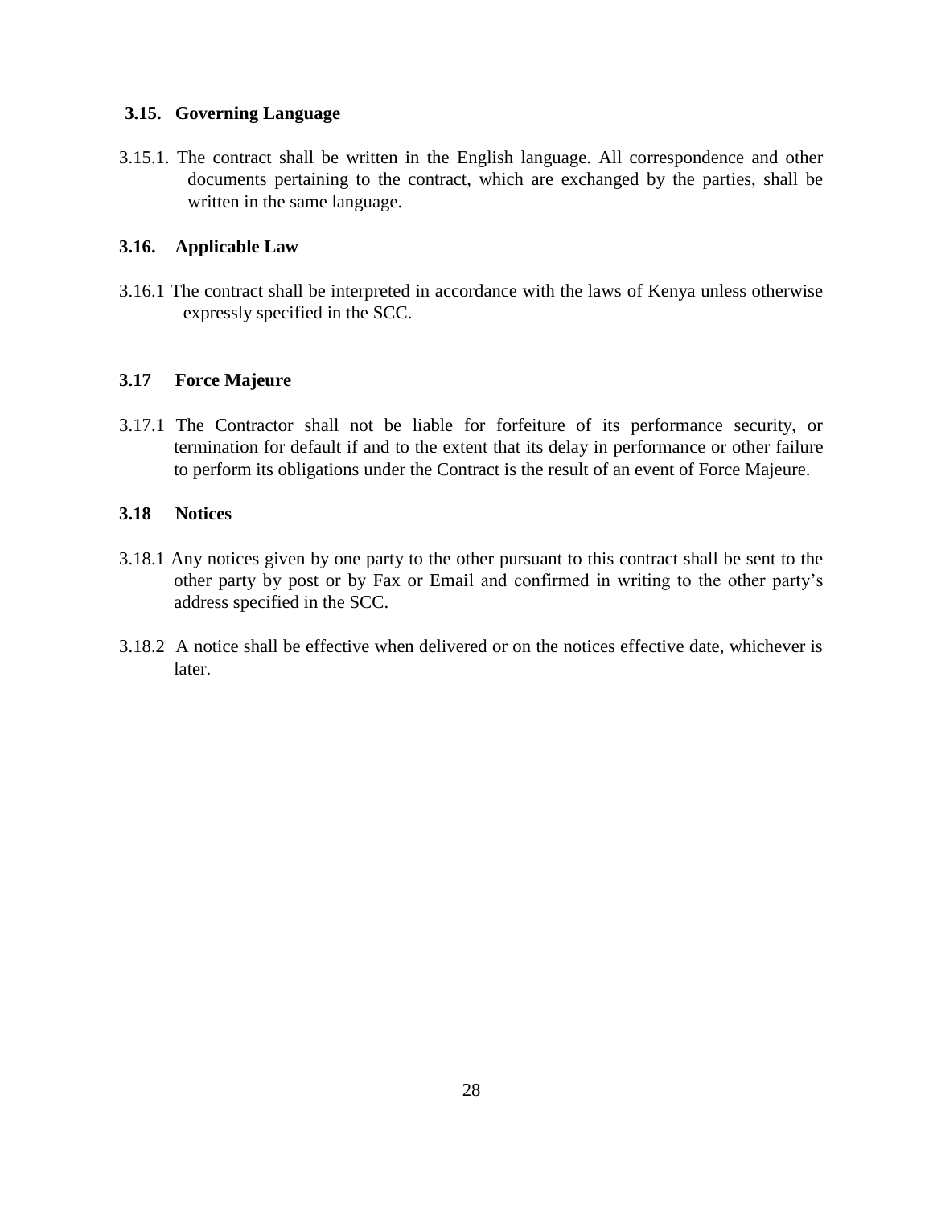### 3.15. Governing Language

3.15.1. The contract shall be written in the English language. All correspondence and other documents pertaining to the contract, which are exchanged by the parties, shall be written in the same language.

### 3.16. Applicable Law

3.16.1 The contract shall be interpreted in accordance with the laws of Kenya unless otherwise expressly specified in the SCC.

### 3.17 Force Majeure

3.17.1 The Contractor shall not be liable for forfeiture of its performance security, or termination for default if and to the extent that its delay in performance or other failure to perform its obligations under the Contract is the result of an event of Force Majeure.

### 3.18 Notices

3.18.1 Any notices given by one party to the other pursuant to this contract shall be sent to the other party by post or by Fax or Email and confirmed in writing to the other party's address specified in the SCC.

3.18.2 A notice shall be effective when delivered or on the notices effective date, whichever is later.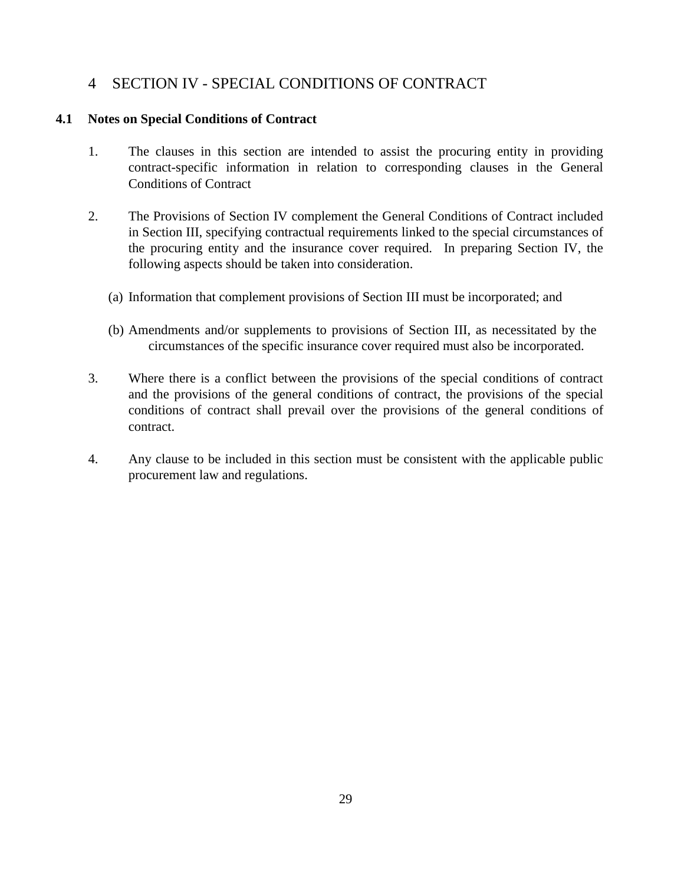# 4 SECTION IV - SPECIAL CONDITIONS OF CONTRACT

## 4.1 Notes on Special Conditions of Contract

1. The clauses in this section are intended to assist the procuring entity in providing contract-specific information in relation to corresponding clauses in the General Conditions of Contract

2. The Provisions of Section IV complement the General Conditions of Contract included in Section III, specifying contractual requirements linked to the special circumstances of the procuring entity and the insurance cover required. In preparing Section IV, the following aspects should be taken into consideration.

   (a) Information that complement provisions of Section III must be incorporated; and

   (b) Amendments and/or supplements to provisions of Section III, as necessitated by the circumstances of the specific insurance cover required must also be incorporated.

3. Where there is a conflict between the provisions of the special conditions of contract and the provisions of the general conditions of contract, the provisions of the special conditions of contract shall prevail over the provisions of the general conditions of contract.

4. Any clause to be included in this section must be consistent with the applicable public procurement law and regulations.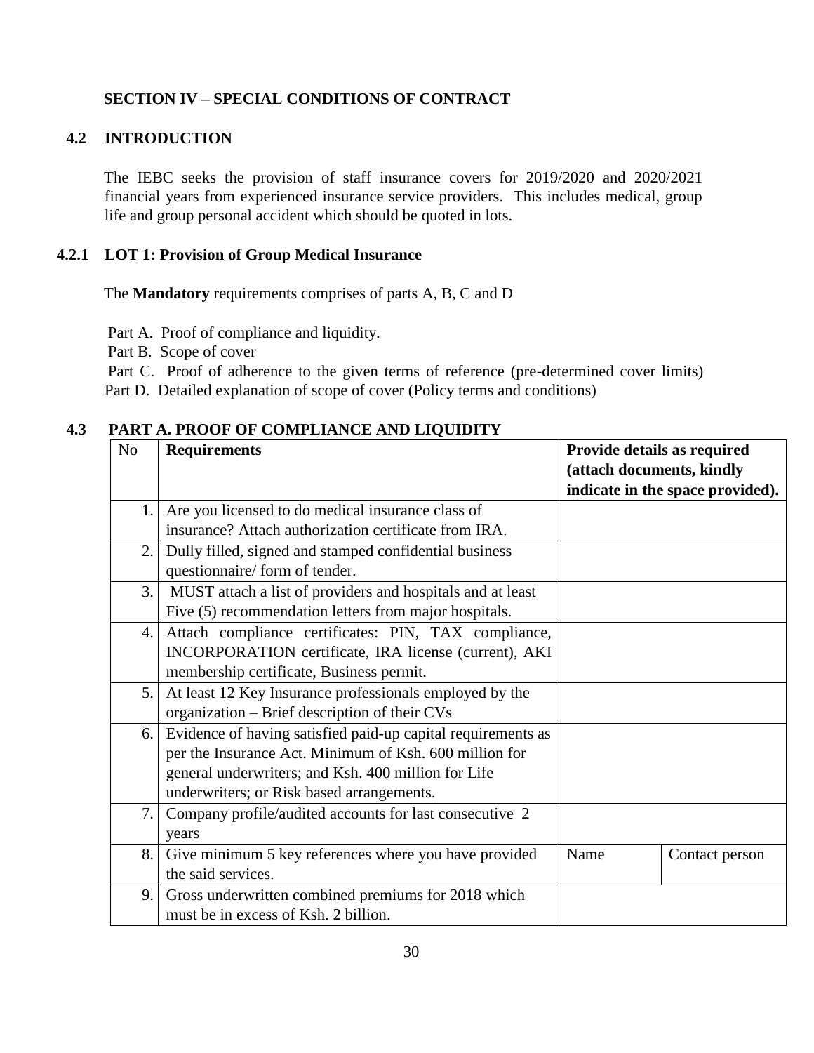**SECTION IV – SPECIAL CONDITIONS OF CONTRACT**

## 4.2 INTRODUCTION

The IEBC seeks the provision of staff insurance covers for 2019/2020 and 2020/2021 financial years from experienced insurance service providers. This includes medical, group life and group personal accident which should be quoted in lots.

### 4.2.1 LOT 1: Provision of Group Medical Insurance

The **Mandatory** requirements comprises of parts A, B, C and D

Part A. Proof of compliance and liquidity.
Part B. Scope of cover
Part C. Proof of adherence to the given terms of reference (pre-determined cover limits)
Part D. Detailed explanation of scope of cover (Policy terms and conditions)

## 4.3 PART A. PROOF OF COMPLIANCE AND LIQUIDITY

| No | Requirements | Provide details as required (attach documents, kindly indicate in the space provided). | |
|---|---|---|---|
| 1. | Are you licensed to do medical insurance class of insurance? Attach authorization certificate from IRA. | | |
| 2. | Dully filled, signed and stamped confidential business questionnaire/ form of tender. | | |
| 3. | MUST attach a list of providers and hospitals and at least Five (5) recommendation letters from major hospitals. | | |
| 4. | Attach compliance certificates: PIN, TAX compliance, INCORPORATION certificate, IRA license (current), AKI membership certificate, Business permit. | | |
| 5. | At least 12 Key Insurance professionals employed by the organization – Brief description of their CVs | | |
| 6. | Evidence of having satisfied paid-up capital requirements as per the Insurance Act. Minimum of Ksh. 600 million for general underwriters; and Ksh. 400 million for Life underwriters; or Risk based arrangements. | | |
| 7. | Company profile/audited accounts for last consecutive 2 years | | |
| 8. | Give minimum 5 key references where you have provided the said services. | Name | Contact person |
| 9. | Gross underwritten combined premiums for 2018 which must be in excess of Ksh. 2 billion. | | |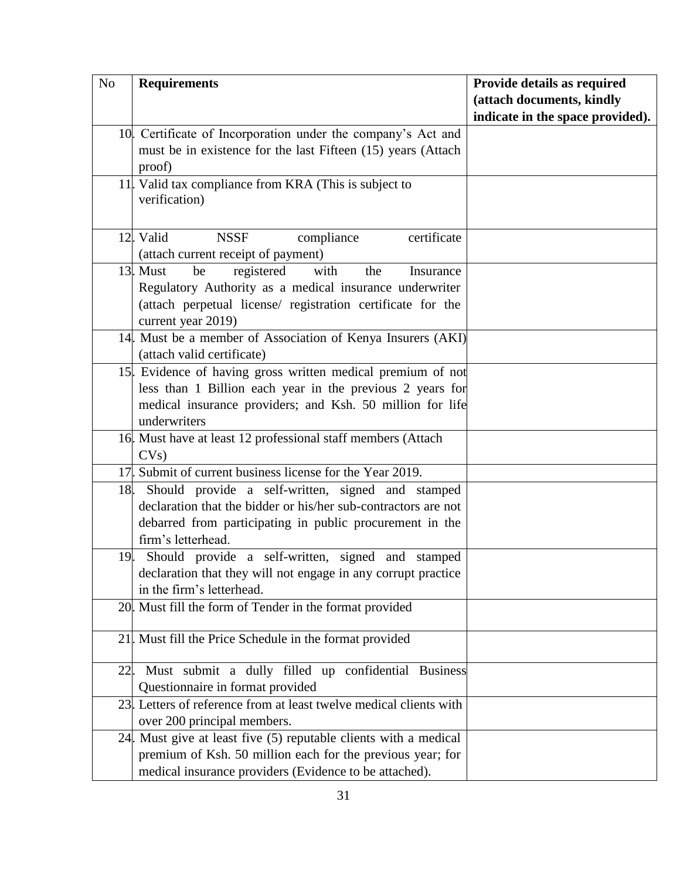| No | Requirements | Provide details as required (attach documents, kindly indicate in the space provided). |
|---|---|---|
| 10. | Certificate of Incorporation under the company's Act and must be in existence for the last Fifteen (15) years (Attach proof) | |
| 11. | Valid tax compliance from KRA (This is subject to verification) | |
| 12. | Valid NSSF compliance certificate (attach current receipt of payment) | |
| 13. | Must be registered with the Insurance Regulatory Authority as a medical insurance underwriter (attach perpetual license/ registration certificate for the current year 2019) | |
| 14. | Must be a member of Association of Kenya Insurers (AKI) (attach valid certificate) | |
| 15. | Evidence of having gross written medical premium of not less than 1 Billion each year in the previous 2 years for medical insurance providers; and Ksh. 50 million for life underwriters | |
| 16. | Must have at least 12 professional staff members (Attach CVs) | |
| 17. | Submit of current business license for the Year 2019. | |
| 18. | Should provide a self-written, signed and stamped declaration that the bidder or his/her sub-contractors are not debarred from participating in public procurement in the firm's letterhead. | |
| 19. | Should provide a self-written, signed and stamped declaration that they will not engage in any corrupt practice in the firm's letterhead. | |
| 20. | Must fill the form of Tender in the format provided | |
| 21. | Must fill the Price Schedule in the format provided | |
| 22. | Must submit a dully filled up confidential Business Questionnaire in format provided | |
| 23. | Letters of reference from at least twelve medical clients with over 200 principal members. | |
| 24. | Must give at least five (5) reputable clients with a medical premium of Ksh. 50 million each for the previous year; for medical insurance providers (Evidence to be attached). | |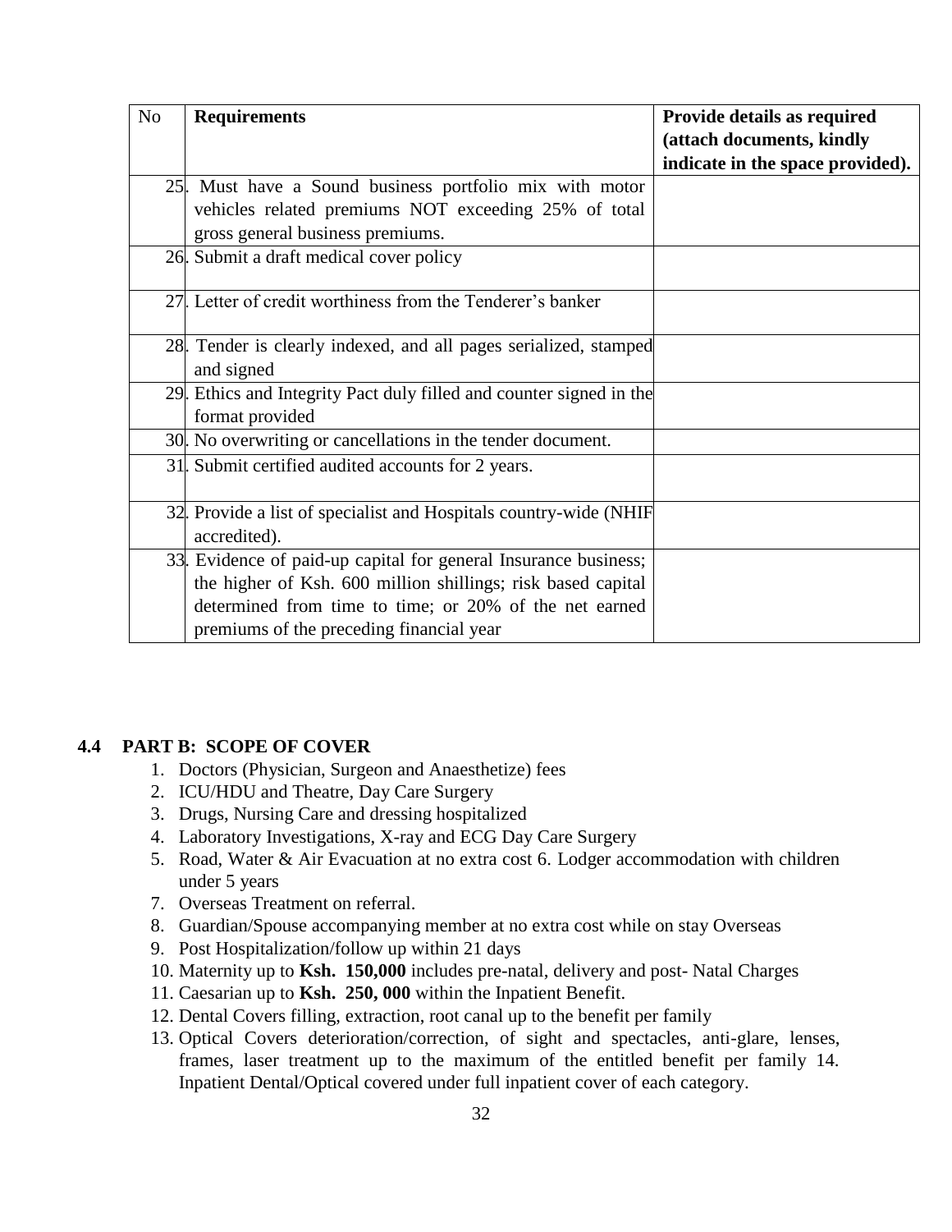| No | Requirements | Provide details as required (attach documents, kindly indicate in the space provided). |
|---|---|---|
| 25. | Must have a Sound business portfolio mix with motor vehicles related premiums NOT exceeding 25% of total gross general business premiums. | |
| 26. | Submit a draft medical cover policy | |
| 27. | Letter of credit worthiness from the Tenderer's banker | |
| 28. | Tender is clearly indexed, and all pages serialized, stamped and signed | |
| 29. | Ethics and Integrity Pact duly filled and counter signed in the format provided | |
| 30. | No overwriting or cancellations in the tender document. | |
| 31. | Submit certified audited accounts for 2 years. | |
| 32. | Provide a list of specialist and Hospitals country-wide (NHIF accredited). | |
| 33. | Evidence of paid-up capital for general Insurance business; the higher of Ksh. 600 million shillings; risk based capital determined from time to time; or 20% of the net earned premiums of the preceding financial year | |

### 4.4 PART B: SCOPE OF COVER

1. Doctors (Physician, Surgeon and Anaesthetize) fees
2. ICU/HDU and Theatre, Day Care Surgery
3. Drugs, Nursing Care and dressing hospitalized
4. Laboratory Investigations, X-ray and ECG Day Care Surgery
5. Road, Water & Air Evacuation at no extra cost 6. Lodger accommodation with children under 5 years
7. Overseas Treatment on referral.
8. Guardian/Spouse accompanying member at no extra cost while on stay Overseas
9. Post Hospitalization/follow up within 21 days
10. Maternity up to **Ksh. 150,000** includes pre-natal, delivery and post- Natal Charges
11. Caesarian up to **Ksh. 250, 000** within the Inpatient Benefit.
12. Dental Covers filling, extraction, root canal up to the benefit per family
13. Optical Covers deterioration/correction, of sight and spectacles, anti-glare, lenses, frames, laser treatment up to the maximum of the entitled benefit per family 14. Inpatient Dental/Optical covered under full inpatient cover of each category.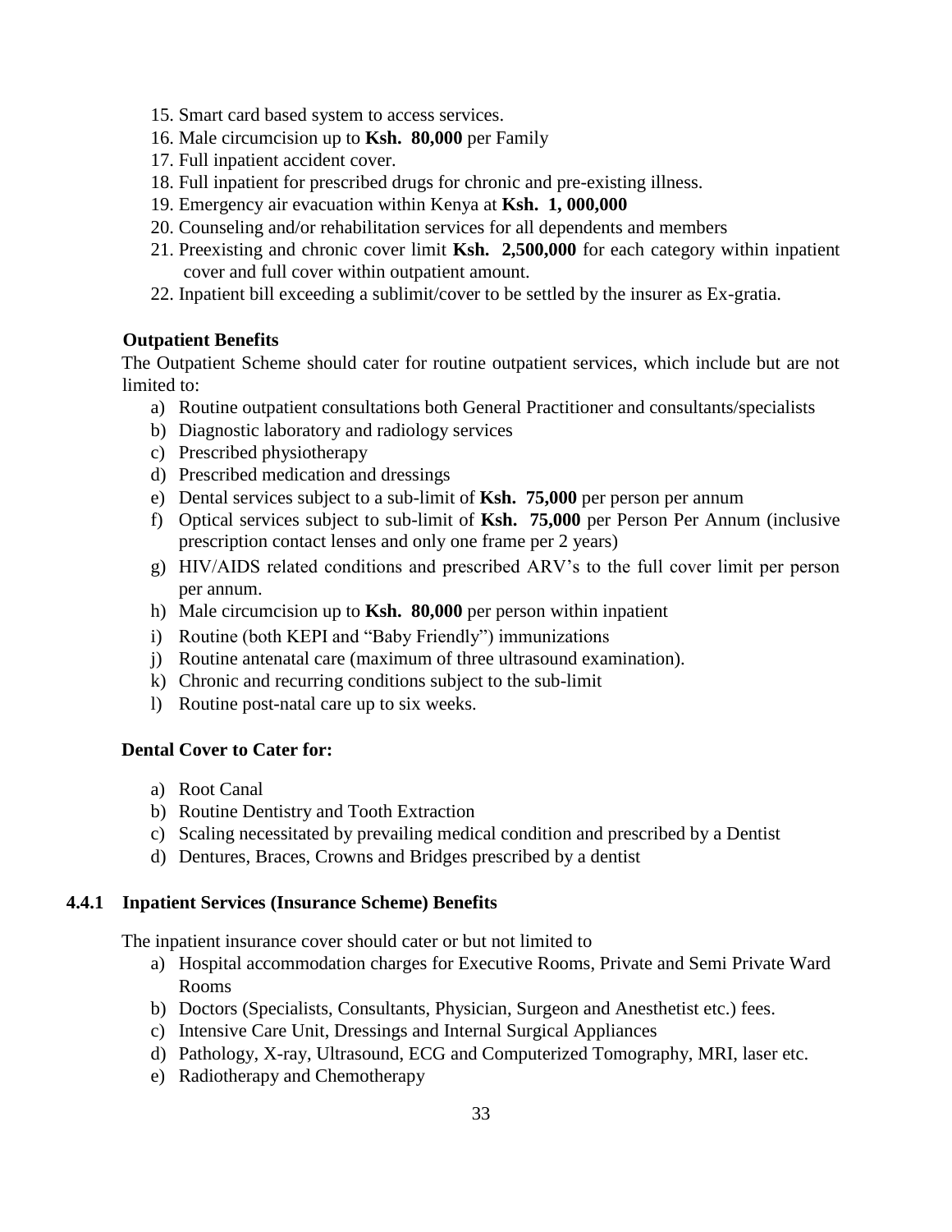15. Smart card based system to access services.
16. Male circumcision up to **Ksh. 80,000** per Family
17. Full inpatient accident cover.
18. Full inpatient for prescribed drugs for chronic and pre-existing illness.
19. Emergency air evacuation within Kenya at **Ksh. 1, 000,000**
20. Counseling and/or rehabilitation services for all dependents and members
21. Preexisting and chronic cover limit **Ksh. 2,500,000** for each category within inpatient cover and full cover within outpatient amount.
22. Inpatient bill exceeding a sublimit/cover to be settled by the insurer as Ex-gratia.

**Outpatient Benefits**

The Outpatient Scheme should cater for routine outpatient services, which include but are not limited to:

a) Routine outpatient consultations both General Practitioner and consultants/specialists
b) Diagnostic laboratory and radiology services
c) Prescribed physiotherapy
d) Prescribed medication and dressings
e) Dental services subject to a sub-limit of **Ksh. 75,000** per person per annum
f) Optical services subject to sub-limit of **Ksh. 75,000** per Person Per Annum (inclusive prescription contact lenses and only one frame per 2 years)
g) HIV/AIDS related conditions and prescribed ARV's to the full cover limit per person per annum.
h) Male circumcision up to **Ksh. 80,000** per person within inpatient
i) Routine (both KEPI and "Baby Friendly") immunizations
j) Routine antenatal care (maximum of three ultrasound examination).
k) Chronic and recurring conditions subject to the sub-limit
l) Routine post-natal care up to six weeks.

**Dental Cover to Cater for:**

a) Root Canal
b) Routine Dentistry and Tooth Extraction
c) Scaling necessitated by prevailing medical condition and prescribed by a Dentist
d) Dentures, Braces, Crowns and Bridges prescribed by a dentist

### 4.4.1 Inpatient Services (Insurance Scheme) Benefits

The inpatient insurance cover should cater or but not limited to

a) Hospital accommodation charges for Executive Rooms, Private and Semi Private Ward Rooms
b) Doctors (Specialists, Consultants, Physician, Surgeon and Anesthetist etc.) fees.
c) Intensive Care Unit, Dressings and Internal Surgical Appliances
d) Pathology, X-ray, Ultrasound, ECG and Computerized Tomography, MRI, laser etc.
e) Radiotherapy and Chemotherapy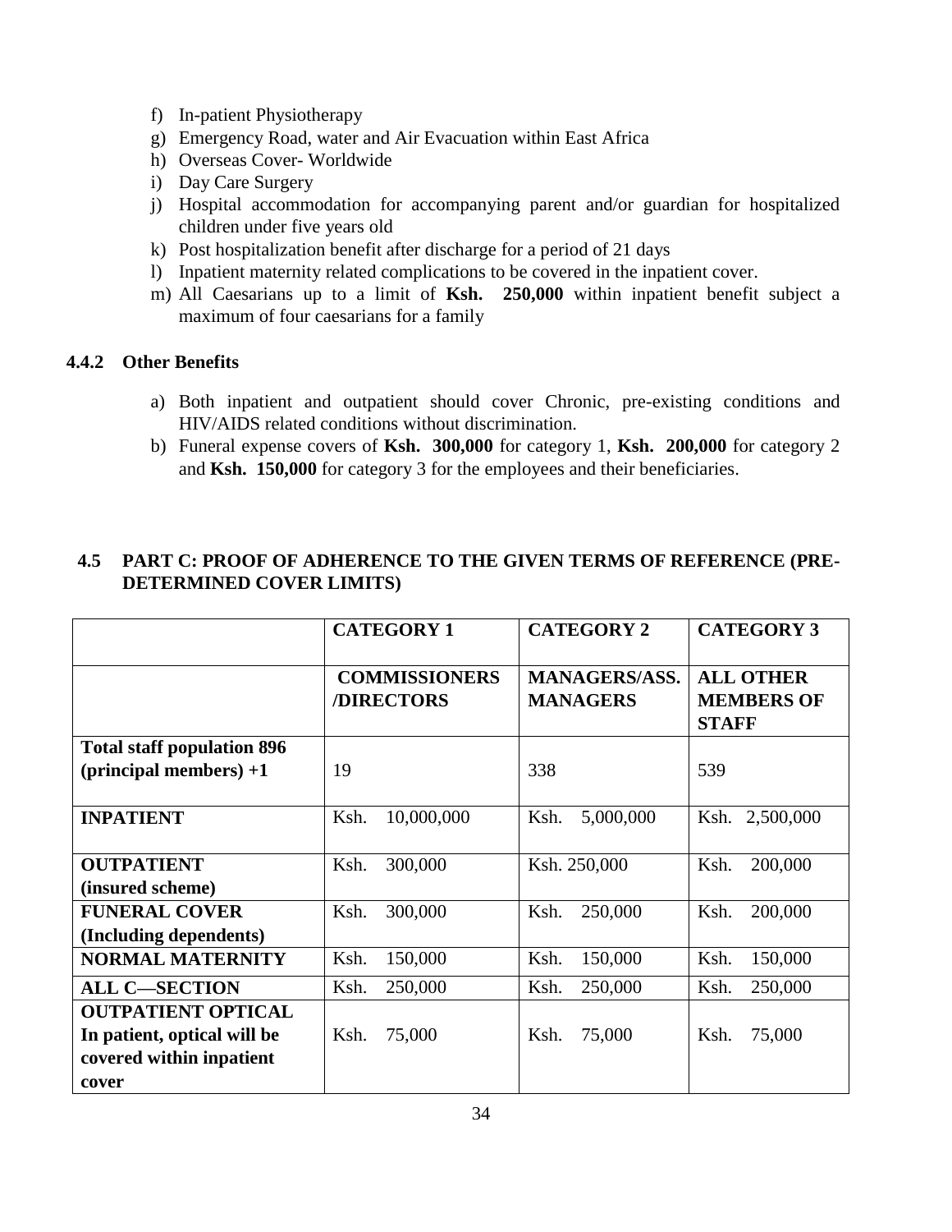f) In-patient Physiotherapy
g) Emergency Road, water and Air Evacuation within East Africa
h) Overseas Cover- Worldwide
i) Day Care Surgery
j) Hospital accommodation for accompanying parent and/or guardian for hospitalized children under five years old
k) Post hospitalization benefit after discharge for a period of 21 days
l) Inpatient maternity related complications to be covered in the inpatient cover.
m) All Caesarians up to a limit of **Ksh. 250,000** within inpatient benefit subject a maximum of four caesarians for a family

### 4.4.2 Other Benefits

a) Both inpatient and outpatient should cover Chronic, pre-existing conditions and HIV/AIDS related conditions without discrimination.
b) Funeral expense covers of **Ksh. 300,000** for category 1, **Ksh. 200,000** for category 2 and **Ksh. 150,000** for category 3 for the employees and their beneficiaries.

## 4.5 PART C: PROOF OF ADHERENCE TO THE GIVEN TERMS OF REFERENCE (PRE-DETERMINED COVER LIMITS)

| | **CATEGORY 1** | **CATEGORY 2** | **CATEGORY 3** |
|---|---|---|---|
| | **COMMISSIONERS /DIRECTORS** | **MANAGERS/ASS. MANAGERS** | **ALL OTHER MEMBERS OF STAFF** |
| **Total staff population 896 (principal members) +1** | 19 | 338 | 539 |
| **INPATIENT** | Ksh. 10,000,000 | Ksh. 5,000,000 | Ksh. 2,500,000 |
| **OUTPATIENT (insured scheme)** | Ksh. 300,000 | Ksh. 250,000 | Ksh. 200,000 |
| **FUNERAL COVER (Including dependents)** | Ksh. 300,000 | Ksh. 250,000 | Ksh. 200,000 |
| **NORMAL MATERNITY** | Ksh. 150,000 | Ksh. 150,000 | Ksh. 150,000 |
| **ALL C—SECTION** | Ksh. 250,000 | Ksh. 250,000 | Ksh. 250,000 |
| **OUTPATIENT OPTICAL In patient, optical will be covered within inpatient cover** | Ksh. 75,000 | Ksh. 75,000 | Ksh. 75,000 |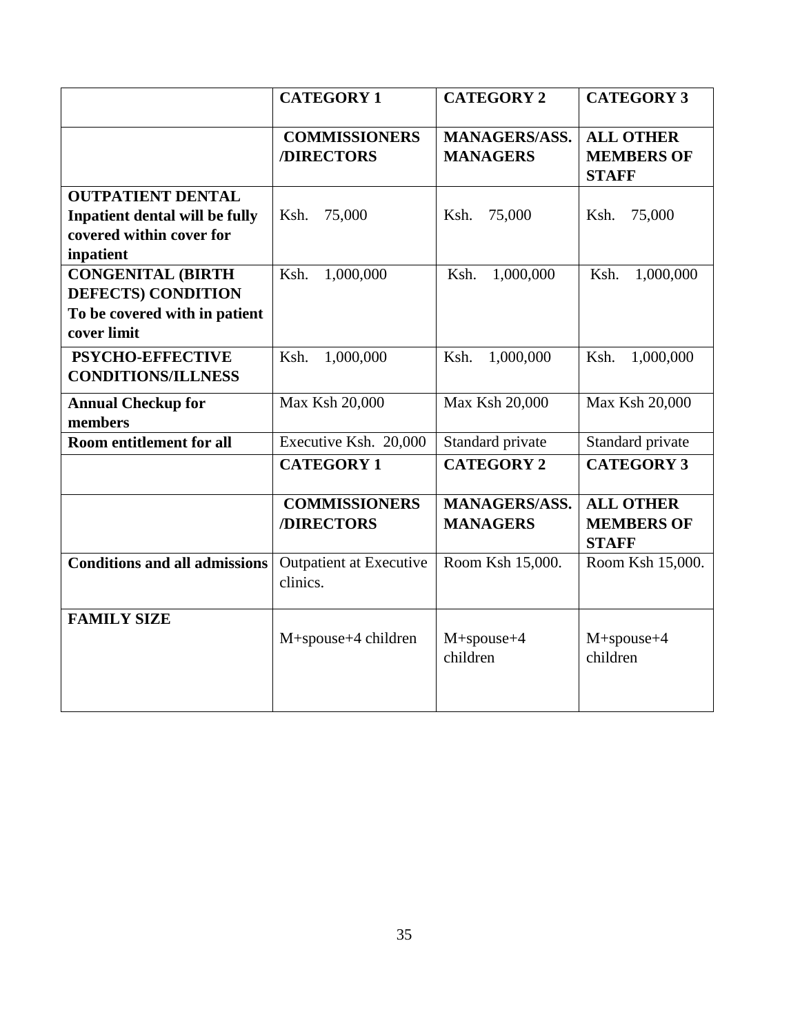| | CATEGORY 1 | CATEGORY 2 | CATEGORY 3 |
|---|---|---|---|
| | **COMMISSIONERS /DIRECTORS** | **MANAGERS/ASS. MANAGERS** | **ALL OTHER MEMBERS OF STAFF** |
| **OUTPATIENT DENTAL Inpatient dental will be fully covered within cover for inpatient** | Ksh. 75,000 | Ksh. 75,000 | Ksh. 75,000 |
| **CONGENITAL (BIRTH DEFECTS) CONDITION To be covered with in patient cover limit** | Ksh. 1,000,000 | Ksh. 1,000,000 | Ksh. 1,000,000 |
| **PSYCHO-EFFECTIVE CONDITIONS/ILLNESS** | Ksh. 1,000,000 | Ksh. 1,000,000 | Ksh. 1,000,000 |
| **Annual Checkup for members** | Max Ksh 20,000 | Max Ksh 20,000 | Max Ksh 20,000 |
| **Room entitlement for all** | Executive Ksh. 20,000 | Standard private | Standard private |
| | **CATEGORY 1** | **CATEGORY 2** | **CATEGORY 3** |
| | **COMMISSIONERS /DIRECTORS** | **MANAGERS/ASS. MANAGERS** | **ALL OTHER MEMBERS OF STAFF** |
| **Conditions and all admissions** | Outpatient at Executive clinics. | Room Ksh 15,000. | Room Ksh 15,000. |
| **FAMILY SIZE** | M+spouse+4 children | M+spouse+4 children | M+spouse+4 children |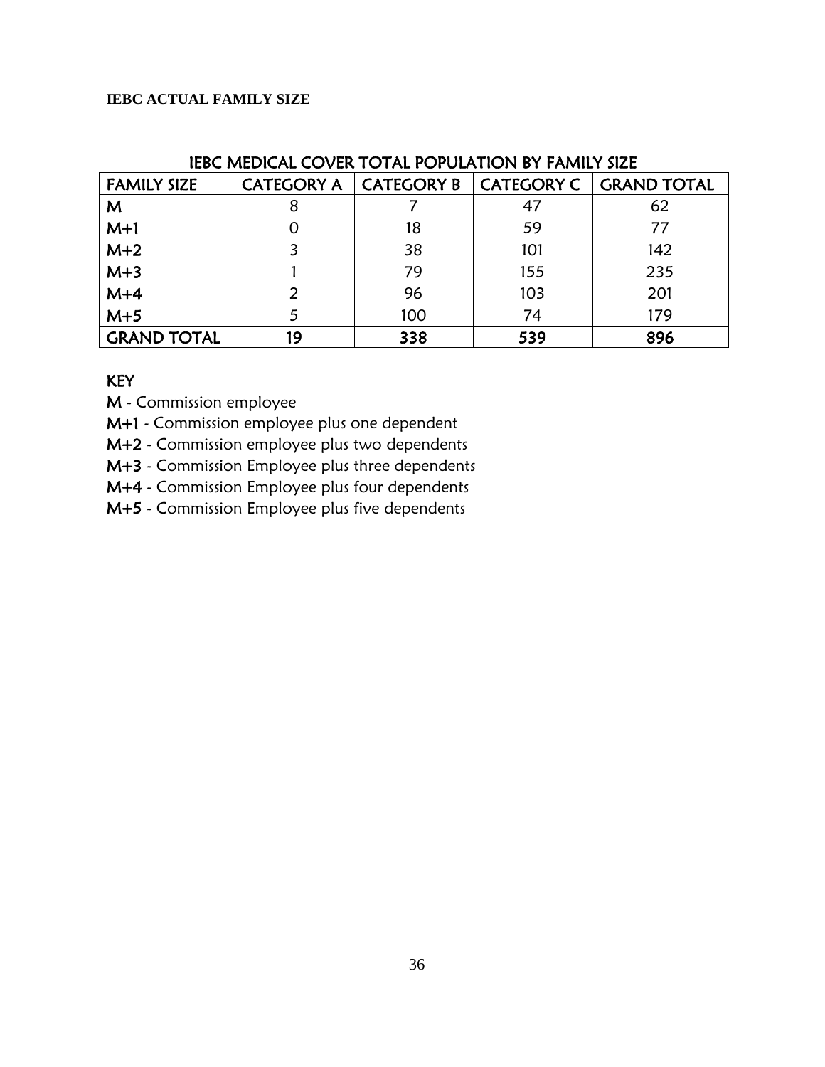**IEBC ACTUAL FAMILY SIZE**

**IEBC MEDICAL COVER TOTAL POPULATION BY FAMILY SIZE**

| FAMILY SIZE | CATEGORY A | CATEGORY B | CATEGORY C | GRAND TOTAL |
|---|---|---|---|---|
| M | 8 | 7 | 47 | 62 |
| M+1 | 0 | 18 | 59 | 77 |
| M+2 | 3 | 38 | 101 | 142 |
| M+3 | 1 | 79 | 155 | 235 |
| M+4 | 2 | 96 | 103 | 201 |
| M+5 | 5 | 100 | 74 | 179 |
| **GRAND TOTAL** | **19** | **338** | **539** | **896** |

**KEY**

**M** - Commission employee

**M+1** - Commission employee plus one dependent

**M+2** - Commission employee plus two dependents

**M+3** - Commission Employee plus three dependents

**M+4** - Commission Employee plus four dependents

**M+5** - Commission Employee plus five dependents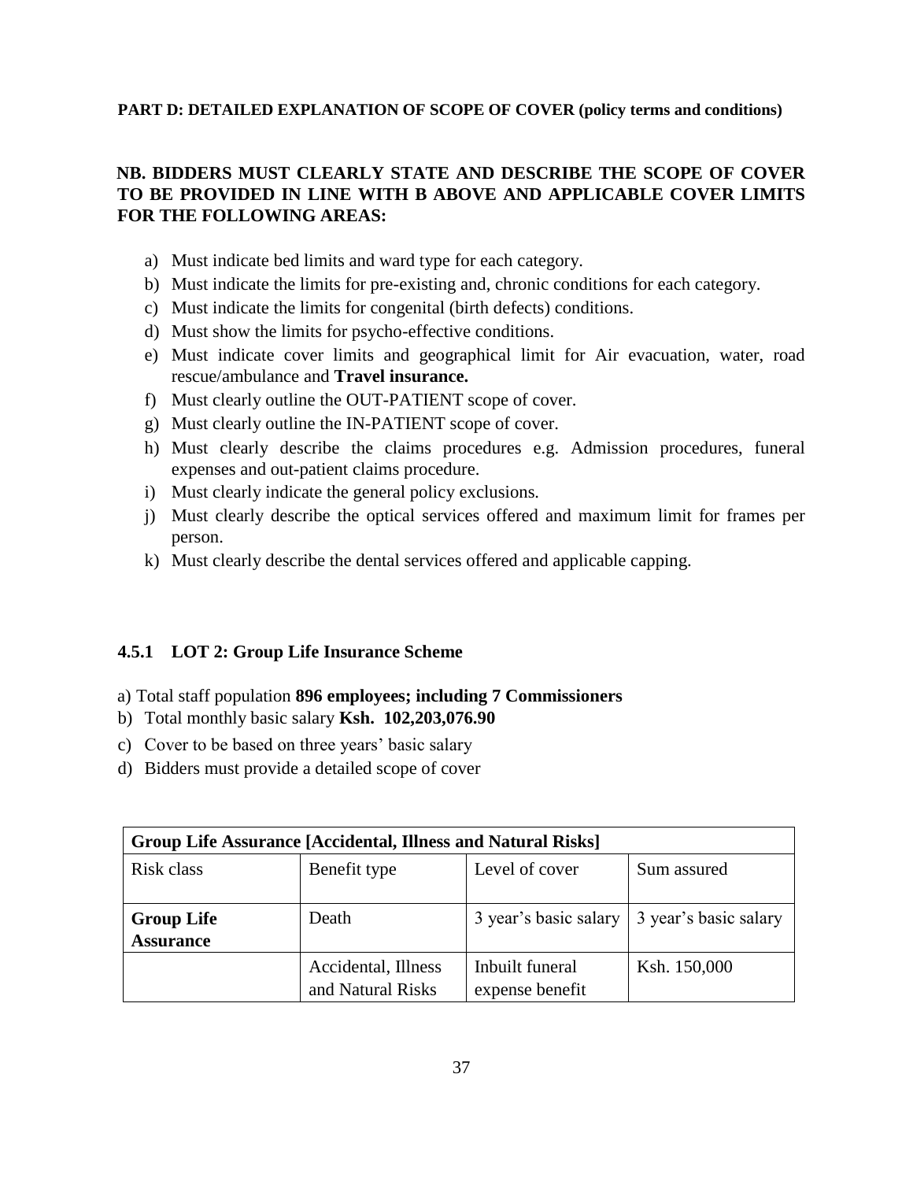**PART D: DETAILED EXPLANATION OF SCOPE OF COVER (policy terms and conditions)**

**NB. BIDDERS MUST CLEARLY STATE AND DESCRIBE THE SCOPE OF COVER TO BE PROVIDED IN LINE WITH B ABOVE AND APPLICABLE COVER LIMITS FOR THE FOLLOWING AREAS:**

a) Must indicate bed limits and ward type for each category.
b) Must indicate the limits for pre-existing and, chronic conditions for each category.
c) Must indicate the limits for congenital (birth defects) conditions.
d) Must show the limits for psycho-effective conditions.
e) Must indicate cover limits and geographical limit for Air evacuation, water, road rescue/ambulance and **Travel insurance.**
f) Must clearly outline the OUT-PATIENT scope of cover.
g) Must clearly outline the IN-PATIENT scope of cover.
h) Must clearly describe the claims procedures e.g. Admission procedures, funeral expenses and out-patient claims procedure.
i) Must clearly indicate the general policy exclusions.
j) Must clearly describe the optical services offered and maximum limit for frames per person.
k) Must clearly describe the dental services offered and applicable capping.

### 4.5.1 LOT 2: Group Life Insurance Scheme

a) Total staff population **896 employees; including 7 Commissioners**
b) Total monthly basic salary **Ksh. 102,203,076.90**
c) Cover to be based on three years' basic salary
d) Bidders must provide a detailed scope of cover

| **Group Life Assurance [Accidental, Illness and Natural Risks]** | | | |
|---|---|---|---|
| Risk class | Benefit type | Level of cover | Sum assured |
| **Group Life Assurance** | Death | 3 year's basic salary | 3 year's basic salary |
| | Accidental, Illness and Natural Risks | Inbuilt funeral expense benefit | Ksh. 150,000 |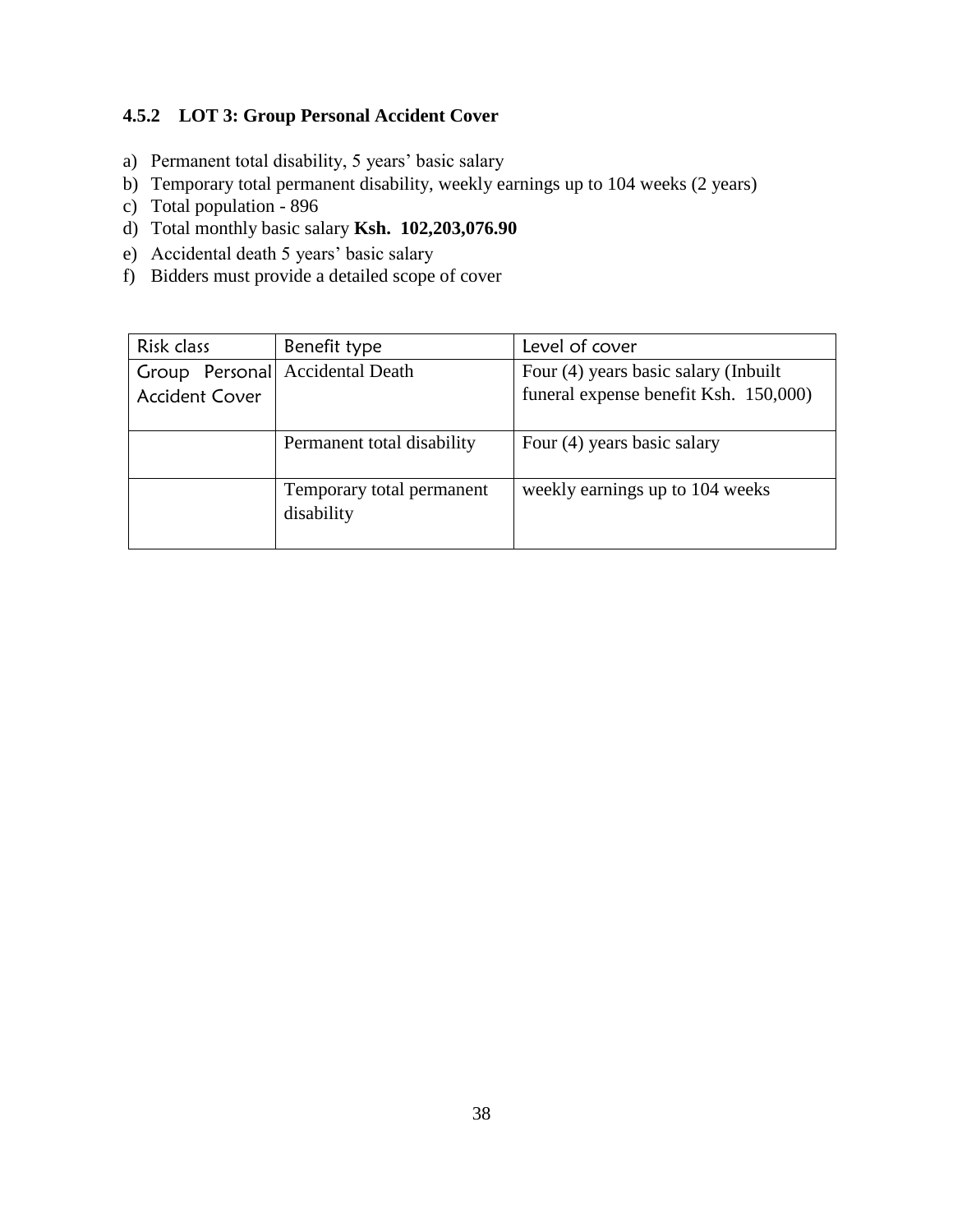### 4.5.2 LOT 3: Group Personal Accident Cover

a) Permanent total disability, 5 years' basic salary
b) Temporary total permanent disability, weekly earnings up to 104 weeks (2 years)
c) Total population - 896
d) Total monthly basic salary **Ksh. 102,203,076.90**
e) Accidental death 5 years' basic salary
f) Bidders must provide a detailed scope of cover

| Risk class | Benefit type | Level of cover |
|---|---|---|
| Group Personal Accident Cover | Accidental Death | Four (4) years basic salary (Inbuilt funeral expense benefit Ksh. 150,000) |
| | Permanent total disability | Four (4) years basic salary |
| | Temporary total permanent disability | weekly earnings up to 104 weeks |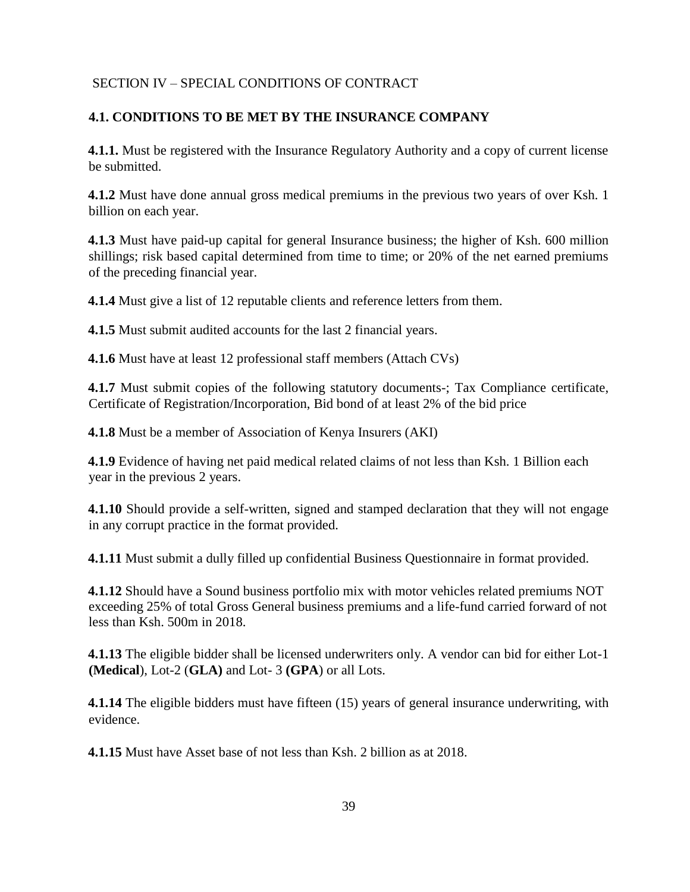SECTION IV – SPECIAL CONDITIONS OF CONTRACT

## 4.1. CONDITIONS TO BE MET BY THE INSURANCE COMPANY

**4.1.1.** Must be registered with the Insurance Regulatory Authority and a copy of current license be submitted.

**4.1.2** Must have done annual gross medical premiums in the previous two years of over Ksh. 1 billion on each year.

**4.1.3** Must have paid-up capital for general Insurance business; the higher of Ksh. 600 million shillings; risk based capital determined from time to time; or 20% of the net earned premiums of the preceding financial year.

**4.1.4** Must give a list of 12 reputable clients and reference letters from them.

**4.1.5** Must submit audited accounts for the last 2 financial years.

**4.1.6** Must have at least 12 professional staff members (Attach CVs)

**4.1.7** Must submit copies of the following statutory documents-; Tax Compliance certificate, Certificate of Registration/Incorporation, Bid bond of at least 2% of the bid price

**4.1.8** Must be a member of Association of Kenya Insurers (AKI)

**4.1.9** Evidence of having net paid medical related claims of not less than Ksh. 1 Billion each year in the previous 2 years.

**4.1.10** Should provide a self-written, signed and stamped declaration that they will not engage in any corrupt practice in the format provided.

**4.1.11** Must submit a dully filled up confidential Business Questionnaire in format provided.

**4.1.12** Should have a Sound business portfolio mix with motor vehicles related premiums NOT exceeding 25% of total Gross General business premiums and a life-fund carried forward of not less than Ksh. 500m in 2018.

**4.1.13** The eligible bidder shall be licensed underwriters only. A vendor can bid for either Lot-1 **(Medical**), Lot-2 (**GLA)** and Lot- 3 **(GPA**) or all Lots.

**4.1.14** The eligible bidders must have fifteen (15) years of general insurance underwriting, with evidence.

**4.1.15** Must have Asset base of not less than Ksh. 2 billion as at 2018.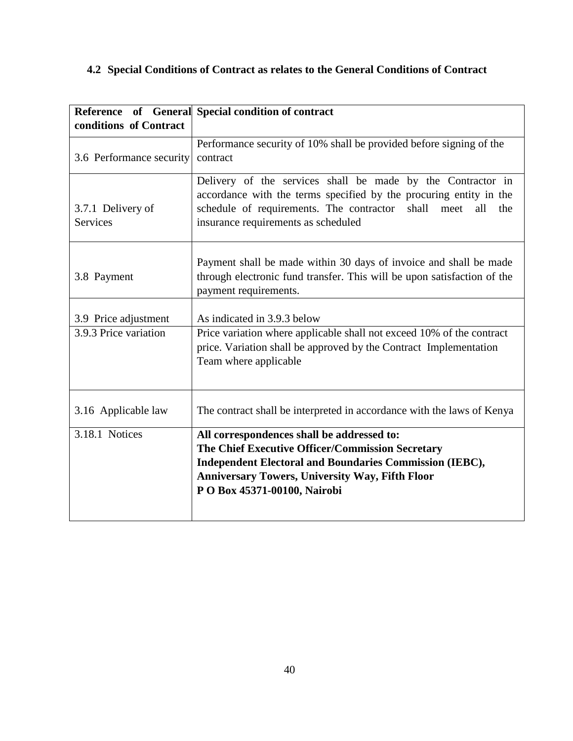### 4.2 Special Conditions of Contract as relates to the General Conditions of Contract

| **Reference of General conditions of Contract** | **Special condition of contract** |
|---|---|
| 3.6 Performance security | Performance security of 10% shall be provided before signing of the contract |
| 3.7.1 Delivery of Services | Delivery of the services shall be made by the Contractor in accordance with the terms specified by the procuring entity in the schedule of requirements. The contractor shall meet all the insurance requirements as scheduled |
| 3.8 Payment | Payment shall be made within 30 days of invoice and shall be made through electronic fund transfer. This will be upon satisfaction of the payment requirements. |
| 3.9 Price adjustment | As indicated in 3.9.3 below |
| 3.9.3 Price variation | Price variation where applicable shall not exceed 10% of the contract price. Variation shall be approved by the Contract Implementation Team where applicable |
| 3.16 Applicable law | The contract shall be interpreted in accordance with the laws of Kenya |
| 3.18.1 Notices | **All correspondences shall be addressed to:**<br>**The Chief Executive Officer/Commission Secretary**<br>**Independent Electoral and Boundaries Commission (IEBC),**<br>**Anniversary Towers, University Way, Fifth Floor**<br>**P O Box 45371-00100, Nairobi** |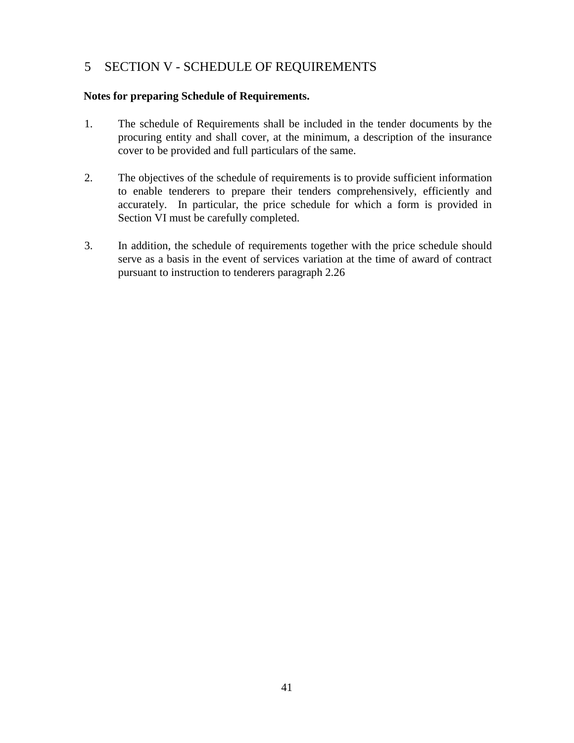# 5 SECTION V - SCHEDULE OF REQUIREMENTS

**Notes for preparing Schedule of Requirements.**

1. The schedule of Requirements shall be included in the tender documents by the procuring entity and shall cover, at the minimum, a description of the insurance cover to be provided and full particulars of the same.

2. The objectives of the schedule of requirements is to provide sufficient information to enable tenderers to prepare their tenders comprehensively, efficiently and accurately. In particular, the price schedule for which a form is provided in Section VI must be carefully completed.

3. In addition, the schedule of requirements together with the price schedule should serve as a basis in the event of services variation at the time of award of contract pursuant to instruction to tenderers paragraph 2.26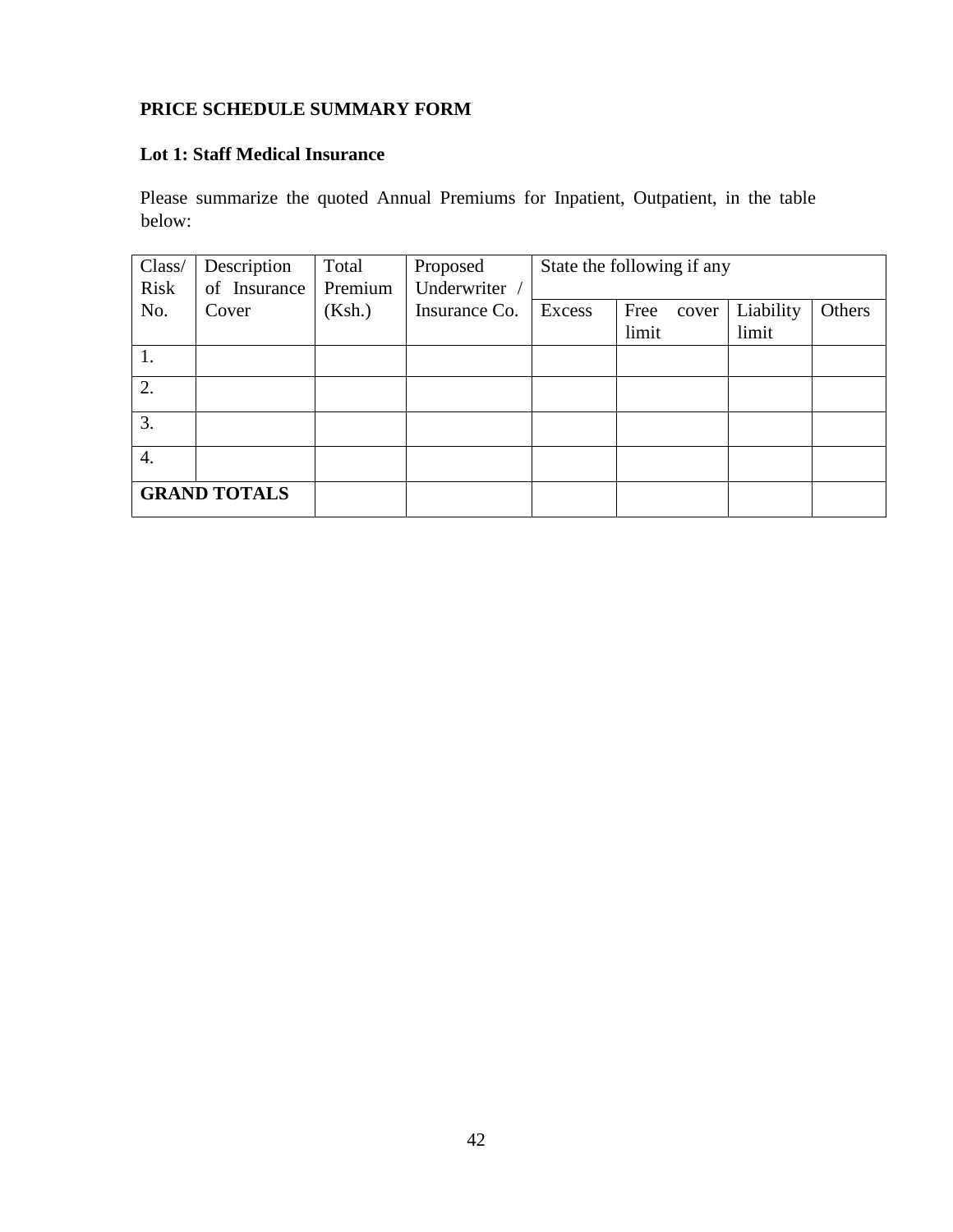**PRICE SCHEDULE SUMMARY FORM**

**Lot 1: Staff Medical Insurance**

Please summarize the quoted Annual Premiums for Inpatient, Outpatient, in the table below:

| Class/ Risk No. | Description of Insurance Cover | Total Premium (Ksh.) | Proposed Underwriter / Insurance Co. | State the following if any | | | |
|---|---|---|---|---|---|---|---|
| | | | | Excess | Free cover limit | Liability limit | Others |
| 1. | | | | | | | |
| 2. | | | | | | | |
| 3. | | | | | | | |
| 4. | | | | | | | |
| **GRAND TOTALS** | | | | | | | |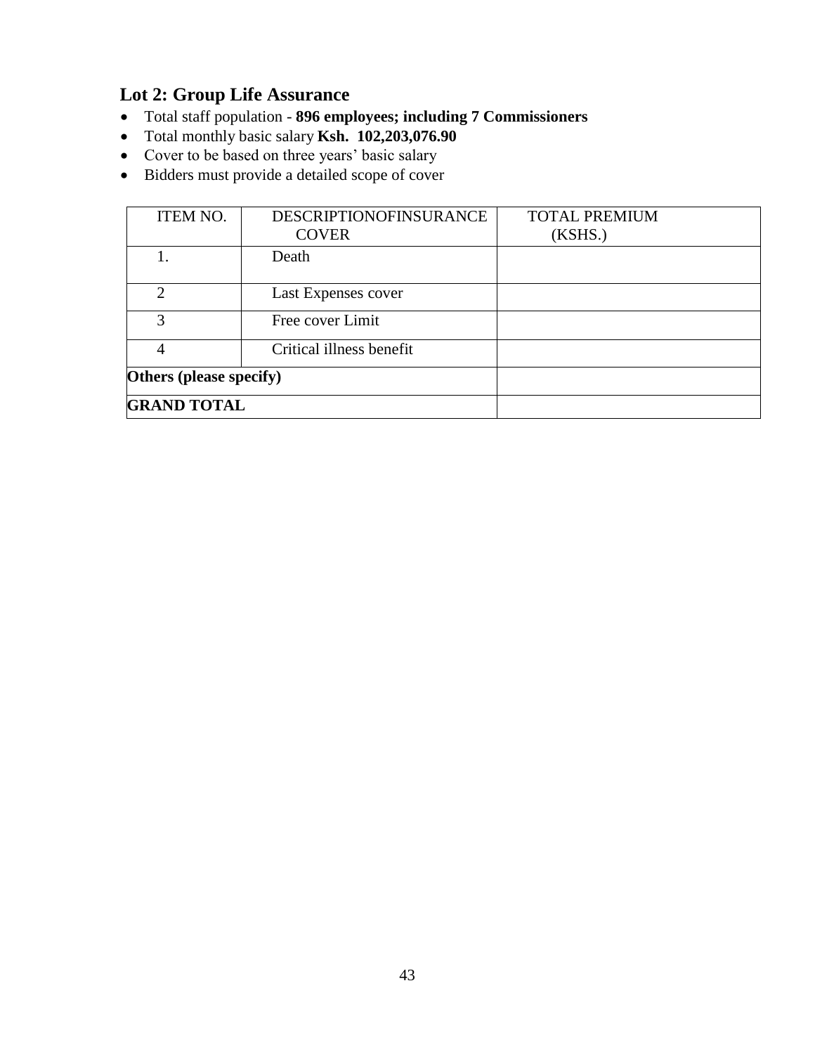## Lot 2: Group Life Assurance

- Total staff population - **896 employees; including 7 Commissioners**
- Total monthly basic salary **Ksh. 102,203,076.90**
- Cover to be based on three years' basic salary
- Bidders must provide a detailed scope of cover

| ITEM NO. | DESCRIPTIONOFINSURANCE COVER | TOTAL PREMIUM (KSHS.) |
|---|---|---|
| 1. | Death | |
| 2 | Last Expenses cover | |
| 3 | Free cover Limit | |
| 4 | Critical illness benefit | |
| **Others (please specify)** | | |
| **GRAND TOTAL** | | |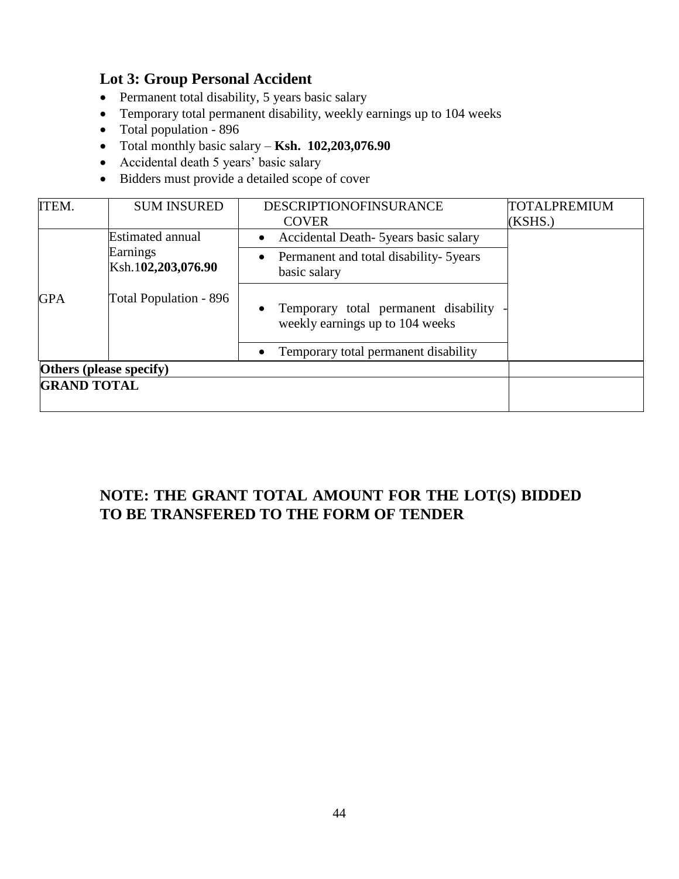## Lot 3: Group Personal Accident

- Permanent total disability, 5 years basic salary
- Temporary total permanent disability, weekly earnings up to 104 weeks
- Total population - 896
- Total monthly basic salary – **Ksh. 102,203,076.90**
- Accidental death 5 years' basic salary
- Bidders must provide a detailed scope of cover

| ITEM. | SUM INSURED | DESCRIPTIONOFINSURANCE COVER | TOTALPREMIUM (KSHS.) |
|---|---|---|---|
| GPA | Estimated annual Earnings Ksh.1**02,203,076.90**<br><br>Total Population - 896 | • Accidental Death- 5years basic salary<br>• Permanent and total disability- 5years basic salary<br>• Temporary total permanent disability - weekly earnings up to 104 weeks<br>• Temporary total permanent disability | |
| **Others (please specify)** | | | |
| **GRAND TOTAL** | | | |

**NOTE: THE GRANT TOTAL AMOUNT FOR THE LOT(S) BIDDED TO BE TRANSFERED TO THE FORM OF TENDER**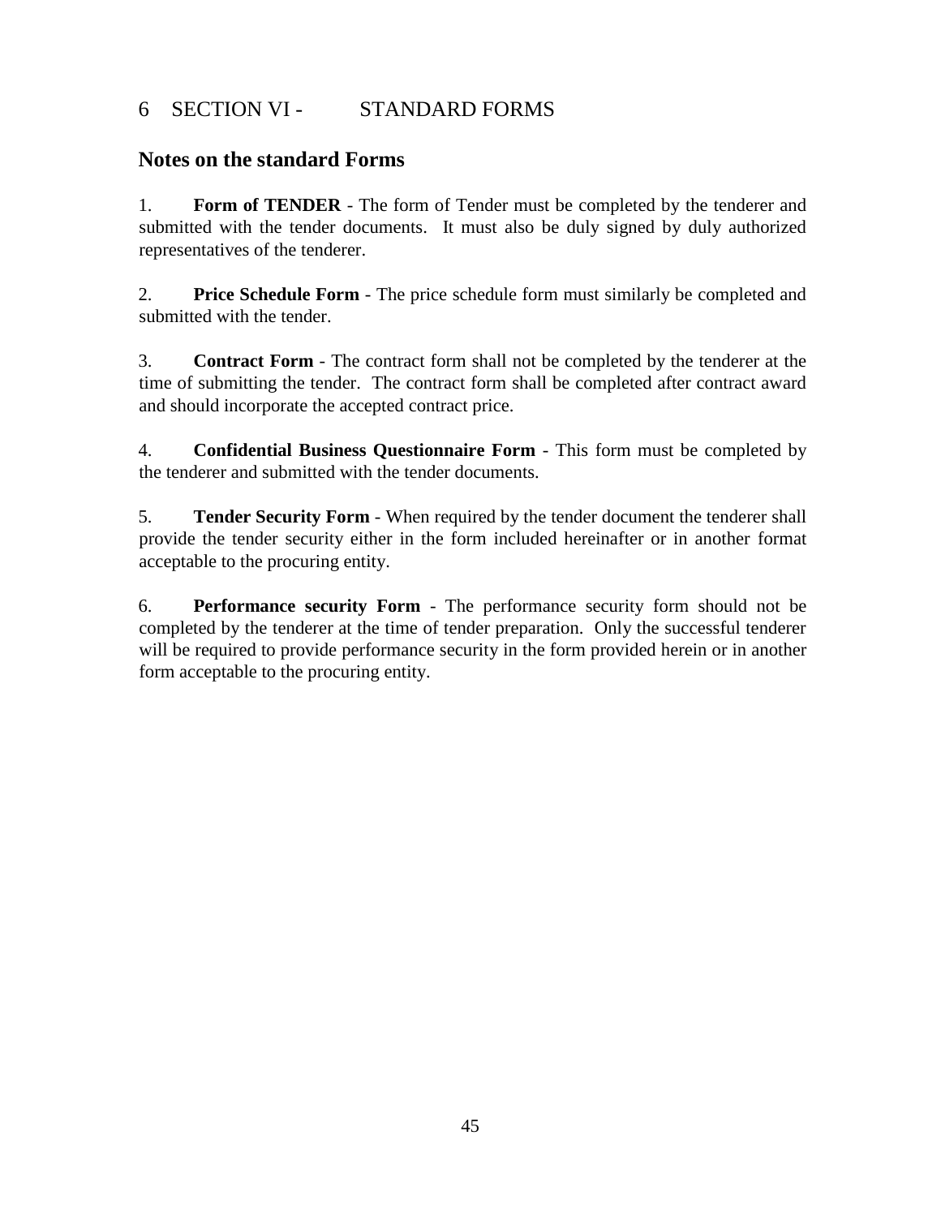# 6 SECTION VI - STANDARD FORMS

## Notes on the standard Forms

1. **Form of TENDER** - The form of Tender must be completed by the tenderer and submitted with the tender documents. It must also be duly signed by duly authorized representatives of the tenderer.

2. **Price Schedule Form** - The price schedule form must similarly be completed and submitted with the tender.

3. **Contract Form** - The contract form shall not be completed by the tenderer at the time of submitting the tender. The contract form shall be completed after contract award and should incorporate the accepted contract price.

4. **Confidential Business Questionnaire Form** - This form must be completed by the tenderer and submitted with the tender documents.

5. **Tender Security Form** - When required by the tender document the tenderer shall provide the tender security either in the form included hereinafter or in another format acceptable to the procuring entity.

6. **Performance security Form** - The performance security form should not be completed by the tenderer at the time of tender preparation. Only the successful tenderer will be required to provide performance security in the form provided herein or in another form acceptable to the procuring entity.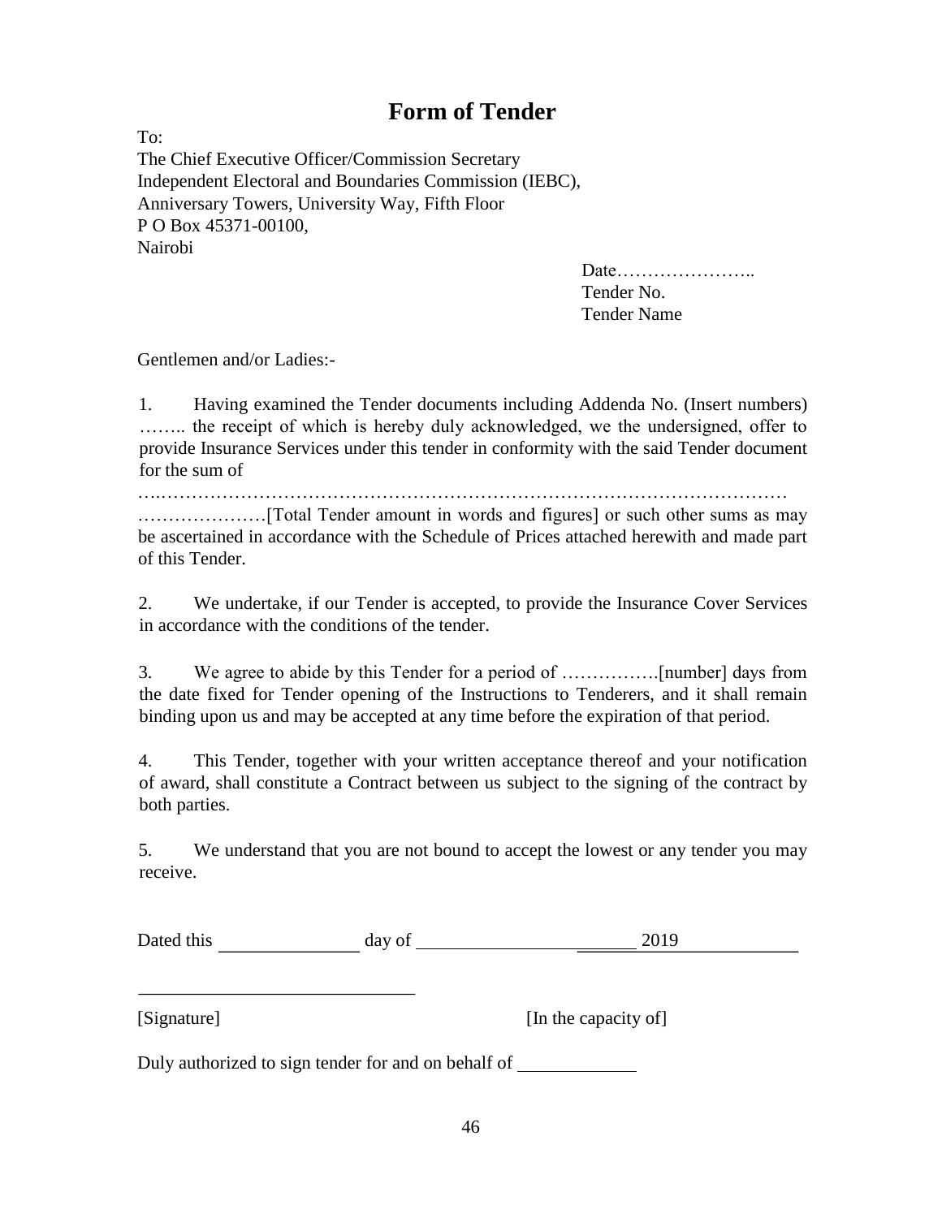# Form of Tender

To:
The Chief Executive Officer/Commission Secretary
Independent Electoral and Boundaries Commission (IEBC),
Anniversary Towers, University Way, Fifth Floor
P O Box 45371-00100,
Nairobi

Date…………………..
Tender No.
Tender Name

Gentlemen and/or Ladies:-

1. Having examined the Tender documents including Addenda No. (Insert numbers) …….. the receipt of which is hereby duly acknowledged, we the undersigned, offer to provide Insurance Services under this tender in conformity with the said Tender document for the sum of

….…………………………………………………………………………………………
…………………[Total Tender amount in words and figures] or such other sums as may be ascertained in accordance with the Schedule of Prices attached herewith and made part of this Tender.

2. We undertake, if our Tender is accepted, to provide the Insurance Cover Services in accordance with the conditions of the tender.

3. We agree to abide by this Tender for a period of …………….[number] days from the date fixed for Tender opening of the Instructions to Tenderers, and it shall remain binding upon us and may be accepted at any time before the expiration of that period.

4. This Tender, together with your written acceptance thereof and your notification of award, shall constitute a Contract between us subject to the signing of the contract by both parties.

5. We understand that you are not bound to accept the lowest or any tender you may receive.

Dated this ______________ day of ______________________ 2019 ______________

______________________________

[Signature] [In the capacity of]

Duly authorized to sign tender for and on behalf of ____________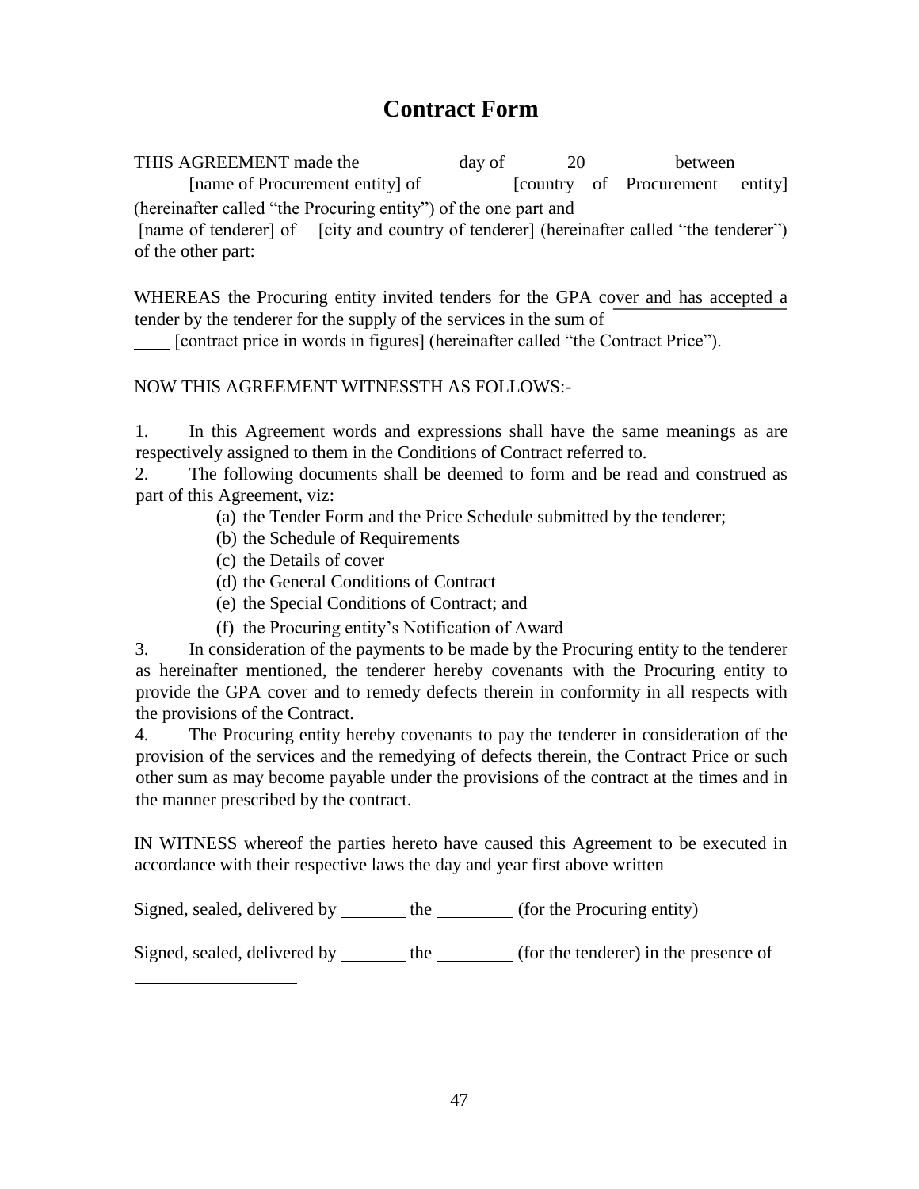# Contract Form

THIS AGREEMENT made the day of 20 between [name of Procurement entity] of [country of Procurement entity] (hereinafter called "the Procuring entity") of the one part and [name of tenderer] of [city and country of tenderer] (hereinafter called "the tenderer") of the other part:

WHEREAS the Procuring entity invited tenders for the GPA cover and has accepted a tender by the tenderer for the supply of the services in the sum of ____ [contract price in words in figures] (hereinafter called "the Contract Price").

NOW THIS AGREEMENT WITNESSTH AS FOLLOWS:-

1. In this Agreement words and expressions shall have the same meanings as are respectively assigned to them in the Conditions of Contract referred to.
2. The following documents shall be deemed to form and be read and construed as part of this Agreement, viz:
   (a) the Tender Form and the Price Schedule submitted by the tenderer;
   (b) the Schedule of Requirements
   (c) the Details of cover
   (d) the General Conditions of Contract
   (e) the Special Conditions of Contract; and
   (f) the Procuring entity's Notification of Award
3. In consideration of the payments to be made by the Procuring entity to the tenderer as hereinafter mentioned, the tenderer hereby covenants with the Procuring entity to provide the GPA cover and to remedy defects therein in conformity in all respects with the provisions of the Contract.
4. The Procuring entity hereby covenants to pay the tenderer in consideration of the provision of the services and the remedying of defects therein, the Contract Price or such other sum as may become payable under the provisions of the contract at the times and in the manner prescribed by the contract.

IN WITNESS whereof the parties hereto have caused this Agreement to be executed in accordance with their respective laws the day and year first above written

Signed, sealed, delivered by _______ the ________ (for the Procuring entity)

Signed, sealed, delivered by _______ the ________ (for the tenderer) in the presence of

__________________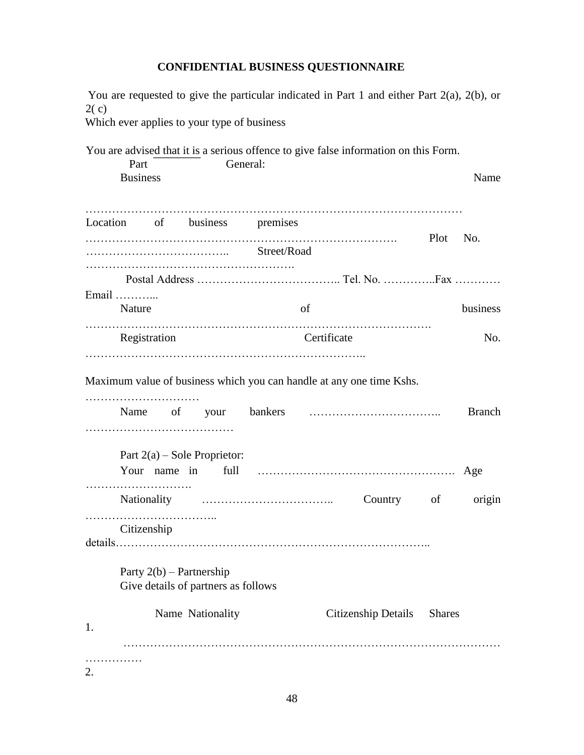**CONFIDENTIAL BUSINESS QUESTIONNAIRE**

You are requested to give the particular indicated in Part 1 and either Part 2(a), 2(b), or 2( c)
Which ever applies to your type of business

You are advised that it is a serious offence to give false information on this Form.

Part \_\_\_\_\_\_\_\_ General:

Business Name

……………………………………………………………………………………………

Location of business premises ………………………………………………………………………. Plot No. ……………………………….. Street/Road ……………………………………………….

Postal Address ……………………………….. Tel. No. …………..Fax ………… Email ………...

Nature of business …………………………………………………………………………….

Registration Certificate No. ……………………………………………………………..

Maximum value of business which you can handle at any one time Kshs. …………………………

Name of your bankers …………………………….. Branch …………………………………

Part 2(a) – Sole Proprietor:

Your name in full ……………………………………………. Age ……………………….

Nationality …………………………….. Country of origin ……………………………..

Citizenship details……………………………………………………………………..

Party 2(b) – Partnership

Give details of partners as follows

Name Nationality Citizenship Details Shares

1. ……………………………………………………………………………………………………

2.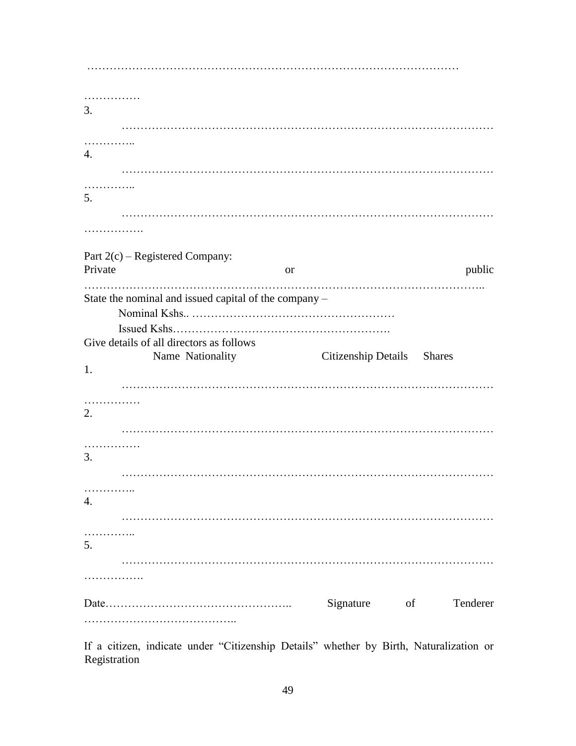……………………………………………………………………………………………

……………

3. ………………………………………………………………………………………………………..

4. ………………………………………………………………………………………………………..

5. ……………………………………………………………………………………………………….

Part 2(c) – Registered Company:

Private or public ………………………………………………………………………………………………..

State the nominal and issued capital of the company –

Nominal Kshs.. ………………………………………………

Issued Kshs……………………………………………….

Give details of all directors as follows

Name Nationality Citizenship Details Shares

1. ………………………………………………………………………………………………………

2. ………………………………………………………………………………………………………

3. ………………………………………………………………………………………………………..

4. ………………………………………………………………………………………………………..

5. ……………………………………………………………………………………………………….

Date………………………………………….. Signature of Tenderer …………………………………..

If a citizen, indicate under “Citizenship Details” whether by Birth, Naturalization or Registration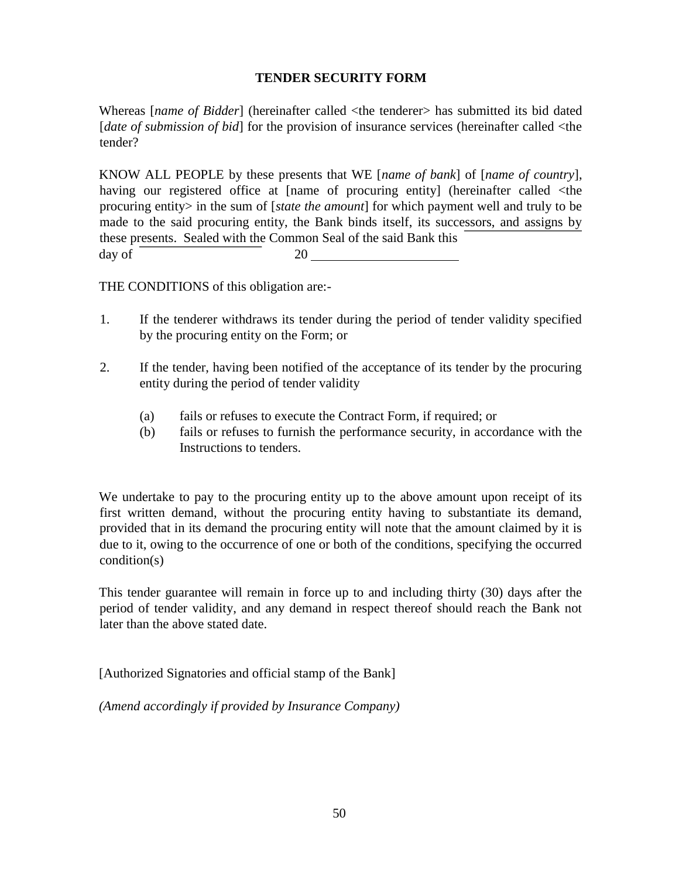**TENDER SECURITY FORM**

Whereas [*name of Bidder*] (hereinafter called <the tenderer> has submitted its bid dated [*date of submission of bid*] for the provision of insurance services (hereinafter called <the tender?

KNOW ALL PEOPLE by these presents that WE [*name of bank*] of [*name of country*], having our registered office at [name of procuring entity] (hereinafter called <the procuring entity> in the sum of [*state the amount*] for which payment well and truly to be made to the said procuring entity, the Bank binds itself, its successors, and assigns by these presents. Sealed with the Common Seal of the said Bank this \_\_\_\_\_\_\_\_\_ day of \_\_\_\_\_\_\_\_\_\_\_\_\_\_\_\_\_ 20 \_\_\_\_\_\_\_\_\_\_\_\_\_\_\_\_\_\_\_\_

THE CONDITIONS of this obligation are:-

1. If the tenderer withdraws its tender during the period of tender validity specified by the procuring entity on the Form; or

2. If the tender, having been notified of the acceptance of its tender by the procuring entity during the period of tender validity

   (a) fails or refuses to execute the Contract Form, if required; or
   (b) fails or refuses to furnish the performance security, in accordance with the Instructions to tenders.

We undertake to pay to the procuring entity up to the above amount upon receipt of its first written demand, without the procuring entity having to substantiate its demand, provided that in its demand the procuring entity will note that the amount claimed by it is due to it, owing to the occurrence of one or both of the conditions, specifying the occurred condition(s)

This tender guarantee will remain in force up to and including thirty (30) days after the period of tender validity, and any demand in respect thereof should reach the Bank not later than the above stated date.

[Authorized Signatories and official stamp of the Bank]

*(Amend accordingly if provided by Insurance Company)*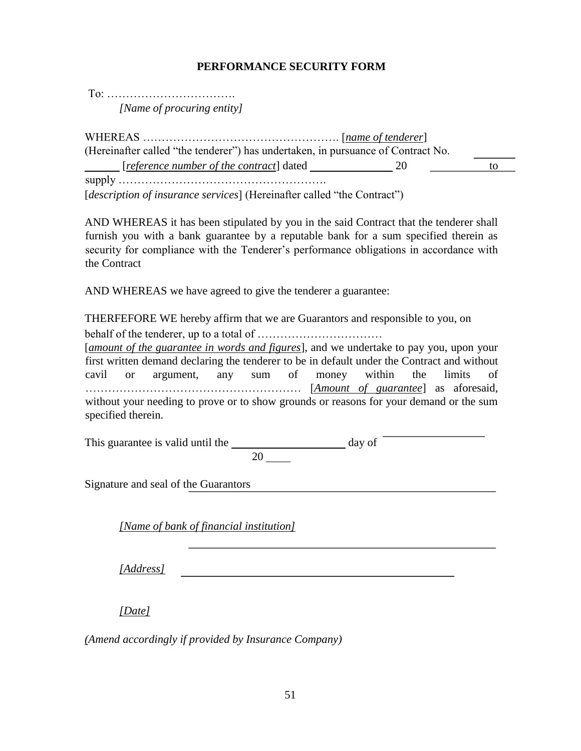**PERFORMANCE SECURITY FORM**

To: …………………………….
*[Name of procuring entity]*

WHEREAS ……………………………………………. [*name of tenderer*]
(Hereinafter called "the tenderer") has undertaken, in pursuance of Contract No. \_\_\_\_\_\_ \_\_\_\_\_\_ [*reference number of the contract*] dated \_\_\_\_\_\_\_\_\_\_\_\_\_\_ 20 \_\_\_\_\_\_\_\_\_\_ to supply ……………………………………………….
[*description of insurance services*] (Hereinafter called "the Contract")

AND WHEREAS it has been stipulated by you in the said Contract that the tenderer shall furnish you with a bank guarantee by a reputable bank for a sum specified therein as security for compliance with the Tenderer's performance obligations in accordance with the Contract

AND WHEREAS we have agreed to give the tenderer a guarantee:

THERFEFORE WE hereby affirm that we are Guarantors and responsible to you, on behalf of the tenderer, up to a total of ……………………………
[*amount of the guarantee in words and figures*], and we undertake to pay you, upon your first written demand declaring the tenderer to be in default under the Contract and without cavil or argument, any sum of money within the limits of ………………………………………………… [*Amount of guarantee*] as aforesaid, without your needing to prove or to show grounds or reasons for your demand or the sum specified therein.

This guarantee is valid until the \_\_\_\_\_\_\_\_\_\_\_\_\_\_\_\_\_\_ day of \_\_\_\_\_\_\_\_\_\_\_\_\_\_\_\_ 20 \_\_\_\_

Signature and seal of the Guarantors \_\_\_\_\_\_\_\_\_\_\_\_\_\_\_\_\_\_\_\_\_\_\_\_\_\_\_\_\_\_\_\_\_\_\_\_\_\_\_\_\_\_\_\_

*[Name of bank of financial institution]*

\_\_\_\_\_\_\_\_\_\_\_\_\_\_\_\_\_\_\_\_\_\_\_\_\_\_\_\_\_\_\_\_\_\_\_\_\_\_\_\_\_\_\_\_\_\_\_\_

*[Address]* \_\_\_\_\_\_\_\_\_\_\_\_\_\_\_\_\_\_\_\_\_\_\_\_\_\_\_\_\_\_\_\_\_\_\_\_\_\_\_\_\_\_\_\_

*[Date]*

*(Amend accordingly if provided by Insurance Company)*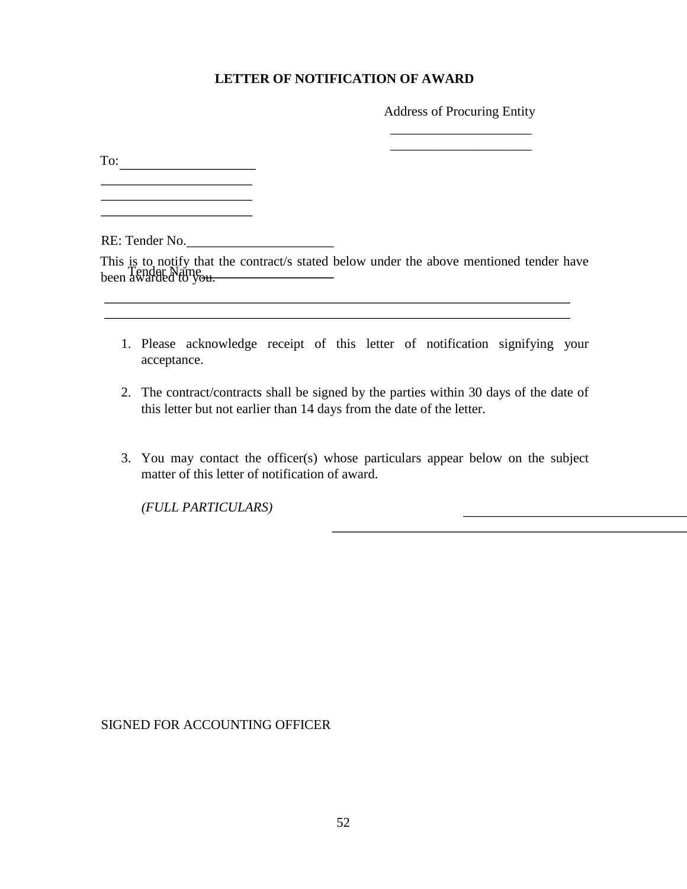**LETTER OF NOTIFICATION OF AWARD**

Address of Procuring Entity

\_\_\_\_\_\_\_\_\_\_\_\_\_\_\_\_\_\_\_\_

\_\_\_\_\_\_\_\_\_\_\_\_\_\_\_\_\_\_\_\_

To: \_\_\_\_\_\_\_\_\_\_\_\_\_\_\_\_\_\_\_\_

\_\_\_\_\_\_\_\_\_\_\_\_\_\_\_\_\_\_\_\_

\_\_\_\_\_\_\_\_\_\_\_\_\_\_\_\_\_\_\_\_

\_\_\_\_\_\_\_\_\_\_\_\_\_\_\_\_\_\_\_\_

RE: Tender No. \_\_\_\_\_\_\_\_\_\_\_\_\_\_\_\_\_\_\_\_

Tender Name \_\_\_\_\_\_\_\_\_\_\_\_\_\_\_\_\_\_\_\_

This is to notify that the contract/s stated below under the above mentioned tender have been awarded to you.

\_\_\_\_\_\_\_\_\_\_\_\_\_\_\_\_\_\_\_\_\_\_\_\_\_\_\_\_\_\_\_\_\_\_\_\_\_\_\_\_\_\_\_\_\_\_\_\_\_\_\_\_\_\_\_\_\_\_\_\_

\_\_\_\_\_\_\_\_\_\_\_\_\_\_\_\_\_\_\_\_\_\_\_\_\_\_\_\_\_\_\_\_\_\_\_\_\_\_\_\_\_\_\_\_\_\_\_\_\_\_\_\_\_\_\_\_\_\_\_\_

1. Please acknowledge receipt of this letter of notification signifying your acceptance.

2. The contract/contracts shall be signed by the parties within 30 days of the date of this letter but not earlier than 14 days from the date of the letter.

3. You may contact the officer(s) whose particulars appear below on the subject matter of this letter of notification of award.

   *(FULL PARTICULARS)* \_\_\_\_\_\_\_\_\_\_\_\_\_\_\_\_\_\_\_\_\_\_\_\_\_\_\_\_\_\_\_\_\_\_\_\_\_\_\_\_\_\_\_\_\_\_\_\_\_\_

SIGNED FOR ACCOUNTING OFFICER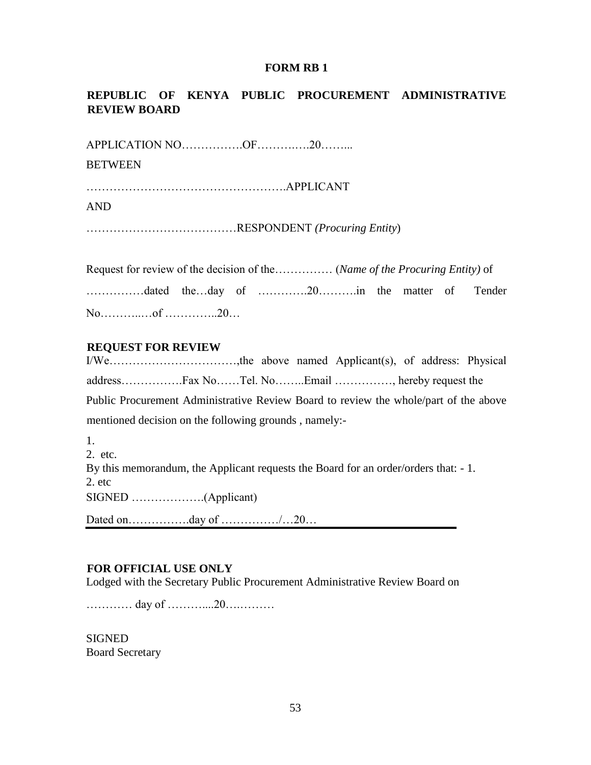**FORM RB 1**

**REPUBLIC OF KENYA PUBLIC PROCUREMENT ADMINISTRATIVE REVIEW BOARD**

APPLICATION NO…………….OF……….….20……...

BETWEEN

…………………………………………….APPLICANT

AND

…………………………………RESPONDENT *(Procuring Entity*)

Request for review of the decision of the…………… (*Name of the Procuring Entity)* of ……………dated the…day of ………….20……….in the matter of Tender No………..…of …………..20…

**REQUEST FOR REVIEW**

I/We……………………………,the above named Applicant(s), of address: Physical address…………….Fax No……Tel. No……..Email ……………, hereby request the Public Procurement Administrative Review Board to review the whole/part of the above mentioned decision on the following grounds , namely:-

1.
2. etc.

By this memorandum, the Applicant requests the Board for an order/orders that: - 1.
2. etc

SIGNED ……………….(Applicant)

Dated on…………….day of ……………/…20…

---

**FOR OFFICIAL USE ONLY**

Lodged with the Secretary Public Procurement Administrative Review Board on

………… day of ………....20….………

SIGNED
Board Secretary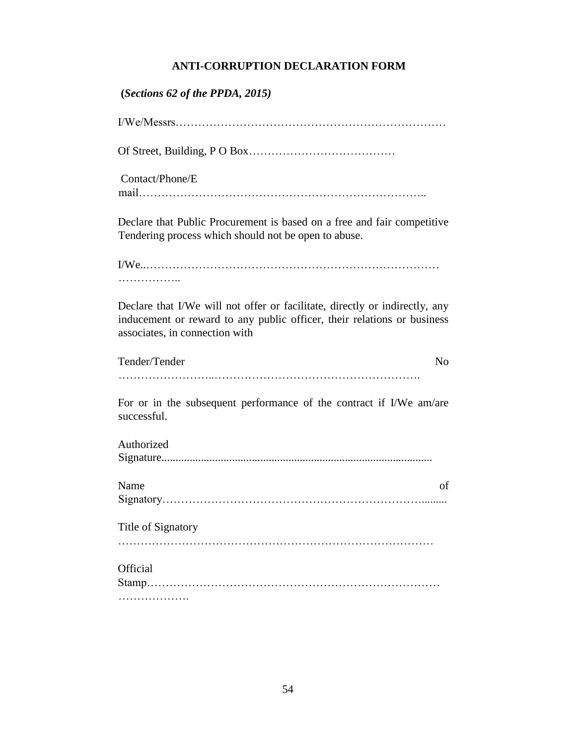**ANTI-CORRUPTION DECLARATION FORM**

**(*Sections 62 of the PPDA, 2015)***

I/We/Messrs………………………………………………………………

Of Street, Building, P O Box…………………………………

Contact/Phone/E mail…………………………………………………………………..

Declare that Public Procurement is based on a free and fair competitive Tendering process which should not be open to abuse.

I/We..……………………………………………………………………………………..

Declare that I/We will not offer or facilitate, directly or indirectly, any inducement or reward to any public officer, their relations or business associates, in connection with

Tender/Tender No ……………………..……………………………………………….

For or in the subsequent performance of the contract if I/We am/are successful.

Authorized Signature..............................................................................................

Name of Signatory…………………………………………………………….........

Title of Signatory ……………………………………………………………………………

Official Stamp……………………………………………………………………………….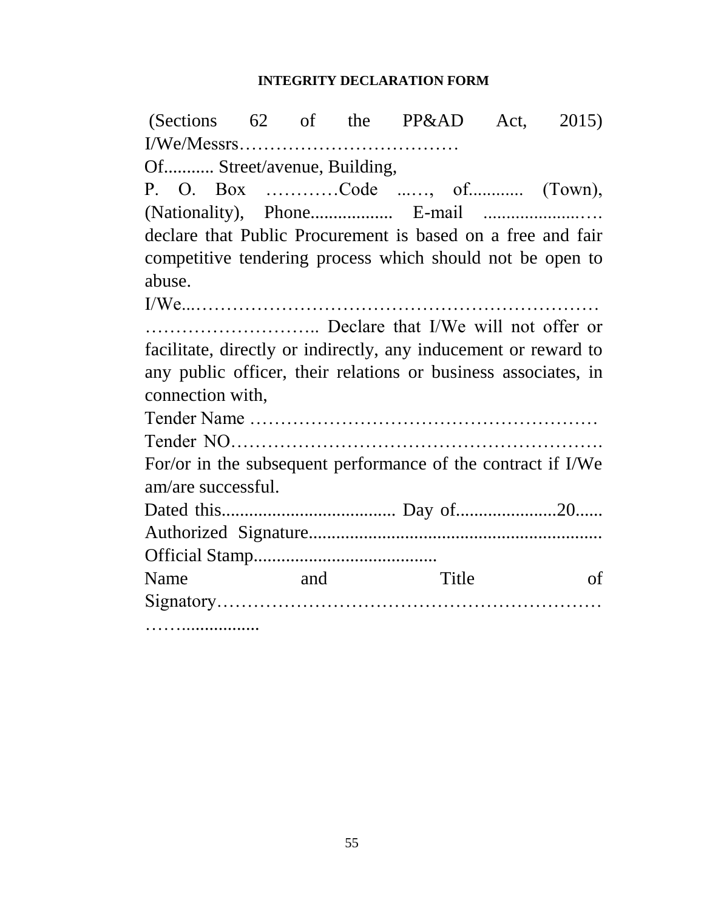**INTEGRITY DECLARATION FORM**

(Sections 62 of the PP&AD Act, 2015) I/We/Messrs………………………………

Of........... Street/avenue, Building,

P. O. Box …………Code ...…, of............ (Town), (Nationality), Phone.................. E-mail .....................… declare that Public Procurement is based on a free and fair competitive tendering process which should not be open to abuse.

I/We...…………………………………………………………

……………………….. Declare that I/We will not offer or facilitate, directly or indirectly, any inducement or reward to any public officer, their relations or business associates, in connection with,

Tender Name …………………………………………………

Tender NO…………………………………………………….

For/or in the subsequent performance of the contract if I/We am/are successful.

Dated this...................................... Day of......................20......

Authorized Signature................................................................

Official Stamp........................................

Name and Title of Signatory……………………………………………………… ……..................